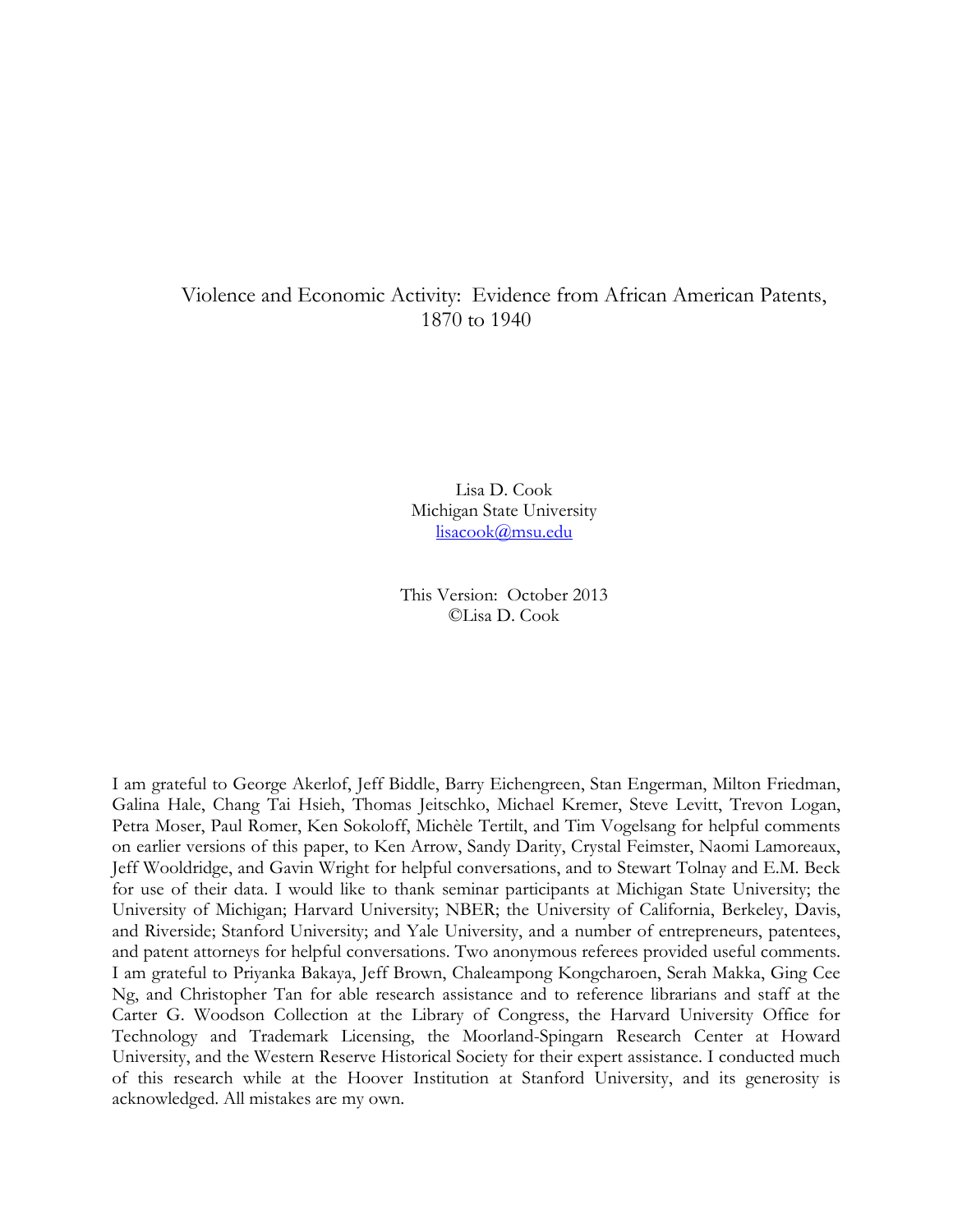# Violence and Economic Activity: Evidence from African American Patents, 1870 to 1940

Lisa D. Cook  
Michigan State University  
lisacook@msu.edu

This Version: October 2013  
©Lisa D. Cook

I am grateful to George Akerlof, Jeff Biddle, Barry Eichengreen, Stan Engerman, Milton Friedman, Galina Hale, Chang Tai Hsieh, Thomas Jeitschko, Michael Kremer, Steve Levitt, Trevon Logan, Petra Moser, Paul Romer, Ken Sokoloff, Michèle Tertilt, and Tim Vogelsang for helpful comments on earlier versions of this paper, to Ken Arrow, Sandy Darity, Crystal Feimster, Naomi Lamoreaux, Jeff Wooldridge, and Gavin Wright for helpful conversations, and to Stewart Tolnay and E.M. Beck for use of their data. I would like to thank seminar participants at Michigan State University; the University of Michigan; Harvard University; NBER; the University of California, Berkeley, Davis, and Riverside; Stanford University; and Yale University, and a number of entrepreneurs, patentees, and patent attorneys for helpful conversations. Two anonymous referees provided useful comments. I am grateful to Priyanka Bakaya, Jeff Brown, Chaleampong Kongcharoen, Serah Makka, Ging Cee Ng, and Christopher Tan for able research assistance and to reference librarians and staff at the Carter G. Woodson Collection at the Library of Congress, the Harvard University Office for Technology and Trademark Licensing, the Moorland-Spingarn Research Center at Howard University, and the Western Reserve Historical Society for their expert assistance. I conducted much of this research while at the Hoover Institution at Stanford University, and its generosity is acknowledged. All mistakes are my own.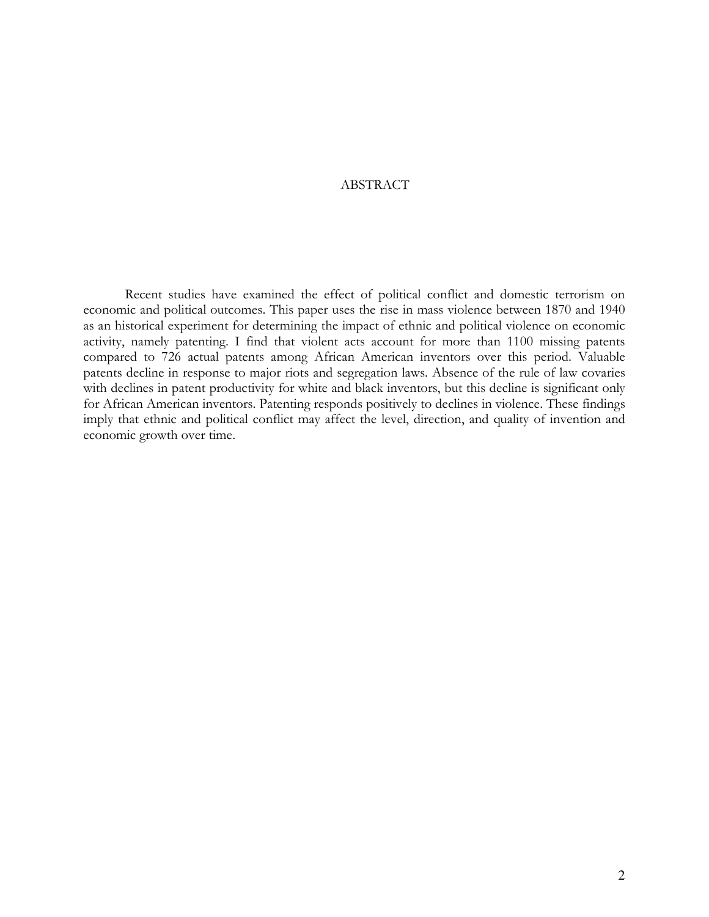## ABSTRACT

Recent studies have examined the effect of political conflict and domestic terrorism on economic and political outcomes. This paper uses the rise in mass violence between 1870 and 1940 as an historical experiment for determining the impact of ethnic and political violence on economic activity, namely patenting. I find that violent acts account for more than 1100 missing patents compared to 726 actual patents among African American inventors over this period. Valuable patents decline in response to major riots and segregation laws. Absence of the rule of law covaries with declines in patent productivity for white and black inventors, but this decline is significant only for African American inventors. Patenting responds positively to declines in violence. These findings imply that ethnic and political conflict may affect the level, direction, and quality of invention and economic growth over time.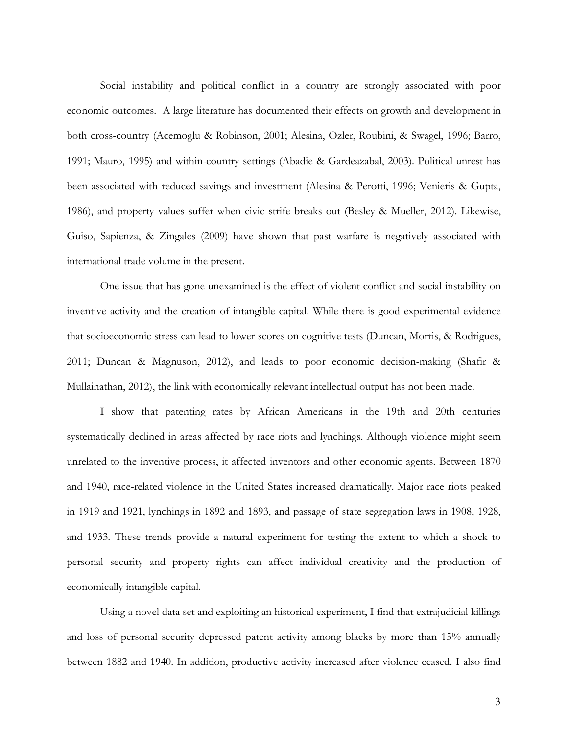Social instability and political conflict in a country are strongly associated with poor economic outcomes. A large literature has documented their effects on growth and development in both cross-country (Acemoglu & Robinson, 2001; Alesina, Ozler, Roubini, & Swagel, 1996; Barro, 1991; Mauro, 1995) and within-country settings (Abadie & Gardeazabal, 2003). Political unrest has been associated with reduced savings and investment (Alesina & Perotti, 1996; Venieris & Gupta, 1986), and property values suffer when civic strife breaks out (Besley & Mueller, 2012). Likewise, Guiso, Sapienza, & Zingales (2009) have shown that past warfare is negatively associated with international trade volume in the present.

One issue that has gone unexamined is the effect of violent conflict and social instability on inventive activity and the creation of intangible capital. While there is good experimental evidence that socioeconomic stress can lead to lower scores on cognitive tests (Duncan, Morris, & Rodrigues, 2011; Duncan & Magnuson, 2012), and leads to poor economic decision-making (Shafir & Mullainathan, 2012), the link with economically relevant intellectual output has not been made.

I show that patenting rates by African Americans in the 19th and 20th centuries systematically declined in areas affected by race riots and lynchings. Although violence might seem unrelated to the inventive process, it affected inventors and other economic agents. Between 1870 and 1940, race-related violence in the United States increased dramatically. Major race riots peaked in 1919 and 1921, lynchings in 1892 and 1893, and passage of state segregation laws in 1908, 1928, and 1933. These trends provide a natural experiment for testing the extent to which a shock to personal security and property rights can affect individual creativity and the production of economically intangible capital.

Using a novel data set and exploiting an historical experiment, I find that extrajudicial killings and loss of personal security depressed patent activity among blacks by more than 15% annually between 1882 and 1940. In addition, productive activity increased after violence ceased. I also find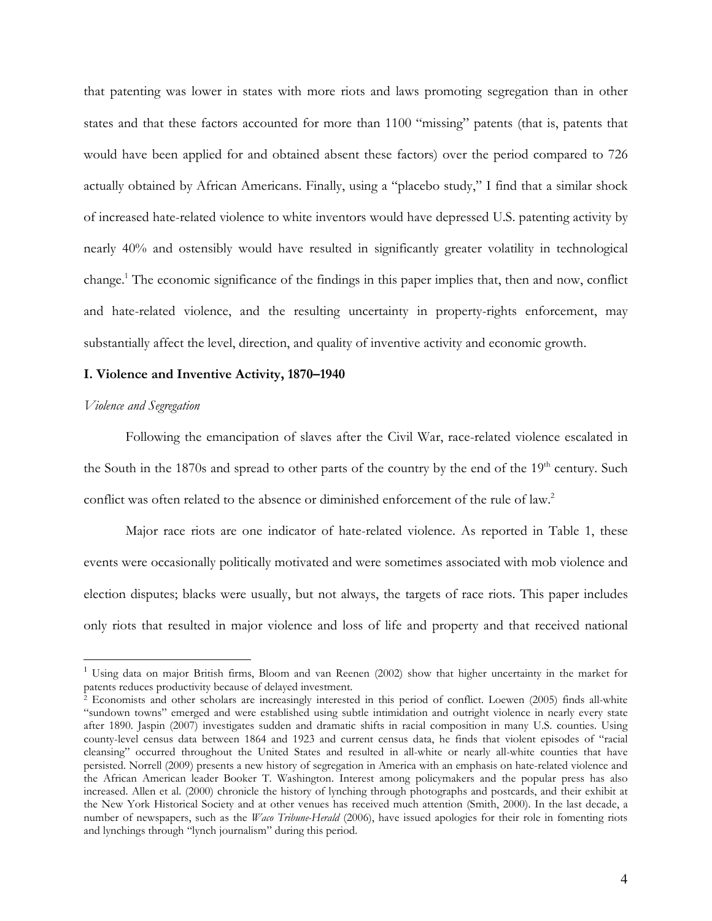that patenting was lower in states with more riots and laws promoting segregation than in other states and that these factors accounted for more than 1100 "missing" patents (that is, patents that would have been applied for and obtained absent these factors) over the period compared to 726 actually obtained by African Americans. Finally, using a "placebo study," I find that a similar shock of increased hate-related violence to white inventors would have depressed U.S. patenting activity by nearly 40% and ostensibly would have resulted in significantly greater volatility in technological change.[1] The economic significance of the findings in this paper implies that, then and now, conflict and hate-related violence, and the resulting uncertainty in property-rights enforcement, may substantially affect the level, direction, and quality of inventive activity and economic growth.

## I. Violence and Inventive Activity, 1870–1940

### *Violence and Segregation*

Following the emancipation of slaves after the Civil War, race-related violence escalated in the South in the 1870s and spread to other parts of the country by the end of the 19th century. Such conflict was often related to the absence or diminished enforcement of the rule of law.[2]

Major race riots are one indicator of hate-related violence. As reported in Table 1, these events were occasionally politically motivated and were sometimes associated with mob violence and election disputes; blacks were usually, but not always, the targets of race riots. This paper includes only riots that resulted in major violence and loss of life and property and that received national

---

[1] Using data on major British firms, Bloom and van Reenen (2002) show that higher uncertainty in the market for patents reduces productivity because of delayed investment.

[2] Economists and other scholars are increasingly interested in this period of conflict. Loewen (2005) finds all-white "sundown towns" emerged and were established using subtle intimidation and outright violence in nearly every state after 1890. Jaspin (2007) investigates sudden and dramatic shifts in racial composition in many U.S. counties. Using county-level census data between 1864 and 1923 and current census data, he finds that violent episodes of "racial cleansing" occurred throughout the United States and resulted in all-white or nearly all-white counties that have persisted. Norrell (2009) presents a new history of segregation in America with an emphasis on hate-related violence and the African American leader Booker T. Washington. Interest among policymakers and the popular press has also increased. Allen et al. (2000) chronicle the history of lynching through photographs and postcards, and their exhibit at the New York Historical Society and at other venues has received much attention (Smith, 2000). In the last decade, a number of newspapers, such as the *Waco Tribune-Herald* (2006), have issued apologies for their role in fomenting riots and lynchings through "lynch journalism" during this period.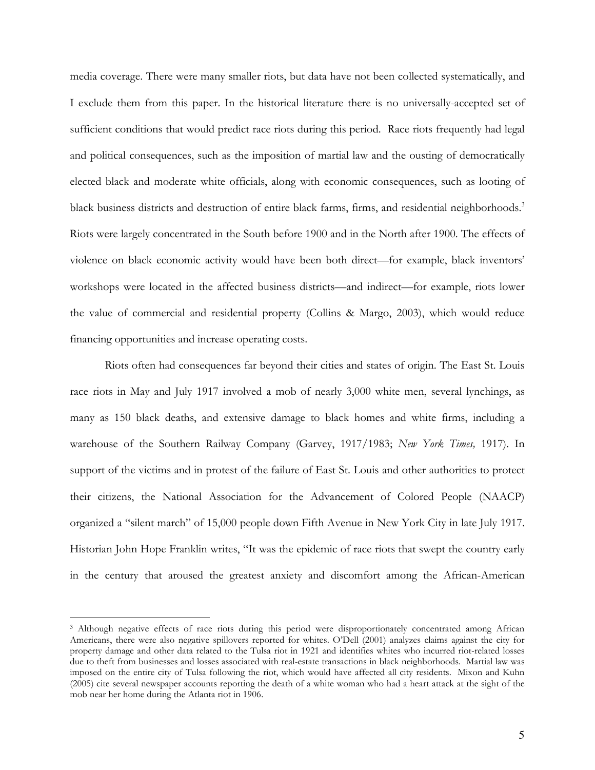media coverage. There were many smaller riots, but data have not been collected systematically, and I exclude them from this paper. In the historical literature there is no universally-accepted set of sufficient conditions that would predict race riots during this period. Race riots frequently had legal and political consequences, such as the imposition of martial law and the ousting of democratically elected black and moderate white officials, along with economic consequences, such as looting of black business districts and destruction of entire black farms, firms, and residential neighborhoods.[3] Riots were largely concentrated in the South before 1900 and in the North after 1900. The effects of violence on black economic activity would have been both direct—for example, black inventors' workshops were located in the affected business districts—and indirect—for example, riots lower the value of commercial and residential property (Collins & Margo, 2003), which would reduce financing opportunities and increase operating costs.

Riots often had consequences far beyond their cities and states of origin. The East St. Louis race riots in May and July 1917 involved a mob of nearly 3,000 white men, several lynchings, as many as 150 black deaths, and extensive damage to black homes and white firms, including a warehouse of the Southern Railway Company (Garvey, 1917/1983; *New York Times,* 1917). In support of the victims and in protest of the failure of East St. Louis and other authorities to protect their citizens, the National Association for the Advancement of Colored People (NAACP) organized a "silent march" of 15,000 people down Fifth Avenue in New York City in late July 1917. Historian John Hope Franklin writes, "It was the epidemic of race riots that swept the country early in the century that aroused the greatest anxiety and discomfort among the African-American

---

[3] Although negative effects of race riots during this period were disproportionately concentrated among African Americans, there were also negative spillovers reported for whites. O'Dell (2001) analyzes claims against the city for property damage and other data related to the Tulsa riot in 1921 and identifies whites who incurred riot-related losses due to theft from businesses and losses associated with real-estate transactions in black neighborhoods. Martial law was imposed on the entire city of Tulsa following the riot, which would have affected all city residents. Mixon and Kuhn (2005) cite several newspaper accounts reporting the death of a white woman who had a heart attack at the sight of the mob near her home during the Atlanta riot in 1906.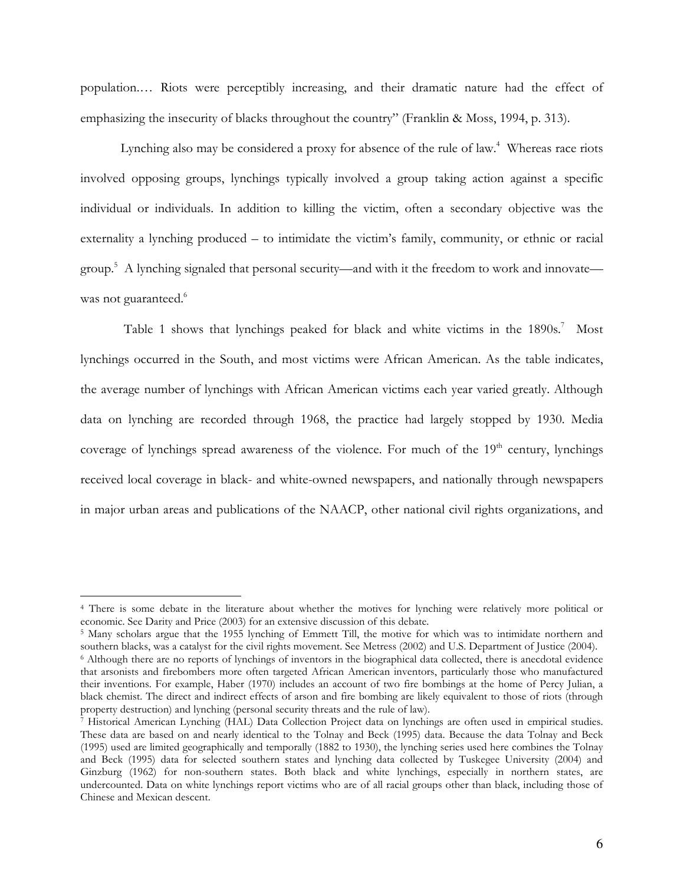population.… Riots were perceptibly increasing, and their dramatic nature had the effect of emphasizing the insecurity of blacks throughout the country" (Franklin & Moss, 1994, p. 313).

Lynching also may be considered a proxy for absence of the rule of law.[4] Whereas race riots involved opposing groups, lynchings typically involved a group taking action against a specific individual or individuals. In addition to killing the victim, often a secondary objective was the externality a lynching produced – to intimidate the victim's family, community, or ethnic or racial group.[5] A lynching signaled that personal security—and with it the freedom to work and innovate—was not guaranteed.[6]

Table 1 shows that lynchings peaked for black and white victims in the 1890s.[7] Most lynchings occurred in the South, and most victims were African American. As the table indicates, the average number of lynchings with African American victims each year varied greatly. Although data on lynching are recorded through 1968, the practice had largely stopped by 1930. Media coverage of lynchings spread awareness of the violence. For much of the 19th century, lynchings received local coverage in black- and white-owned newspapers, and nationally through newspapers in major urban areas and publications of the NAACP, other national civil rights organizations, and

---

[4] There is some debate in the literature about whether the motives for lynching were relatively more political or economic. See Darity and Price (2003) for an extensive discussion of this debate.

[5] Many scholars argue that the 1955 lynching of Emmett Till, the motive for which was to intimidate northern and southern blacks, was a catalyst for the civil rights movement. See Metress (2002) and U.S. Department of Justice (2004).

[6] Although there are no reports of lynchings of inventors in the biographical data collected, there is anecdotal evidence that arsonists and firebombers more often targeted African American inventors, particularly those who manufactured their inventions. For example, Haber (1970) includes an account of two fire bombings at the home of Percy Julian, a black chemist. The direct and indirect effects of arson and fire bombing are likely equivalent to those of riots (through property destruction) and lynching (personal security threats and the rule of law).

[7] Historical American Lynching (HAL) Data Collection Project data on lynchings are often used in empirical studies. These data are based on and nearly identical to the Tolnay and Beck (1995) data. Because the data Tolnay and Beck (1995) used are limited geographically and temporally (1882 to 1930), the lynching series used here combines the Tolnay and Beck (1995) data for selected southern states and lynching data collected by Tuskegee University (2004) and Ginzburg (1962) for non-southern states. Both black and white lynchings, especially in northern states, are undercounted. Data on white lynchings report victims who are of all racial groups other than black, including those of Chinese and Mexican descent.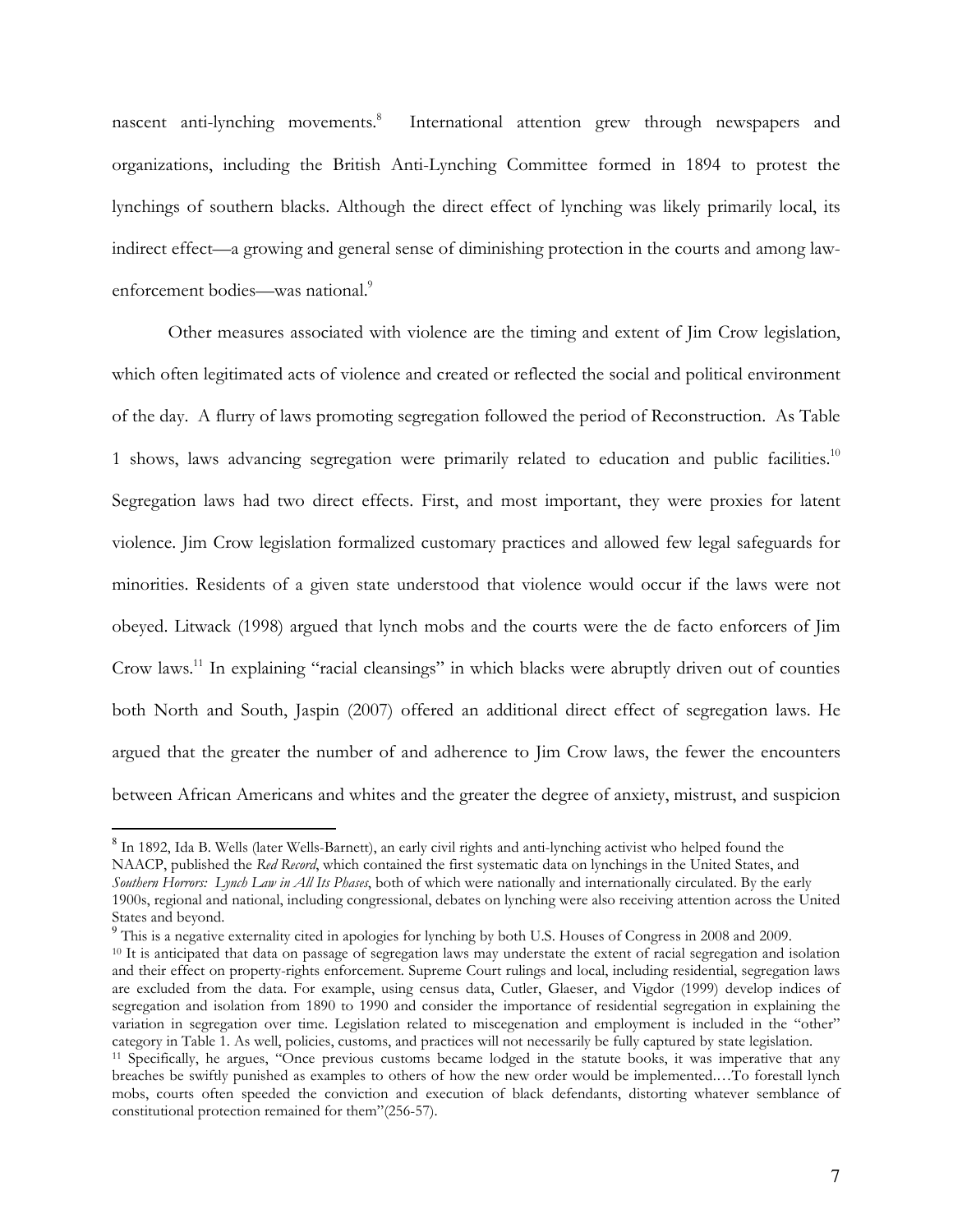nascent anti-lynching movements.[8] International attention grew through newspapers and organizations, including the British Anti-Lynching Committee formed in 1894 to protest the lynchings of southern blacks. Although the direct effect of lynching was likely primarily local, its indirect effect—a growing and general sense of diminishing protection in the courts and among law-enforcement bodies—was national.[9]

Other measures associated with violence are the timing and extent of Jim Crow legislation, which often legitimated acts of violence and created or reflected the social and political environment of the day. A flurry of laws promoting segregation followed the period of Reconstruction. As Table 1 shows, laws advancing segregation were primarily related to education and public facilities.[10] Segregation laws had two direct effects. First, and most important, they were proxies for latent violence. Jim Crow legislation formalized customary practices and allowed few legal safeguards for minorities. Residents of a given state understood that violence would occur if the laws were not obeyed. Litwack (1998) argued that lynch mobs and the courts were the de facto enforcers of Jim Crow laws.[11] In explaining "racial cleansings" in which blacks were abruptly driven out of counties both North and South, Jaspin (2007) offered an additional direct effect of segregation laws. He argued that the greater the number of and adherence to Jim Crow laws, the fewer the encounters between African Americans and whites and the greater the degree of anxiety, mistrust, and suspicion

---

[8] In 1892, Ida B. Wells (later Wells-Barnett), an early civil rights and anti-lynching activist who helped found the NAACP, published the *Red Record*, which contained the first systematic data on lynchings in the United States, and *Southern Horrors: Lynch Law in All Its Phases*, both of which were nationally and internationally circulated. By the early 1900s, regional and national, including congressional, debates on lynching were also receiving attention across the United States and beyond.

[9] This is a negative externality cited in apologies for lynching by both U.S. Houses of Congress in 2008 and 2009.

[10] It is anticipated that data on passage of segregation laws may understate the extent of racial segregation and isolation and their effect on property-rights enforcement. Supreme Court rulings and local, including residential, segregation laws are excluded from the data. For example, using census data, Cutler, Glaeser, and Vigdor (1999) develop indices of segregation and isolation from 1890 to 1990 and consider the importance of residential segregation in explaining the variation in segregation over time. Legislation related to miscegenation and employment is included in the "other" category in Table 1. As well, policies, customs, and practices will not necessarily be fully captured by state legislation.

[11] Specifically, he argues, "Once previous customs became lodged in the statute books, it was imperative that any breaches be swiftly punished as examples to others of how the new order would be implemented.…To forestall lynch mobs, courts often speeded the conviction and execution of black defendants, distorting whatever semblance of constitutional protection remained for them"(256-57).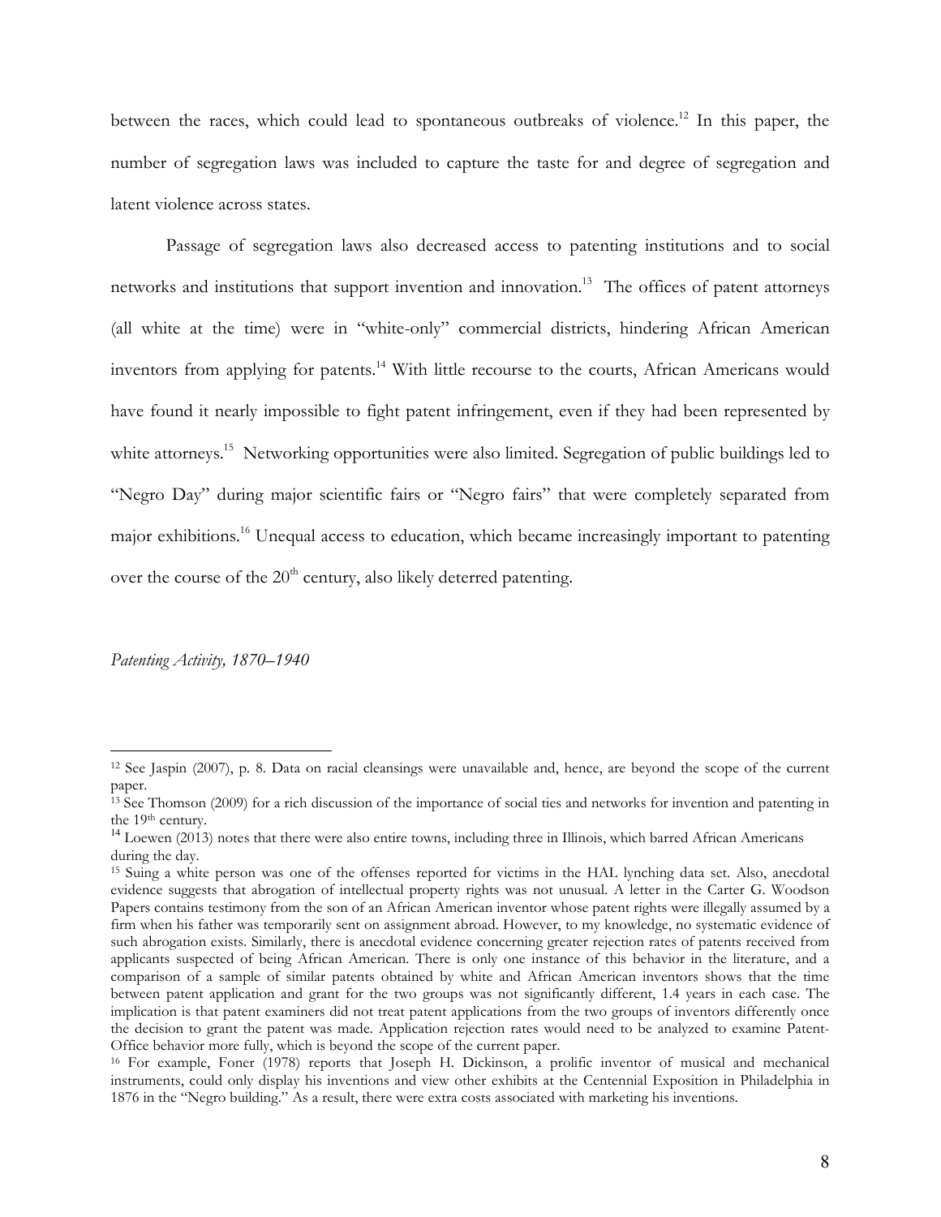between the races, which could lead to spontaneous outbreaks of violence.[12] In this paper, the number of segregation laws was included to capture the taste for and degree of segregation and latent violence across states.

Passage of segregation laws also decreased access to patenting institutions and to social networks and institutions that support invention and innovation.[13] The offices of patent attorneys (all white at the time) were in "white-only" commercial districts, hindering African American inventors from applying for patents.[14] With little recourse to the courts, African Americans would have found it nearly impossible to fight patent infringement, even if they had been represented by white attorneys.[15] Networking opportunities were also limited. Segregation of public buildings led to "Negro Day" during major scientific fairs or "Negro fairs" that were completely separated from major exhibitions.[16] Unequal access to education, which became increasingly important to patenting over the course of the 20th century, also likely deterred patenting.

*Patenting Activity, 1870–1940*

---

[12] See Jaspin (2007), p. 8. Data on racial cleansings were unavailable and, hence, are beyond the scope of the current paper.

[13] See Thomson (2009) for a rich discussion of the importance of social ties and networks for invention and patenting in the 19th century.

[14] Loewen (2013) notes that there were also entire towns, including three in Illinois, which barred African Americans during the day.

[15] Suing a white person was one of the offenses reported for victims in the HAL lynching data set. Also, anecdotal evidence suggests that abrogation of intellectual property rights was not unusual. A letter in the Carter G. Woodson Papers contains testimony from the son of an African American inventor whose patent rights were illegally assumed by a firm when his father was temporarily sent on assignment abroad. However, to my knowledge, no systematic evidence of such abrogation exists. Similarly, there is anecdotal evidence concerning greater rejection rates of patents received from applicants suspected of being African American. There is only one instance of this behavior in the literature, and a comparison of a sample of similar patents obtained by white and African American inventors shows that the time between patent application and grant for the two groups was not significantly different, 1.4 years in each case. The implication is that patent examiners did not treat patent applications from the two groups of inventors differently once the decision to grant the patent was made. Application rejection rates would need to be analyzed to examine Patent-Office behavior more fully, which is beyond the scope of the current paper.

[16] For example, Foner (1978) reports that Joseph H. Dickinson, a prolific inventor of musical and mechanical instruments, could only display his inventions and view other exhibits at the Centennial Exposition in Philadelphia in 1876 in the "Negro building." As a result, there were extra costs associated with marketing his inventions.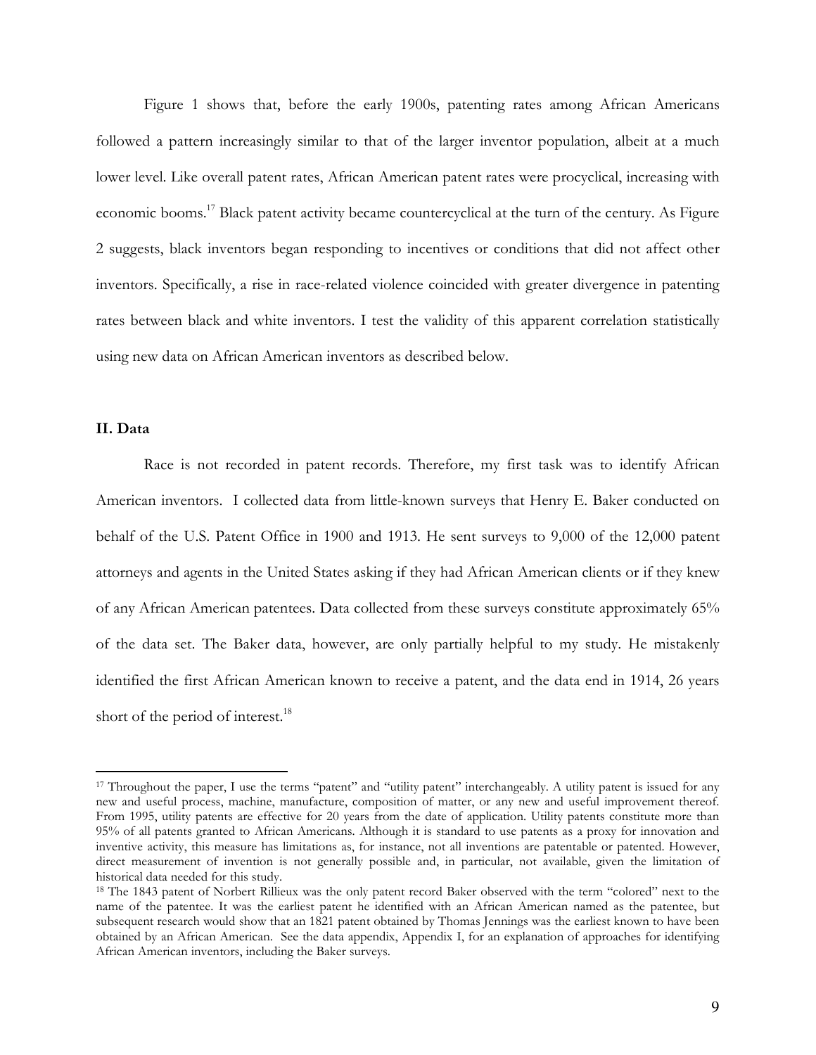Figure 1 shows that, before the early 1900s, patenting rates among African Americans followed a pattern increasingly similar to that of the larger inventor population, albeit at a much lower level. Like overall patent rates, African American patent rates were procyclical, increasing with economic booms.[17] Black patent activity became countercyclical at the turn of the century. As Figure 2 suggests, black inventors began responding to incentives or conditions that did not affect other inventors. Specifically, a rise in race-related violence coincided with greater divergence in patenting rates between black and white inventors. I test the validity of this apparent correlation statistically using new data on African American inventors as described below.

## II. Data

Race is not recorded in patent records. Therefore, my first task was to identify African American inventors. I collected data from little-known surveys that Henry E. Baker conducted on behalf of the U.S. Patent Office in 1900 and 1913. He sent surveys to 9,000 of the 12,000 patent attorneys and agents in the United States asking if they had African American clients or if they knew of any African American patentees. Data collected from these surveys constitute approximately 65% of the data set. The Baker data, however, are only partially helpful to my study. He mistakenly identified the first African American known to receive a patent, and the data end in 1914, 26 years short of the period of interest.[18]

---

[17] Throughout the paper, I use the terms "patent" and "utility patent" interchangeably. A utility patent is issued for any new and useful process, machine, manufacture, composition of matter, or any new and useful improvement thereof. From 1995, utility patents are effective for 20 years from the date of application. Utility patents constitute more than 95% of all patents granted to African Americans. Although it is standard to use patents as a proxy for innovation and inventive activity, this measure has limitations as, for instance, not all inventions are patentable or patented. However, direct measurement of invention is not generally possible and, in particular, not available, given the limitation of historical data needed for this study.

[18] The 1843 patent of Norbert Rillieux was the only patent record Baker observed with the term "colored" next to the name of the patentee. It was the earliest patent he identified with an African American named as the patentee, but subsequent research would show that an 1821 patent obtained by Thomas Jennings was the earliest known to have been obtained by an African American. See the data appendix, Appendix I, for an explanation of approaches for identifying African American inventors, including the Baker surveys.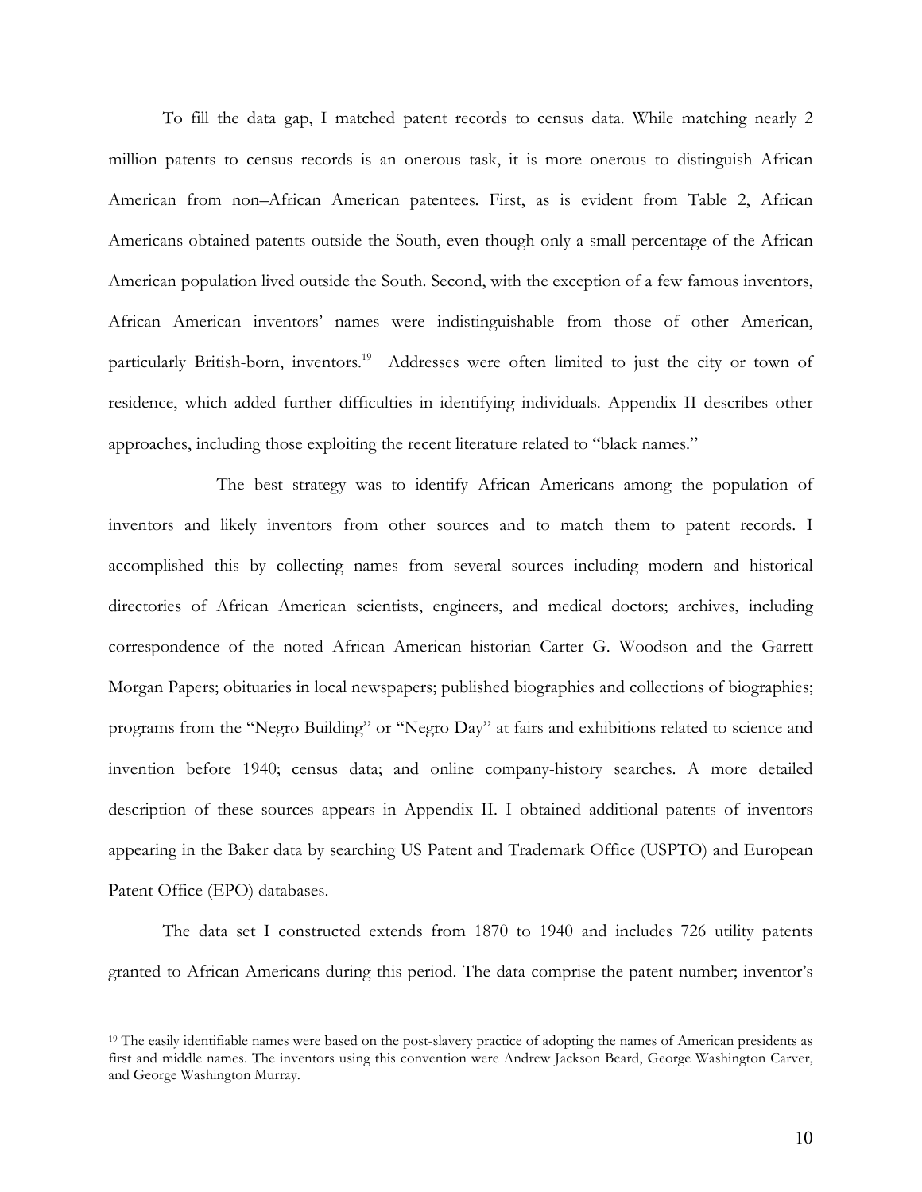To fill the data gap, I matched patent records to census data. While matching nearly 2 million patents to census records is an onerous task, it is more onerous to distinguish African American from non–African American patentees. First, as is evident from Table 2, African Americans obtained patents outside the South, even though only a small percentage of the African American population lived outside the South. Second, with the exception of a few famous inventors, African American inventors' names were indistinguishable from those of other American, particularly British-born, inventors.[19] Addresses were often limited to just the city or town of residence, which added further difficulties in identifying individuals. Appendix II describes other approaches, including those exploiting the recent literature related to "black names."

The best strategy was to identify African Americans among the population of inventors and likely inventors from other sources and to match them to patent records. I accomplished this by collecting names from several sources including modern and historical directories of African American scientists, engineers, and medical doctors; archives, including correspondence of the noted African American historian Carter G. Woodson and the Garrett Morgan Papers; obituaries in local newspapers; published biographies and collections of biographies; programs from the "Negro Building" or "Negro Day" at fairs and exhibitions related to science and invention before 1940; census data; and online company-history searches. A more detailed description of these sources appears in Appendix II. I obtained additional patents of inventors appearing in the Baker data by searching US Patent and Trademark Office (USPTO) and European Patent Office (EPO) databases.

The data set I constructed extends from 1870 to 1940 and includes 726 utility patents granted to African Americans during this period. The data comprise the patent number; inventor's

---

[19] The easily identifiable names were based on the post-slavery practice of adopting the names of American presidents as first and middle names. The inventors using this convention were Andrew Jackson Beard, George Washington Carver, and George Washington Murray.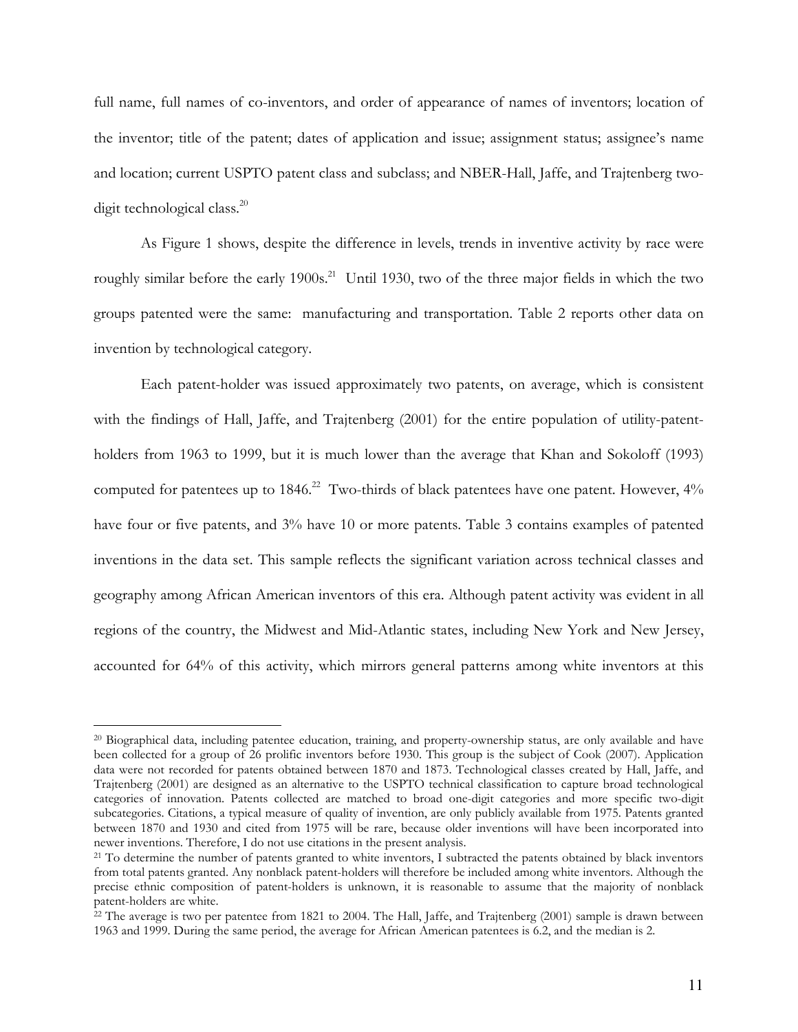full name, full names of co-inventors, and order of appearance of names of inventors; location of the inventor; title of the patent; dates of application and issue; assignment status; assignee's name and location; current USPTO patent class and subclass; and NBER-Hall, Jaffe, and Trajtenberg two-digit technological class.[20]

As Figure 1 shows, despite the difference in levels, trends in inventive activity by race were roughly similar before the early 1900s.[21] Until 1930, two of the three major fields in which the two groups patented were the same: manufacturing and transportation. Table 2 reports other data on invention by technological category.

Each patent-holder was issued approximately two patents, on average, which is consistent with the findings of Hall, Jaffe, and Trajtenberg (2001) for the entire population of utility-patent-holders from 1963 to 1999, but it is much lower than the average that Khan and Sokoloff (1993) computed for patentees up to 1846.[22] Two-thirds of black patentees have one patent. However, 4% have four or five patents, and 3% have 10 or more patents. Table 3 contains examples of patented inventions in the data set. This sample reflects the significant variation across technical classes and geography among African American inventors of this era. Although patent activity was evident in all regions of the country, the Midwest and Mid-Atlantic states, including New York and New Jersey, accounted for 64% of this activity, which mirrors general patterns among white inventors at this

---

[20] Biographical data, including patentee education, training, and property-ownership status, are only available and have been collected for a group of 26 prolific inventors before 1930. This group is the subject of Cook (2007). Application data were not recorded for patents obtained between 1870 and 1873. Technological classes created by Hall, Jaffe, and Trajtenberg (2001) are designed as an alternative to the USPTO technical classification to capture broad technological categories of innovation. Patents collected are matched to broad one-digit categories and more specific two-digit subcategories. Citations, a typical measure of quality of invention, are only publicly available from 1975. Patents granted between 1870 and 1930 and cited from 1975 will be rare, because older inventions will have been incorporated into newer inventions. Therefore, I do not use citations in the present analysis.

[21] To determine the number of patents granted to white inventors, I subtracted the patents obtained by black inventors from total patents granted. Any nonblack patent-holders will therefore be included among white inventors. Although the precise ethnic composition of patent-holders is unknown, it is reasonable to assume that the majority of nonblack patent-holders are white.

[22] The average is two per patentee from 1821 to 2004. The Hall, Jaffe, and Trajtenberg (2001) sample is drawn between 1963 and 1999. During the same period, the average for African American patentees is 6.2, and the median is 2.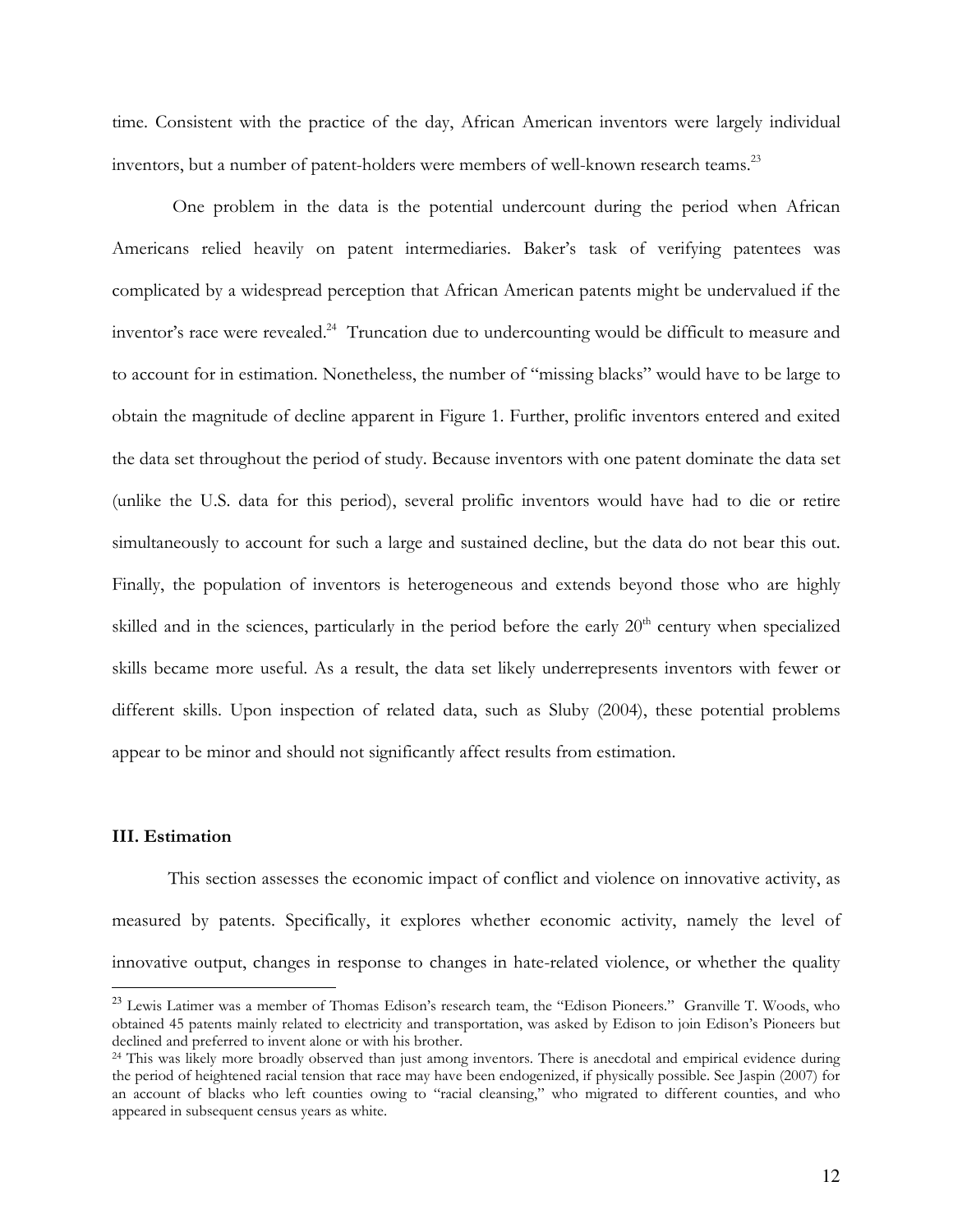time. Consistent with the practice of the day, African American inventors were largely individual inventors, but a number of patent-holders were members of well-known research teams.[23]

One problem in the data is the potential undercount during the period when African Americans relied heavily on patent intermediaries. Baker's task of verifying patentees was complicated by a widespread perception that African American patents might be undervalued if the inventor's race were revealed.[24] Truncation due to undercounting would be difficult to measure and to account for in estimation. Nonetheless, the number of "missing blacks" would have to be large to obtain the magnitude of decline apparent in Figure 1. Further, prolific inventors entered and exited the data set throughout the period of study. Because inventors with one patent dominate the data set (unlike the U.S. data for this period), several prolific inventors would have had to die or retire simultaneously to account for such a large and sustained decline, but the data do not bear this out. Finally, the population of inventors is heterogeneous and extends beyond those who are highly skilled and in the sciences, particularly in the period before the early 20th century when specialized skills became more useful. As a result, the data set likely underrepresents inventors with fewer or different skills. Upon inspection of related data, such as Sluby (2004), these potential problems appear to be minor and should not significantly affect results from estimation.

### III. Estimation

This section assesses the economic impact of conflict and violence on innovative activity, as measured by patents. Specifically, it explores whether economic activity, namely the level of innovative output, changes in response to changes in hate-related violence, or whether the quality

---

[23] Lewis Latimer was a member of Thomas Edison's research team, the "Edison Pioneers." Granville T. Woods, who obtained 45 patents mainly related to electricity and transportation, was asked by Edison to join Edison's Pioneers but declined and preferred to invent alone or with his brother.

[24] This was likely more broadly observed than just among inventors. There is anecdotal and empirical evidence during the period of heightened racial tension that race may have been endogenized, if physically possible. See Jaspin (2007) for an account of blacks who left counties owing to "racial cleansing," who migrated to different counties, and who appeared in subsequent census years as white.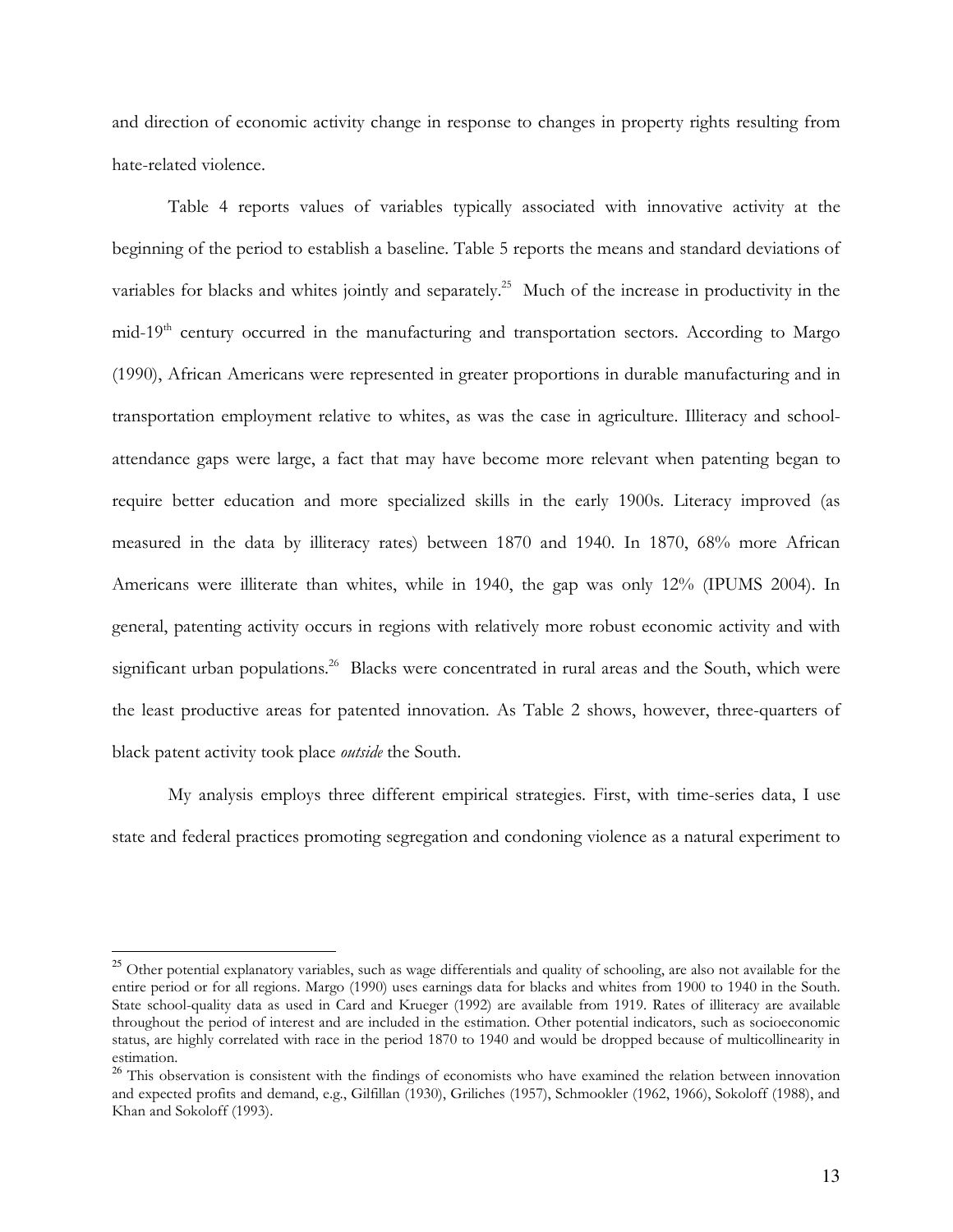and direction of economic activity change in response to changes in property rights resulting from hate-related violence.

Table 4 reports values of variables typically associated with innovative activity at the beginning of the period to establish a baseline. Table 5 reports the means and standard deviations of variables for blacks and whites jointly and separately.[25] Much of the increase in productivity in the mid-19[th] century occurred in the manufacturing and transportation sectors. According to Margo (1990), African Americans were represented in greater proportions in durable manufacturing and in transportation employment relative to whites, as was the case in agriculture. Illiteracy and school-attendance gaps were large, a fact that may have become more relevant when patenting began to require better education and more specialized skills in the early 1900s. Literacy improved (as measured in the data by illiteracy rates) between 1870 and 1940. In 1870, 68% more African Americans were illiterate than whites, while in 1940, the gap was only 12% (IPUMS 2004). In general, patenting activity occurs in regions with relatively more robust economic activity and with significant urban populations.[26] Blacks were concentrated in rural areas and the South, which were the least productive areas for patented innovation. As Table 2 shows, however, three-quarters of black patent activity took place *outside* the South.

My analysis employs three different empirical strategies. First, with time-series data, I use state and federal practices promoting segregation and condoning violence as a natural experiment to

---

[25] Other potential explanatory variables, such as wage differentials and quality of schooling, are also not available for the entire period or for all regions. Margo (1990) uses earnings data for blacks and whites from 1900 to 1940 in the South. State school-quality data as used in Card and Krueger (1992) are available from 1919. Rates of illiteracy are available throughout the period of interest and are included in the estimation. Other potential indicators, such as socioeconomic status, are highly correlated with race in the period 1870 to 1940 and would be dropped because of multicollinearity in estimation.

[26] This observation is consistent with the findings of economists who have examined the relation between innovation and expected profits and demand, e.g., Gilfillan (1930), Griliches (1957), Schmookler (1962, 1966), Sokoloff (1988), and Khan and Sokoloff (1993).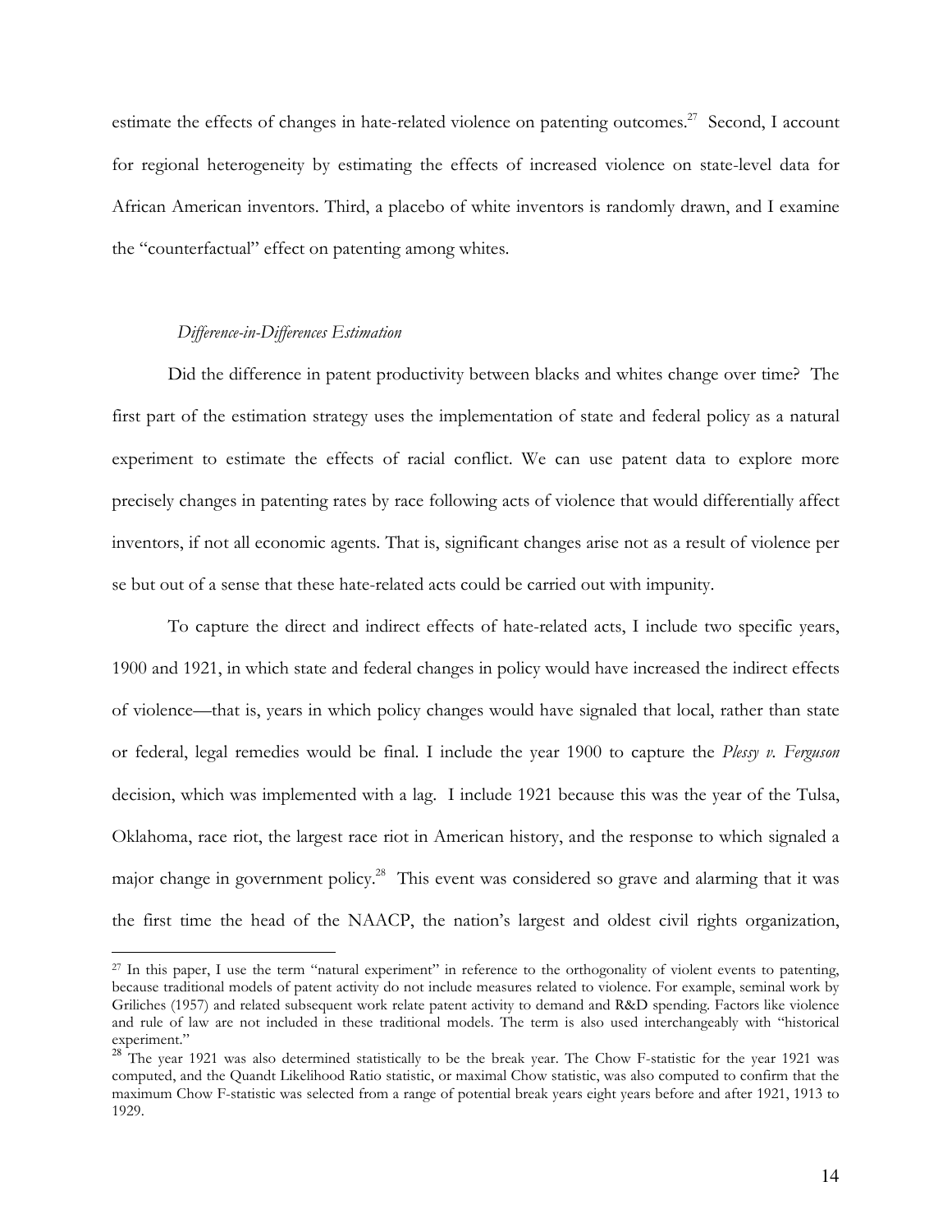estimate the effects of changes in hate-related violence on patenting outcomes.[27] Second, I account for regional heterogeneity by estimating the effects of increased violence on state-level data for African American inventors. Third, a placebo of white inventors is randomly drawn, and I examine the "counterfactual" effect on patenting among whites.

*Difference-in-Differences Estimation*

Did the difference in patent productivity between blacks and whites change over time? The first part of the estimation strategy uses the implementation of state and federal policy as a natural experiment to estimate the effects of racial conflict. We can use patent data to explore more precisely changes in patenting rates by race following acts of violence that would differentially affect inventors, if not all economic agents. That is, significant changes arise not as a result of violence per se but out of a sense that these hate-related acts could be carried out with impunity.

To capture the direct and indirect effects of hate-related acts, I include two specific years, 1900 and 1921, in which state and federal changes in policy would have increased the indirect effects of violence—that is, years in which policy changes would have signaled that local, rather than state or federal, legal remedies would be final. I include the year 1900 to capture the *Plessy v. Ferguson* decision, which was implemented with a lag. I include 1921 because this was the year of the Tulsa, Oklahoma, race riot, the largest race riot in American history, and the response to which signaled a major change in government policy.[28] This event was considered so grave and alarming that it was the first time the head of the NAACP, the nation's largest and oldest civil rights organization,

---

[27] In this paper, I use the term "natural experiment" in reference to the orthogonality of violent events to patenting, because traditional models of patent activity do not include measures related to violence. For example, seminal work by Griliches (1957) and related subsequent work relate patent activity to demand and R&D spending. Factors like violence and rule of law are not included in these traditional models. The term is also used interchangeably with "historical experiment."

[28] The year 1921 was also determined statistically to be the break year. The Chow F-statistic for the year 1921 was computed, and the Quandt Likelihood Ratio statistic, or maximal Chow statistic, was also computed to confirm that the maximum Chow F-statistic was selected from a range of potential break years eight years before and after 1921, 1913 to 1929.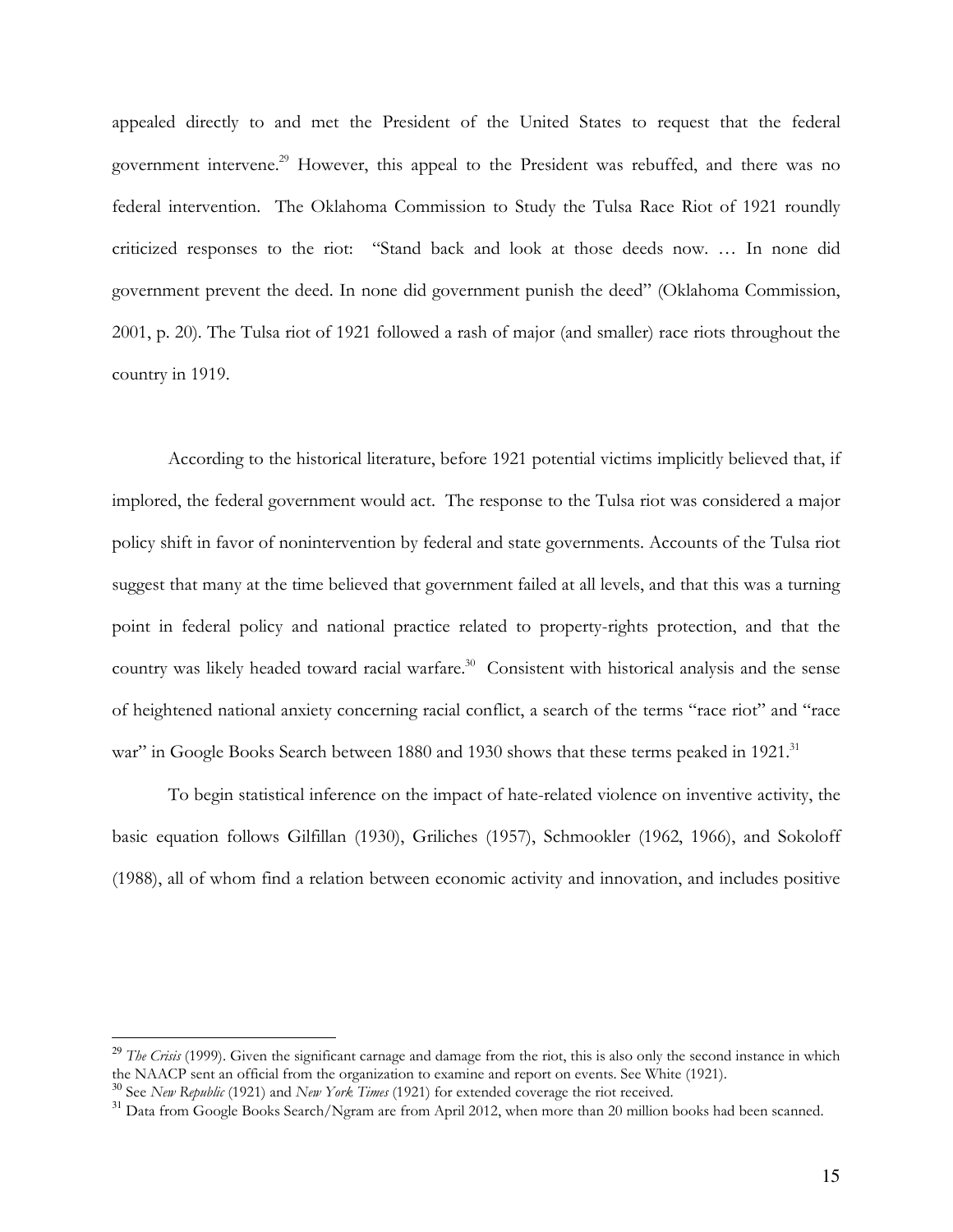appealed directly to and met the President of the United States to request that the federal government intervene.[29] However, this appeal to the President was rebuffed, and there was no federal intervention. The Oklahoma Commission to Study the Tulsa Race Riot of 1921 roundly criticized responses to the riot: "Stand back and look at those deeds now. … In none did government prevent the deed. In none did government punish the deed" (Oklahoma Commission, 2001, p. 20). The Tulsa riot of 1921 followed a rash of major (and smaller) race riots throughout the country in 1919.

According to the historical literature, before 1921 potential victims implicitly believed that, if implored, the federal government would act. The response to the Tulsa riot was considered a major policy shift in favor of nonintervention by federal and state governments. Accounts of the Tulsa riot suggest that many at the time believed that government failed at all levels, and that this was a turning point in federal policy and national practice related to property-rights protection, and that the country was likely headed toward racial warfare.[30] Consistent with historical analysis and the sense of heightened national anxiety concerning racial conflict, a search of the terms "race riot" and "race war" in Google Books Search between 1880 and 1930 shows that these terms peaked in 1921.[31]

To begin statistical inference on the impact of hate-related violence on inventive activity, the basic equation follows Gilfillan (1930), Griliches (1957), Schmookler (1962, 1966), and Sokoloff (1988), all of whom find a relation between economic activity and innovation, and includes positive

---

[29] *The Crisis* (1999). Given the significant carnage and damage from the riot, this is also only the second instance in which the NAACP sent an official from the organization to examine and report on events. See White (1921).

[30] See *New Republic* (1921) and *New York Times* (1921) for extended coverage the riot received.

[31] Data from Google Books Search/Ngram are from April 2012, when more than 20 million books had been scanned.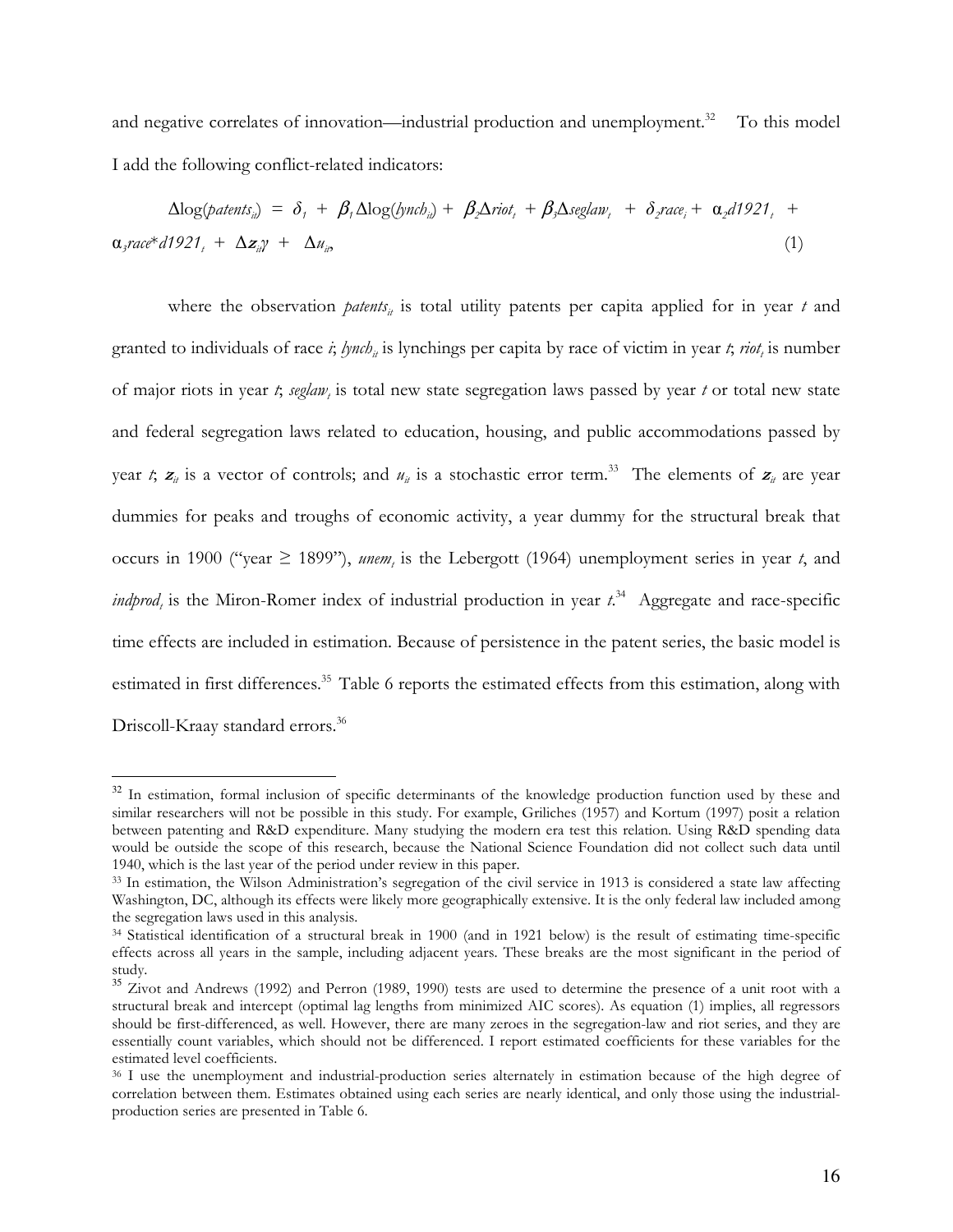and negative correlates of innovation—industrial production and unemployment.[32] To this model I add the following conflict-related indicators:

$$\Delta\log(patents_{it}) = \delta_1 + \beta_1\Delta\log(lynch_{it}) + \beta_2\Delta riot_t + \beta_3\Delta seglaw_t + \delta_2 race_i + \alpha_2 d1921_t + \alpha_3 race{*}d1921_t + \Delta \boldsymbol{z}_{it}\gamma + \Delta u_{it}, \quad (1)$$

where the observation $patents_{it}$ is total utility patents per capita applied for in year $t$ and granted to individuals of race $i$; $lynch_{it}$ is lynchings per capita by race of victim in year $t$; $riot_t$ is number of major riots in year $t$; $seglaw_t$ is total new state segregation laws passed by year $t$ or total new state and federal segregation laws related to education, housing, and public accommodations passed by year $t$; $\boldsymbol{z}_{it}$ is a vector of controls; and $u_{it}$ is a stochastic error term.[33] The elements of $\boldsymbol{z}_{it}$ are year dummies for peaks and troughs of economic activity, a year dummy for the structural break that occurs in 1900 ("year ≥ 1899"), $unem_t$ is the Lebergott (1964) unemployment series in year $t$, and $indprod_t$ is the Miron-Romer index of industrial production in year $t$.[34] Aggregate and race-specific time effects are included in estimation. Because of persistence in the patent series, the basic model is estimated in first differences.[35] Table 6 reports the estimated effects from this estimation, along with Driscoll-Kraay standard errors.[36]

---

[32] In estimation, formal inclusion of specific determinants of the knowledge production function used by these and similar researchers will not be possible in this study. For example, Griliches (1957) and Kortum (1997) posit a relation between patenting and R&D expenditure. Many studying the modern era test this relation. Using R&D spending data would be outside the scope of this research, because the National Science Foundation did not collect such data until 1940, which is the last year of the period under review in this paper.

[33] In estimation, the Wilson Administration's segregation of the civil service in 1913 is considered a state law affecting Washington, DC, although its effects were likely more geographically extensive. It is the only federal law included among the segregation laws used in this analysis.

[34] Statistical identification of a structural break in 1900 (and in 1921 below) is the result of estimating time-specific effects across all years in the sample, including adjacent years. These breaks are the most significant in the period of study.

[35] Zivot and Andrews (1992) and Perron (1989, 1990) tests are used to determine the presence of a unit root with a structural break and intercept (optimal lag lengths from minimized AIC scores). As equation (1) implies, all regressors should be first-differenced, as well. However, there are many zeroes in the segregation-law and riot series, and they are essentially count variables, which should not be differenced. I report estimated coefficients for these variables for the estimated level coefficients.

[36] I use the unemployment and industrial-production series alternately in estimation because of the high degree of correlation between them. Estimates obtained using each series are nearly identical, and only those using the industrial-production series are presented in Table 6.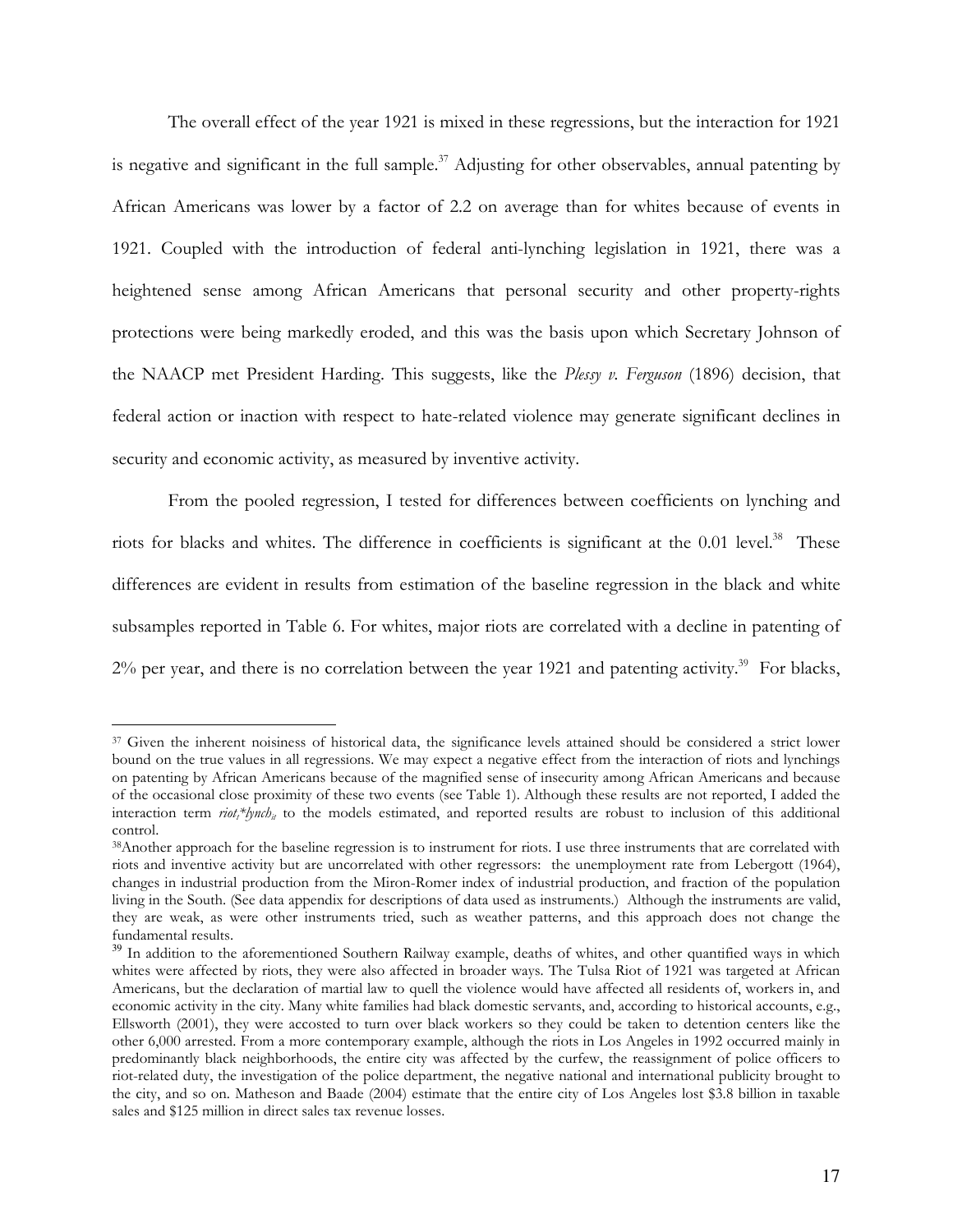The overall effect of the year 1921 is mixed in these regressions, but the interaction for 1921 is negative and significant in the full sample.[37] Adjusting for other observables, annual patenting by African Americans was lower by a factor of 2.2 on average than for whites because of events in 1921. Coupled with the introduction of federal anti-lynching legislation in 1921, there was a heightened sense among African Americans that personal security and other property-rights protections were being markedly eroded, and this was the basis upon which Secretary Johnson of the NAACP met President Harding. This suggests, like the *Plessy v. Ferguson* (1896) decision, that federal action or inaction with respect to hate-related violence may generate significant declines in security and economic activity, as measured by inventive activity.

From the pooled regression, I tested for differences between coefficients on lynching and riots for blacks and whites. The difference in coefficients is significant at the 0.01 level.[38] These differences are evident in results from estimation of the baseline regression in the black and white subsamples reported in Table 6. For whites, major riots are correlated with a decline in patenting of 2% per year, and there is no correlation between the year 1921 and patenting activity.[39] For blacks,

---

[37] Given the inherent noisiness of historical data, the significance levels attained should be considered a strict lower bound on the true values in all regressions. We may expect a negative effect from the interaction of riots and lynchings on patenting by African Americans because of the magnified sense of insecurity among African Americans and because of the occasional close proximity of these two events (see Table 1). Although these results are not reported, I added the interaction term $riot_t{*}lynch_{it}$ to the models estimated, and reported results are robust to inclusion of this additional control.

[38] Another approach for the baseline regression is to instrument for riots. I use three instruments that are correlated with riots and inventive activity but are uncorrelated with other regressors: the unemployment rate from Lebergott (1964), changes in industrial production from the Miron-Romer index of industrial production, and fraction of the population living in the South. (See data appendix for descriptions of data used as instruments.) Although the instruments are valid, they are weak, as were other instruments tried, such as weather patterns, and this approach does not change the fundamental results.

[39] In addition to the aforementioned Southern Railway example, deaths of whites, and other quantified ways in which whites were affected by riots, they were also affected in broader ways. The Tulsa Riot of 1921 was targeted at African Americans, but the declaration of martial law to quell the violence would have affected all residents of, workers in, and economic activity in the city. Many white families had black domestic servants, and, according to historical accounts, e.g., Ellsworth (2001), they were accosted to turn over black workers so they could be taken to detention centers like the other 6,000 arrested. From a more contemporary example, although the riots in Los Angeles in 1992 occurred mainly in predominantly black neighborhoods, the entire city was affected by the curfew, the reassignment of police officers to riot-related duty, the investigation of the police department, the negative national and international publicity brought to the city, and so on. Matheson and Baade (2004) estimate that the entire city of Los Angeles lost \$3.8 billion in taxable sales and \$125 million in direct sales tax revenue losses.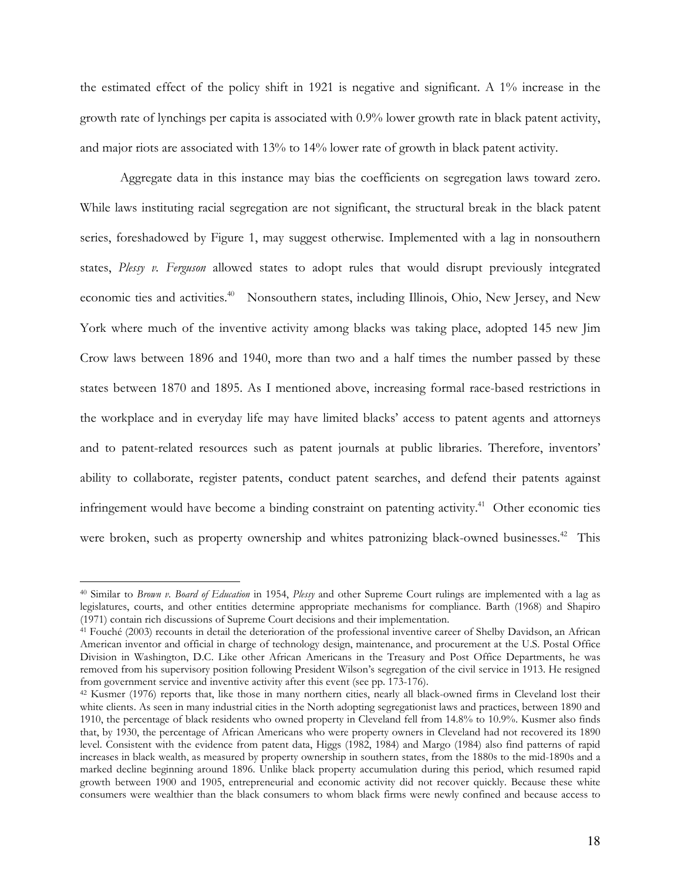the estimated effect of the policy shift in 1921 is negative and significant. A 1% increase in the growth rate of lynchings per capita is associated with 0.9% lower growth rate in black patent activity, and major riots are associated with 13% to 14% lower rate of growth in black patent activity.

Aggregate data in this instance may bias the coefficients on segregation laws toward zero. While laws instituting racial segregation are not significant, the structural break in the black patent series, foreshadowed by Figure 1, may suggest otherwise. Implemented with a lag in nonsouthern states, *Plessy v. Ferguson* allowed states to adopt rules that would disrupt previously integrated economic ties and activities.[40] Nonsouthern states, including Illinois, Ohio, New Jersey, and New York where much of the inventive activity among blacks was taking place, adopted 145 new Jim Crow laws between 1896 and 1940, more than two and a half times the number passed by these states between 1870 and 1895. As I mentioned above, increasing formal race-based restrictions in the workplace and in everyday life may have limited blacks' access to patent agents and attorneys and to patent-related resources such as patent journals at public libraries. Therefore, inventors' ability to collaborate, register patents, conduct patent searches, and defend their patents against infringement would have become a binding constraint on patenting activity.[41] Other economic ties were broken, such as property ownership and whites patronizing black-owned businesses.[42] This

---

[40] Similar to *Brown v. Board of Education* in 1954, *Plessy* and other Supreme Court rulings are implemented with a lag as legislatures, courts, and other entities determine appropriate mechanisms for compliance. Barth (1968) and Shapiro (1971) contain rich discussions of Supreme Court decisions and their implementation.

[41] Fouché (2003) recounts in detail the deterioration of the professional inventive career of Shelby Davidson, an African American inventor and official in charge of technology design, maintenance, and procurement at the U.S. Postal Office Division in Washington, D.C. Like other African Americans in the Treasury and Post Office Departments, he was removed from his supervisory position following President Wilson's segregation of the civil service in 1913. He resigned from government service and inventive activity after this event (see pp. 173-176).

[42] Kusmer (1976) reports that, like those in many northern cities, nearly all black-owned firms in Cleveland lost their white clients. As seen in many industrial cities in the North adopting segregationist laws and practices, between 1890 and 1910, the percentage of black residents who owned property in Cleveland fell from 14.8% to 10.9%. Kusmer also finds that, by 1930, the percentage of African Americans who were property owners in Cleveland had not recovered its 1890 level. Consistent with the evidence from patent data, Higgs (1982, 1984) and Margo (1984) also find patterns of rapid increases in black wealth, as measured by property ownership in southern states, from the 1880s to the mid-1890s and a marked decline beginning around 1896. Unlike black property accumulation during this period, which resumed rapid growth between 1900 and 1905, entrepreneurial and economic activity did not recover quickly. Because these white consumers were wealthier than the black consumers to whom black firms were newly confined and because access to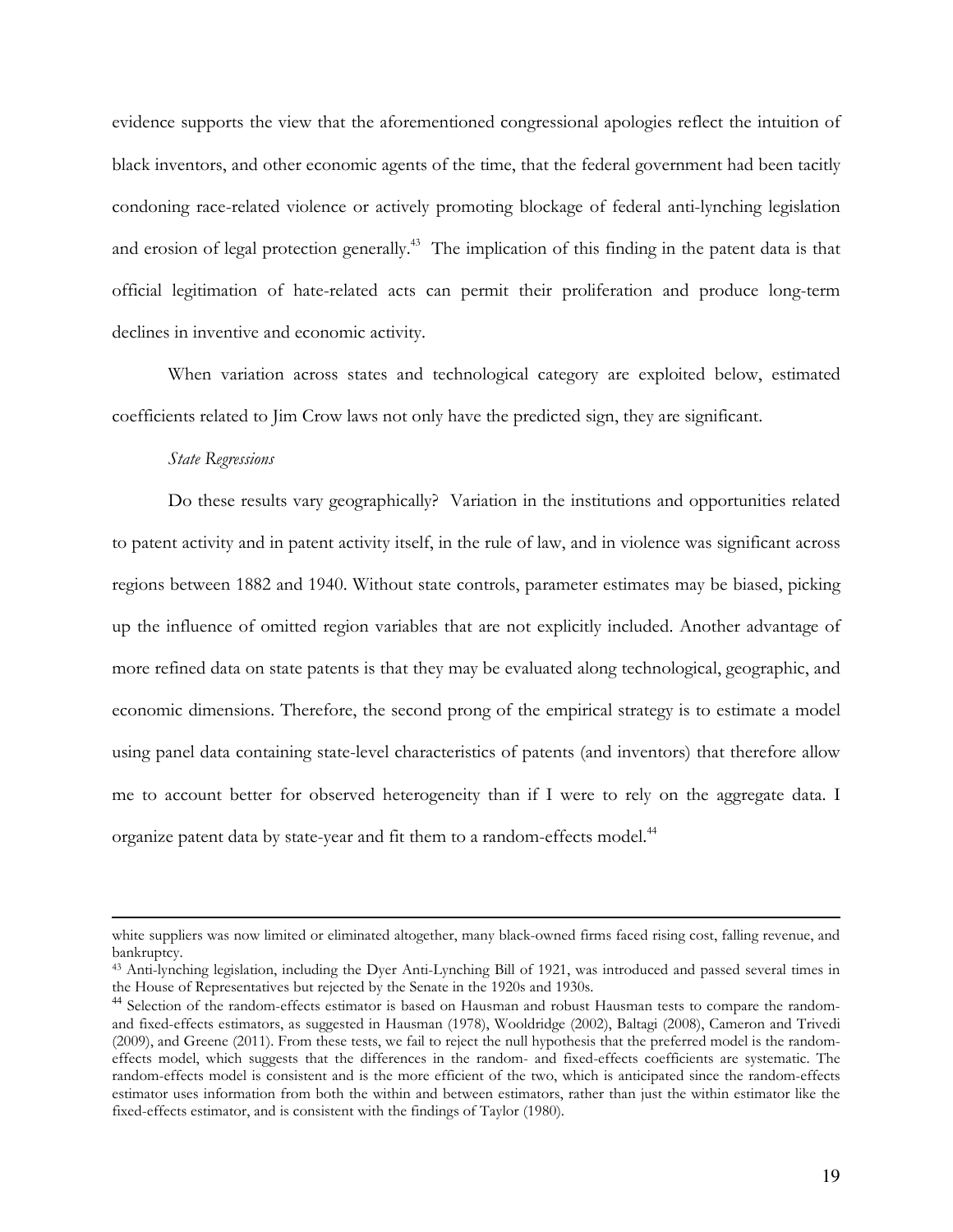evidence supports the view that the aforementioned congressional apologies reflect the intuition of black inventors, and other economic agents of the time, that the federal government had been tacitly condoning race-related violence or actively promoting blockage of federal anti-lynching legislation and erosion of legal protection generally.[43] The implication of this finding in the patent data is that official legitimation of hate-related acts can permit their proliferation and produce long-term declines in inventive and economic activity.

When variation across states and technological category are exploited below, estimated coefficients related to Jim Crow laws not only have the predicted sign, they are significant.

*State Regressions*

Do these results vary geographically? Variation in the institutions and opportunities related to patent activity and in patent activity itself, in the rule of law, and in violence was significant across regions between 1882 and 1940. Without state controls, parameter estimates may be biased, picking up the influence of omitted region variables that are not explicitly included. Another advantage of more refined data on state patents is that they may be evaluated along technological, geographic, and economic dimensions. Therefore, the second prong of the empirical strategy is to estimate a model using panel data containing state-level characteristics of patents (and inventors) that therefore allow me to account better for observed heterogeneity than if I were to rely on the aggregate data. I organize patent data by state-year and fit them to a random-effects model.[44]

---

white suppliers was now limited or eliminated altogether, many black-owned firms faced rising cost, falling revenue, and bankruptcy.

[43] Anti-lynching legislation, including the Dyer Anti-Lynching Bill of 1921, was introduced and passed several times in the House of Representatives but rejected by the Senate in the 1920s and 1930s.

[44] Selection of the random-effects estimator is based on Hausman and robust Hausman tests to compare the random- and fixed-effects estimators, as suggested in Hausman (1978), Wooldridge (2002), Baltagi (2008), Cameron and Trivedi (2009), and Greene (2011). From these tests, we fail to reject the null hypothesis that the preferred model is the random-effects model, which suggests that the differences in the random- and fixed-effects coefficients are systematic. The random-effects model is consistent and is the more efficient of the two, which is anticipated since the random-effects estimator uses information from both the within and between estimators, rather than just the within estimator like the fixed-effects estimator, and is consistent with the findings of Taylor (1980).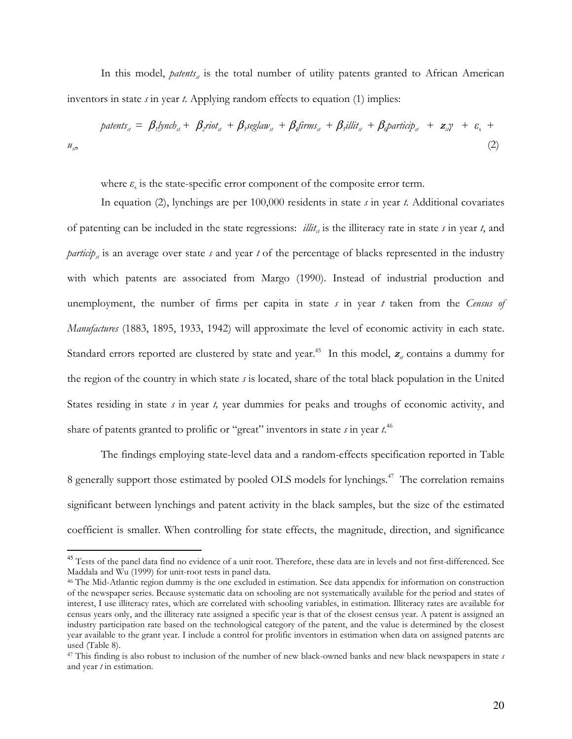In this model, $patents_{st}$ is the total number of utility patents granted to African American inventors in state $s$ in year $t$. Applying random effects to equation (1) implies:

$$patents_{st} = \beta_1 lynch_{st} + \beta_2 riot_{st} + \beta_3 seglaw_{st} + \beta_4 firms_{st} + \beta_5 illit_{st} + \beta_6 particip_{st} + \boldsymbol{z}_{st}\gamma + \varepsilon_s + u_{st}, \quad (2)$$

where $\varepsilon_s$ is the state-specific error component of the composite error term.

In equation (2), lynchings are per 100,000 residents in state $s$ in year $t$. Additional covariates of patenting can be included in the state regressions: $illit_{st}$ is the illiteracy rate in state $s$ in year $t$, and $particip_{st}$ is an average over state $s$ and year $t$ of the percentage of blacks represented in the industry with which patents are associated from Margo (1990). Instead of industrial production and unemployment, the number of firms per capita in state $s$ in year $t$ taken from the *Census of Manufactures* (1883, 1895, 1933, 1942) will approximate the level of economic activity in each state. Standard errors reported are clustered by state and year.[45] In this model, $\boldsymbol{z}_{st}$ contains a dummy for the region of the country in which state $s$ is located, share of the total black population in the United States residing in state $s$ in year $t$, year dummies for peaks and troughs of economic activity, and share of patents granted to prolific or "great" inventors in state $s$ in year $t$.[46]

The findings employing state-level data and a random-effects specification reported in Table 8 generally support those estimated by pooled OLS models for lynchings.[47] The correlation remains significant between lynchings and patent activity in the black samples, but the size of the estimated coefficient is smaller. When controlling for state effects, the magnitude, direction, and significance

---

[45] Tests of the panel data find no evidence of a unit root. Therefore, these data are in levels and not first-differenced. See Maddala and Wu (1999) for unit-root tests in panel data.

[46] The Mid-Atlantic region dummy is the one excluded in estimation. See data appendix for information on construction of the newspaper series. Because systematic data on schooling are not systematically available for the period and states of interest, I use illiteracy rates, which are correlated with schooling variables, in estimation. Illiteracy rates are available for census years only, and the illiteracy rate assigned a specific year is that of the closest census year. A patent is assigned an industry participation rate based on the technological category of the patent, and the value is determined by the closest year available to the grant year. I include a control for prolific inventors in estimation when data on assigned patents are used (Table 8).

[47] This finding is also robust to inclusion of the number of new black-owned banks and new black newspapers in state $s$ and year $t$ in estimation.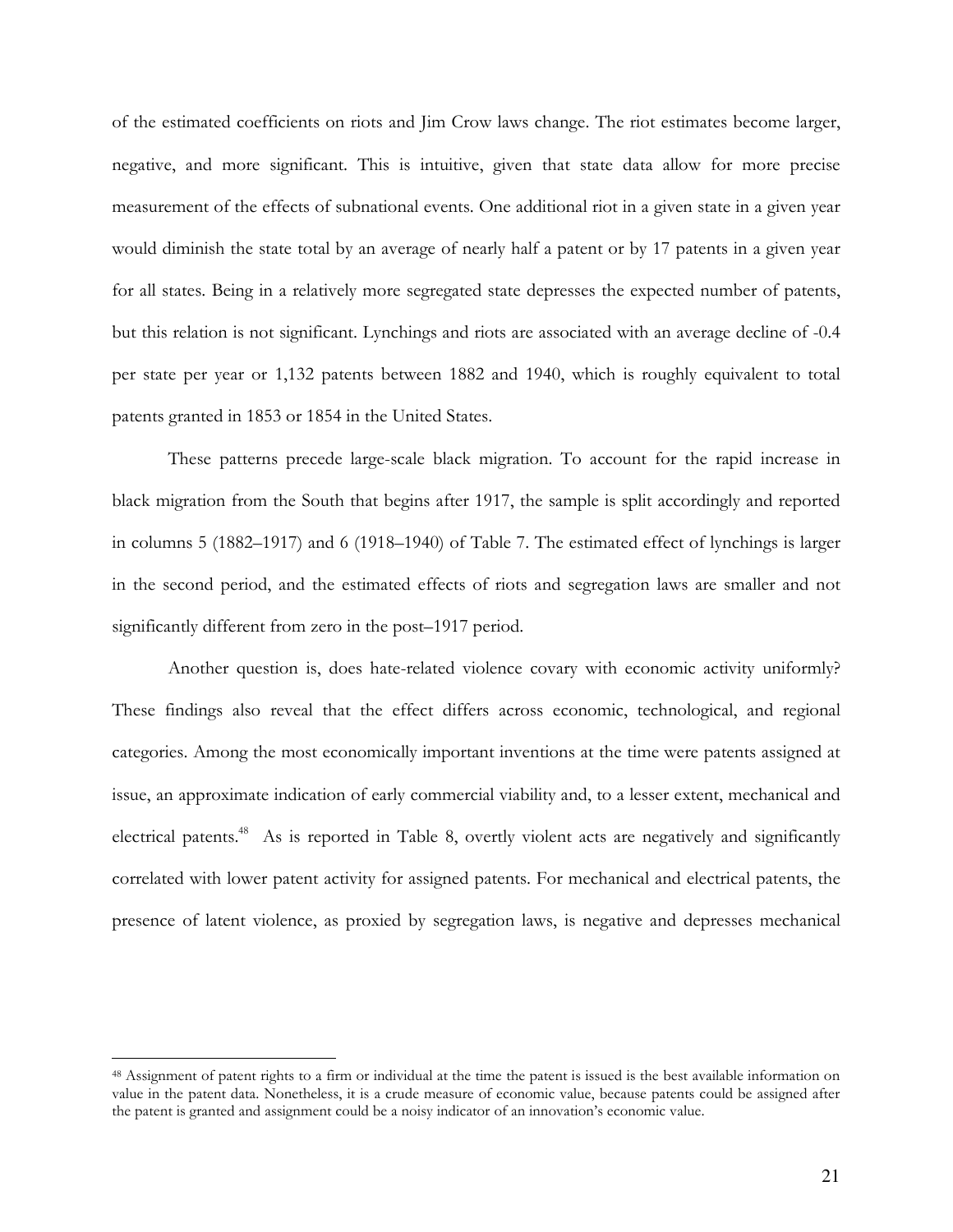of the estimated coefficients on riots and Jim Crow laws change. The riot estimates become larger, negative, and more significant. This is intuitive, given that state data allow for more precise measurement of the effects of subnational events. One additional riot in a given state in a given year would diminish the state total by an average of nearly half a patent or by 17 patents in a given year for all states. Being in a relatively more segregated state depresses the expected number of patents, but this relation is not significant. Lynchings and riots are associated with an average decline of -0.4 per state per year or 1,132 patents between 1882 and 1940, which is roughly equivalent to total patents granted in 1853 or 1854 in the United States.

These patterns precede large-scale black migration. To account for the rapid increase in black migration from the South that begins after 1917, the sample is split accordingly and reported in columns 5 (1882–1917) and 6 (1918–1940) of Table 7. The estimated effect of lynchings is larger in the second period, and the estimated effects of riots and segregation laws are smaller and not significantly different from zero in the post–1917 period.

Another question is, does hate-related violence covary with economic activity uniformly? These findings also reveal that the effect differs across economic, technological, and regional categories. Among the most economically important inventions at the time were patents assigned at issue, an approximate indication of early commercial viability and, to a lesser extent, mechanical and electrical patents.[48] As is reported in Table 8, overtly violent acts are negatively and significantly correlated with lower patent activity for assigned patents. For mechanical and electrical patents, the presence of latent violence, as proxied by segregation laws, is negative and depresses mechanical

[48] Assignment of patent rights to a firm or individual at the time the patent is issued is the best available information on value in the patent data. Nonetheless, it is a crude measure of economic value, because patents could be assigned after the patent is granted and assignment could be a noisy indicator of an innovation's economic value.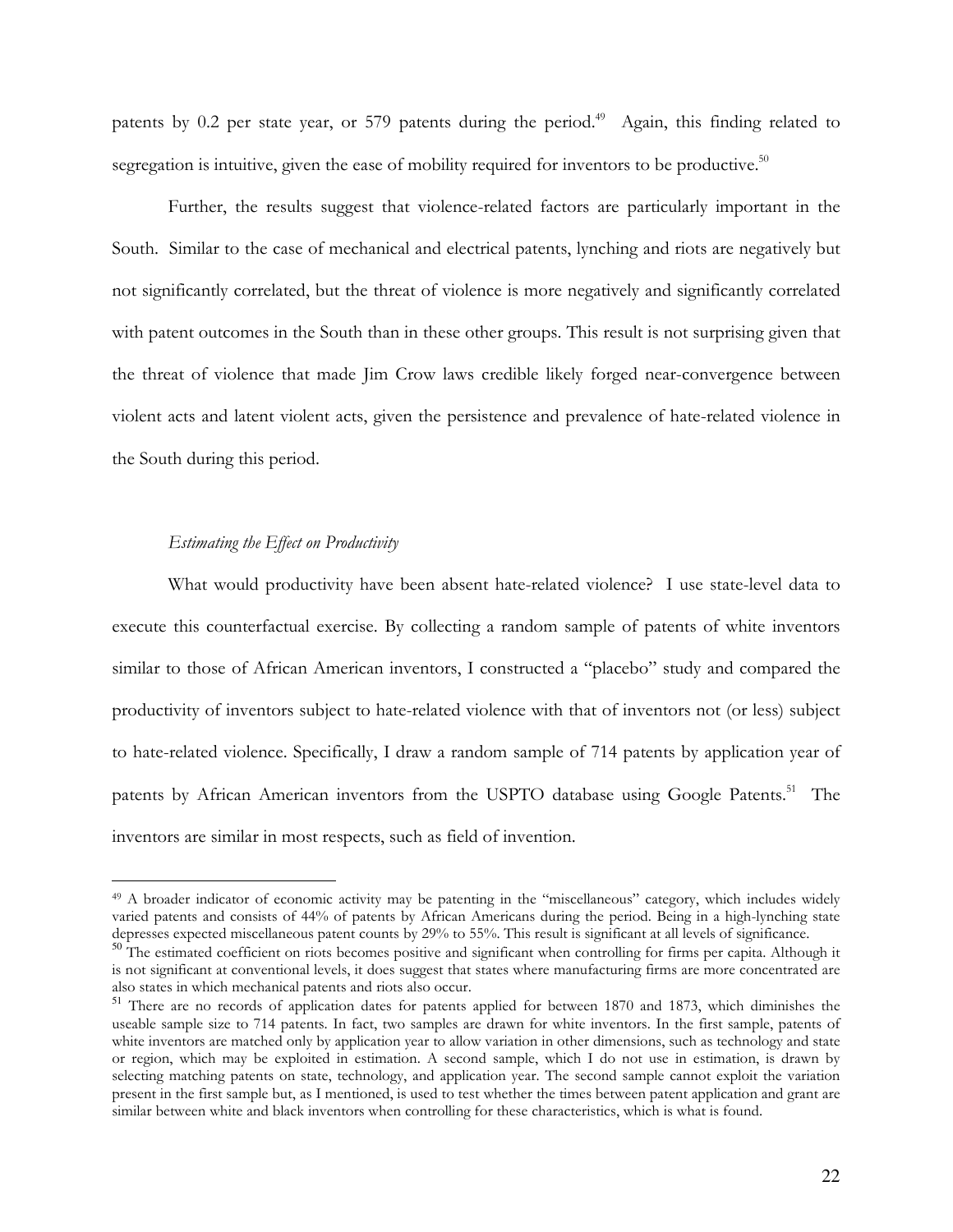patents by 0.2 per state year, or 579 patents during the period.[49] Again, this finding related to segregation is intuitive, given the ease of mobility required for inventors to be productive.[50]

Further, the results suggest that violence-related factors are particularly important in the South. Similar to the case of mechanical and electrical patents, lynching and riots are negatively but not significantly correlated, but the threat of violence is more negatively and significantly correlated with patent outcomes in the South than in these other groups. This result is not surprising given that the threat of violence that made Jim Crow laws credible likely forged near-convergence between violent acts and latent violent acts, given the persistence and prevalence of hate-related violence in the South during this period.

*Estimating the Effect on Productivity*

What would productivity have been absent hate-related violence? I use state-level data to execute this counterfactual exercise. By collecting a random sample of patents of white inventors similar to those of African American inventors, I constructed a "placebo" study and compared the productivity of inventors subject to hate-related violence with that of inventors not (or less) subject to hate-related violence. Specifically, I draw a random sample of 714 patents by application year of patents by African American inventors from the USPTO database using Google Patents.[51] The inventors are similar in most respects, such as field of invention.

[49] A broader indicator of economic activity may be patenting in the "miscellaneous" category, which includes widely varied patents and consists of 44% of patents by African Americans during the period. Being in a high-lynching state depresses expected miscellaneous patent counts by 29% to 55%. This result is significant at all levels of significance.

[50] The estimated coefficient on riots becomes positive and significant when controlling for firms per capita. Although it is not significant at conventional levels, it does suggest that states where manufacturing firms are more concentrated are also states in which mechanical patents and riots also occur.

[51] There are no records of application dates for patents applied for between 1870 and 1873, which diminishes the useable sample size to 714 patents. In fact, two samples are drawn for white inventors. In the first sample, patents of white inventors are matched only by application year to allow variation in other dimensions, such as technology and state or region, which may be exploited in estimation. A second sample, which I do not use in estimation, is drawn by selecting matching patents on state, technology, and application year. The second sample cannot exploit the variation present in the first sample but, as I mentioned, is used to test whether the times between patent application and grant are similar between white and black inventors when controlling for these characteristics, which is what is found.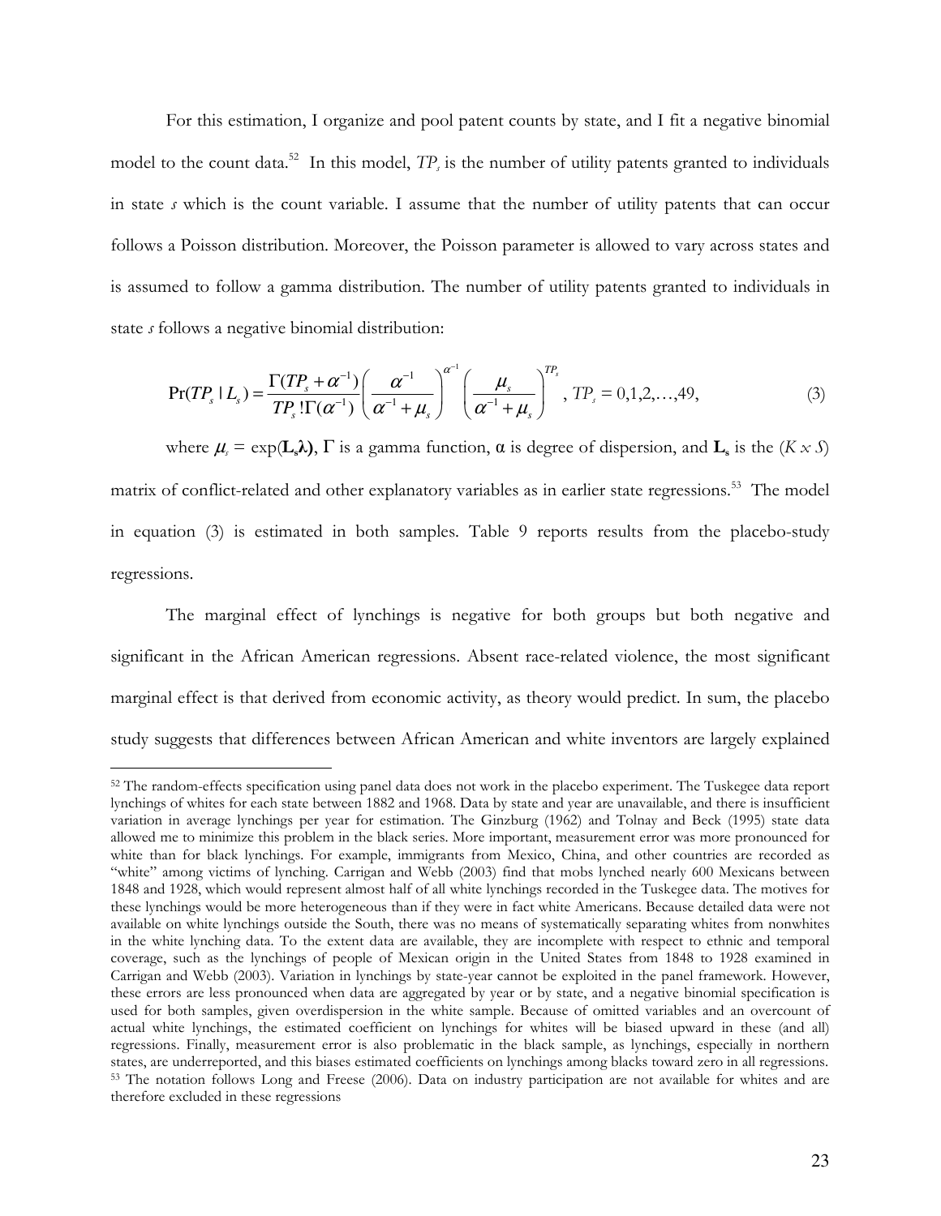For this estimation, I organize and pool patent counts by state, and I fit a negative binomial model to the count data.[52] In this model, $TP_s$ is the number of utility patents granted to individuals in state *s* which is the count variable. I assume that the number of utility patents that can occur follows a Poisson distribution. Moreover, the Poisson parameter is allowed to vary across states and is assumed to follow a gamma distribution. The number of utility patents granted to individuals in state *s* follows a negative binomial distribution:

$$\Pr(TP_s \mid L_s) = \frac{\Gamma(TP_s + \alpha^{-1})}{TP_s!\Gamma(\alpha^{-1})}\left(\frac{\alpha^{-1}}{\alpha^{-1}+\mu_s}\right)^{\alpha^{-1}}\left(\frac{\mu_s}{\alpha^{-1}+\mu_s}\right)^{TP_s},\ TP_s = 0,1,2,\ldots,49, \tag{3}$$

where $\mu_s = \exp(\mathbf{L_s\lambda})$, $\Gamma$ is a gamma function, $\alpha$ is degree of dispersion, and $\mathbf{L_s}$ is the ($K \times S$) matrix of conflict-related and other explanatory variables as in earlier state regressions.[53] The model in equation (3) is estimated in both samples. Table 9 reports results from the placebo-study regressions.

The marginal effect of lynchings is negative for both groups but both negative and significant in the African American regressions. Absent race-related violence, the most significant marginal effect is that derived from economic activity, as theory would predict. In sum, the placebo study suggests that differences between African American and white inventors are largely explained

---

[52] The random-effects specification using panel data does not work in the placebo experiment. The Tuskegee data report lynchings of whites for each state between 1882 and 1968. Data by state and year are unavailable, and there is insufficient variation in average lynchings per year for estimation. The Ginzburg (1962) and Tolnay and Beck (1995) state data allowed me to minimize this problem in the black series. More important, measurement error was more pronounced for white than for black lynchings. For example, immigrants from Mexico, China, and other countries are recorded as "white" among victims of lynching. Carrigan and Webb (2003) find that mobs lynched nearly 600 Mexicans between 1848 and 1928, which would represent almost half of all white lynchings recorded in the Tuskegee data. The motives for these lynchings would be more heterogeneous than if they were in fact white Americans. Because detailed data were not available on white lynchings outside the South, there was no means of systematically separating whites from nonwhites in the white lynching data. To the extent data are available, they are incomplete with respect to ethnic and temporal coverage, such as the lynchings of people of Mexican origin in the United States from 1848 to 1928 examined in Carrigan and Webb (2003). Variation in lynchings by state-year cannot be exploited in the panel framework. However, these errors are less pronounced when data are aggregated by year or by state, and a negative binomial specification is used for both samples, given overdispersion in the white sample. Because of omitted variables and an overcount of actual white lynchings, the estimated coefficient on lynchings for whites will be biased upward in these (and all) regressions. Finally, measurement error is also problematic in the black sample, as lynchings, especially in northern states, are underreported, and this biases estimated coefficients on lynchings among blacks toward zero in all regressions.

[53] The notation follows Long and Freese (2006). Data on industry participation are not available for whites and are therefore excluded in these regressions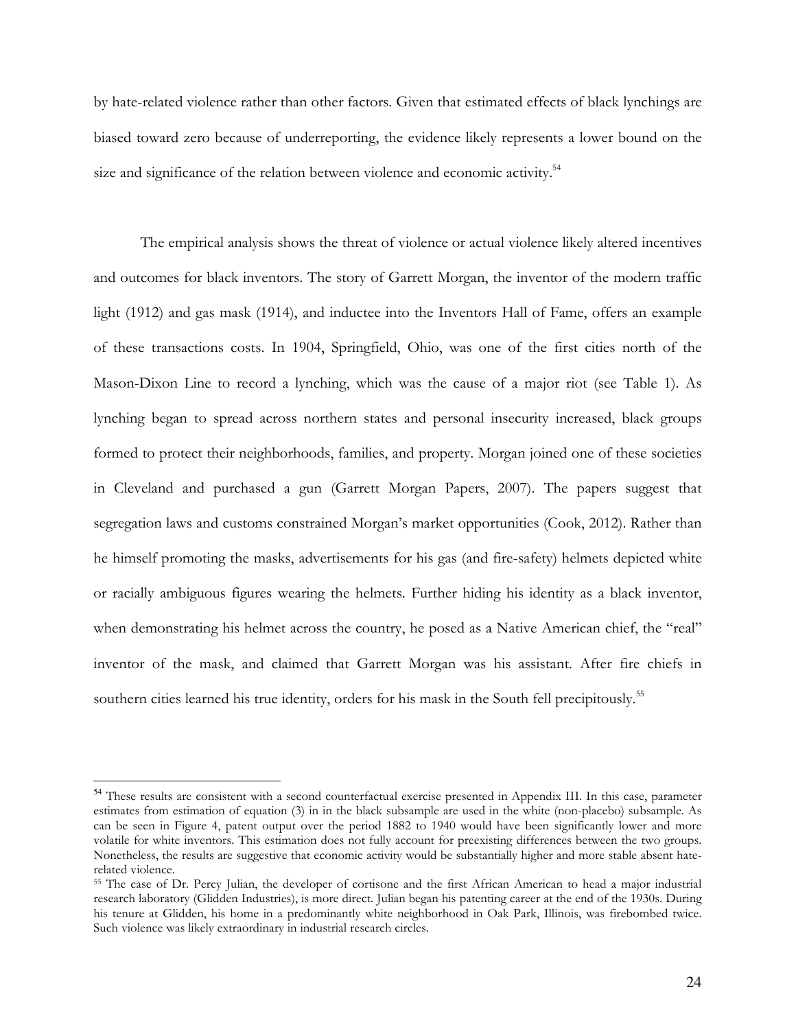by hate-related violence rather than other factors. Given that estimated effects of black lynchings are biased toward zero because of underreporting, the evidence likely represents a lower bound on the size and significance of the relation between violence and economic activity.[54]

The empirical analysis shows the threat of violence or actual violence likely altered incentives and outcomes for black inventors. The story of Garrett Morgan, the inventor of the modern traffic light (1912) and gas mask (1914), and inductee into the Inventors Hall of Fame, offers an example of these transactions costs. In 1904, Springfield, Ohio, was one of the first cities north of the Mason-Dixon Line to record a lynching, which was the cause of a major riot (see Table 1). As lynching began to spread across northern states and personal insecurity increased, black groups formed to protect their neighborhoods, families, and property. Morgan joined one of these societies in Cleveland and purchased a gun (Garrett Morgan Papers, 2007). The papers suggest that segregation laws and customs constrained Morgan's market opportunities (Cook, 2012). Rather than he himself promoting the masks, advertisements for his gas (and fire-safety) helmets depicted white or racially ambiguous figures wearing the helmets. Further hiding his identity as a black inventor, when demonstrating his helmet across the country, he posed as a Native American chief, the "real" inventor of the mask, and claimed that Garrett Morgan was his assistant. After fire chiefs in southern cities learned his true identity, orders for his mask in the South fell precipitously.[55]

---

[54] These results are consistent with a second counterfactual exercise presented in Appendix III. In this case, parameter estimates from estimation of equation (3) in in the black subsample are used in the white (non-placebo) subsample. As can be seen in Figure 4, patent output over the period 1882 to 1940 would have been significantly lower and more volatile for white inventors. This estimation does not fully account for preexisting differences between the two groups. Nonetheless, the results are suggestive that economic activity would be substantially higher and more stable absent hate-related violence.

[55] The case of Dr. Percy Julian, the developer of cortisone and the first African American to head a major industrial research laboratory (Glidden Industries), is more direct. Julian began his patenting career at the end of the 1930s. During his tenure at Glidden, his home in a predominantly white neighborhood in Oak Park, Illinois, was firebombed twice. Such violence was likely extraordinary in industrial research circles.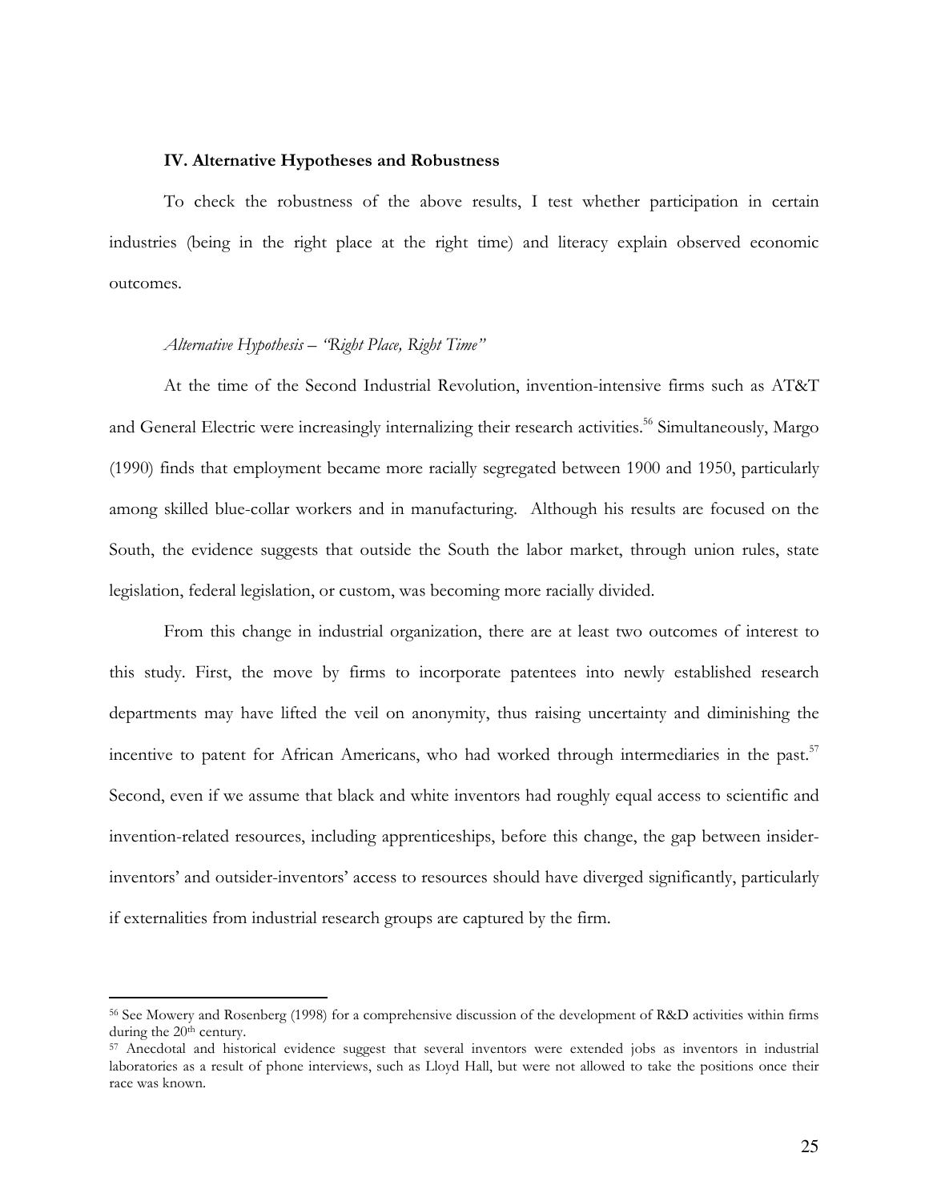### IV. Alternative Hypotheses and Robustness

To check the robustness of the above results, I test whether participation in certain industries (being in the right place at the right time) and literacy explain observed economic outcomes.

*Alternative Hypothesis – "Right Place, Right Time"*

At the time of the Second Industrial Revolution, invention-intensive firms such as AT&T and General Electric were increasingly internalizing their research activities.[56] Simultaneously, Margo (1990) finds that employment became more racially segregated between 1900 and 1950, particularly among skilled blue-collar workers and in manufacturing. Although his results are focused on the South, the evidence suggests that outside the South the labor market, through union rules, state legislation, federal legislation, or custom, was becoming more racially divided.

From this change in industrial organization, there are at least two outcomes of interest to this study. First, the move by firms to incorporate patentees into newly established research departments may have lifted the veil on anonymity, thus raising uncertainty and diminishing the incentive to patent for African Americans, who had worked through intermediaries in the past.[57] Second, even if we assume that black and white inventors had roughly equal access to scientific and invention-related resources, including apprenticeships, before this change, the gap between insider-inventors' and outsider-inventors' access to resources should have diverged significantly, particularly if externalities from industrial research groups are captured by the firm.

---

[56] See Mowery and Rosenberg (1998) for a comprehensive discussion of the development of R&D activities within firms during the 20th century.

[57] Anecdotal and historical evidence suggest that several inventors were extended jobs as inventors in industrial laboratories as a result of phone interviews, such as Lloyd Hall, but were not allowed to take the positions once their race was known.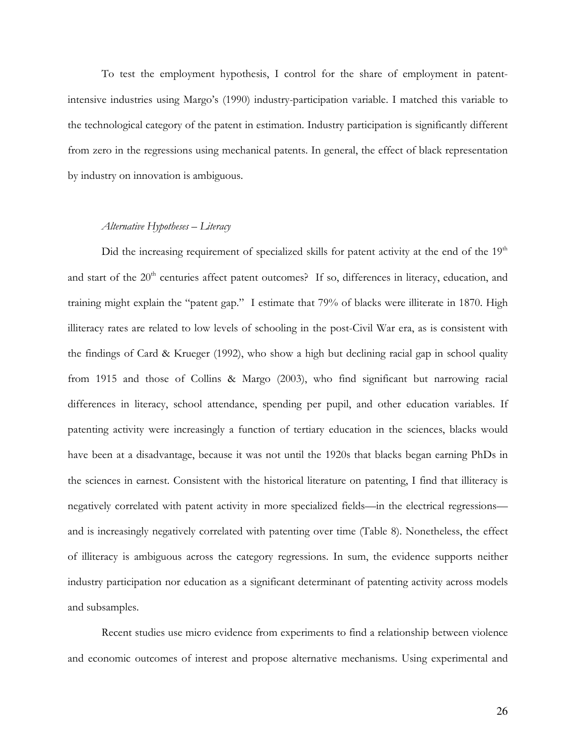To test the employment hypothesis, I control for the share of employment in patent-intensive industries using Margo's (1990) industry-participation variable. I matched this variable to the technological category of the patent in estimation. Industry participation is significantly different from zero in the regressions using mechanical patents. In general, the effect of black representation by industry on innovation is ambiguous.

*Alternative Hypotheses – Literacy*

Did the increasing requirement of specialized skills for patent activity at the end of the 19th and start of the 20th centuries affect patent outcomes? If so, differences in literacy, education, and training might explain the "patent gap." I estimate that 79% of blacks were illiterate in 1870. High illiteracy rates are related to low levels of schooling in the post-Civil War era, as is consistent with the findings of Card & Krueger (1992), who show a high but declining racial gap in school quality from 1915 and those of Collins & Margo (2003), who find significant but narrowing racial differences in literacy, school attendance, spending per pupil, and other education variables. If patenting activity were increasingly a function of tertiary education in the sciences, blacks would have been at a disadvantage, because it was not until the 1920s that blacks began earning PhDs in the sciences in earnest. Consistent with the historical literature on patenting, I find that illiteracy is negatively correlated with patent activity in more specialized fields—in the electrical regressions—and is increasingly negatively correlated with patenting over time (Table 8). Nonetheless, the effect of illiteracy is ambiguous across the category regressions. In sum, the evidence supports neither industry participation nor education as a significant determinant of patenting activity across models and subsamples.

Recent studies use micro evidence from experiments to find a relationship between violence and economic outcomes of interest and propose alternative mechanisms. Using experimental and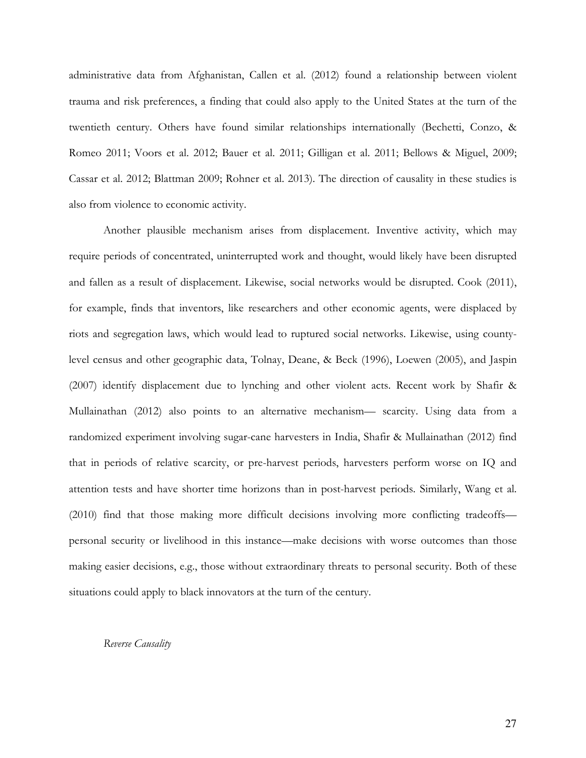administrative data from Afghanistan, Callen et al. (2012) found a relationship between violent trauma and risk preferences, a finding that could also apply to the United States at the turn of the twentieth century. Others have found similar relationships internationally (Bechetti, Conzo, & Romeo 2011; Voors et al. 2012; Bauer et al. 2011; Gilligan et al. 2011; Bellows & Miguel, 2009; Cassar et al. 2012; Blattman 2009; Rohner et al. 2013). The direction of causality in these studies is also from violence to economic activity.

Another plausible mechanism arises from displacement. Inventive activity, which may require periods of concentrated, uninterrupted work and thought, would likely have been disrupted and fallen as a result of displacement. Likewise, social networks would be disrupted. Cook (2011), for example, finds that inventors, like researchers and other economic agents, were displaced by riots and segregation laws, which would lead to ruptured social networks. Likewise, using county-level census and other geographic data, Tolnay, Deane, & Beck (1996), Loewen (2005), and Jaspin (2007) identify displacement due to lynching and other violent acts. Recent work by Shafir & Mullainathan (2012) also points to an alternative mechanism— scarcity. Using data from a randomized experiment involving sugar-cane harvesters in India, Shafir & Mullainathan (2012) find that in periods of relative scarcity, or pre-harvest periods, harvesters perform worse on IQ and attention tests and have shorter time horizons than in post-harvest periods. Similarly, Wang et al. (2010) find that those making more difficult decisions involving more conflicting tradeoffs—personal security or livelihood in this instance—make decisions with worse outcomes than those making easier decisions, e.g., those without extraordinary threats to personal security. Both of these situations could apply to black innovators at the turn of the century.

*Reverse Causality*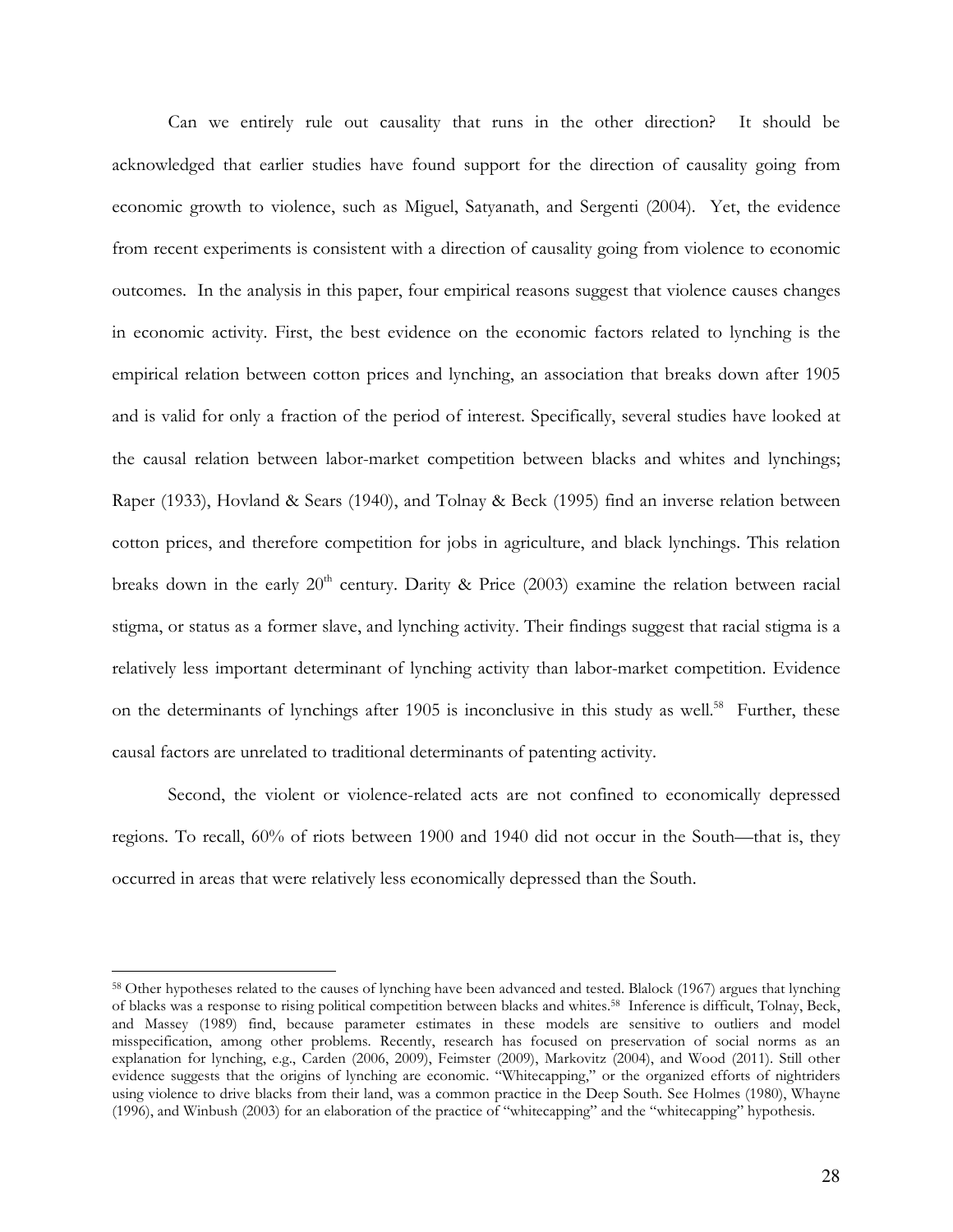Can we entirely rule out causality that runs in the other direction? It should be acknowledged that earlier studies have found support for the direction of causality going from economic growth to violence, such as Miguel, Satyanath, and Sergenti (2004). Yet, the evidence from recent experiments is consistent with a direction of causality going from violence to economic outcomes. In the analysis in this paper, four empirical reasons suggest that violence causes changes in economic activity. First, the best evidence on the economic factors related to lynching is the empirical relation between cotton prices and lynching, an association that breaks down after 1905 and is valid for only a fraction of the period of interest. Specifically, several studies have looked at the causal relation between labor-market competition between blacks and whites and lynchings; Raper (1933), Hovland & Sears (1940), and Tolnay & Beck (1995) find an inverse relation between cotton prices, and therefore competition for jobs in agriculture, and black lynchings. This relation breaks down in the early 20th century. Darity & Price (2003) examine the relation between racial stigma, or status as a former slave, and lynching activity. Their findings suggest that racial stigma is a relatively less important determinant of lynching activity than labor-market competition. Evidence on the determinants of lynchings after 1905 is inconclusive in this study as well.[58] Further, these causal factors are unrelated to traditional determinants of patenting activity.

Second, the violent or violence-related acts are not confined to economically depressed regions. To recall, 60% of riots between 1900 and 1940 did not occur in the South—that is, they occurred in areas that were relatively less economically depressed than the South.

---

[58] Other hypotheses related to the causes of lynching have been advanced and tested. Blalock (1967) argues that lynching of blacks was a response to rising political competition between blacks and whites.[58] Inference is difficult, Tolnay, Beck, and Massey (1989) find, because parameter estimates in these models are sensitive to outliers and model misspecification, among other problems. Recently, research has focused on preservation of social norms as an explanation for lynching, e.g., Carden (2006, 2009), Feimster (2009), Markovitz (2004), and Wood (2011). Still other evidence suggests that the origins of lynching are economic. "Whitecapping," or the organized efforts of nightriders using violence to drive blacks from their land, was a common practice in the Deep South. See Holmes (1980), Whayne (1996), and Winbush (2003) for an elaboration of the practice of "whitecapping" and the "whitecapping" hypothesis.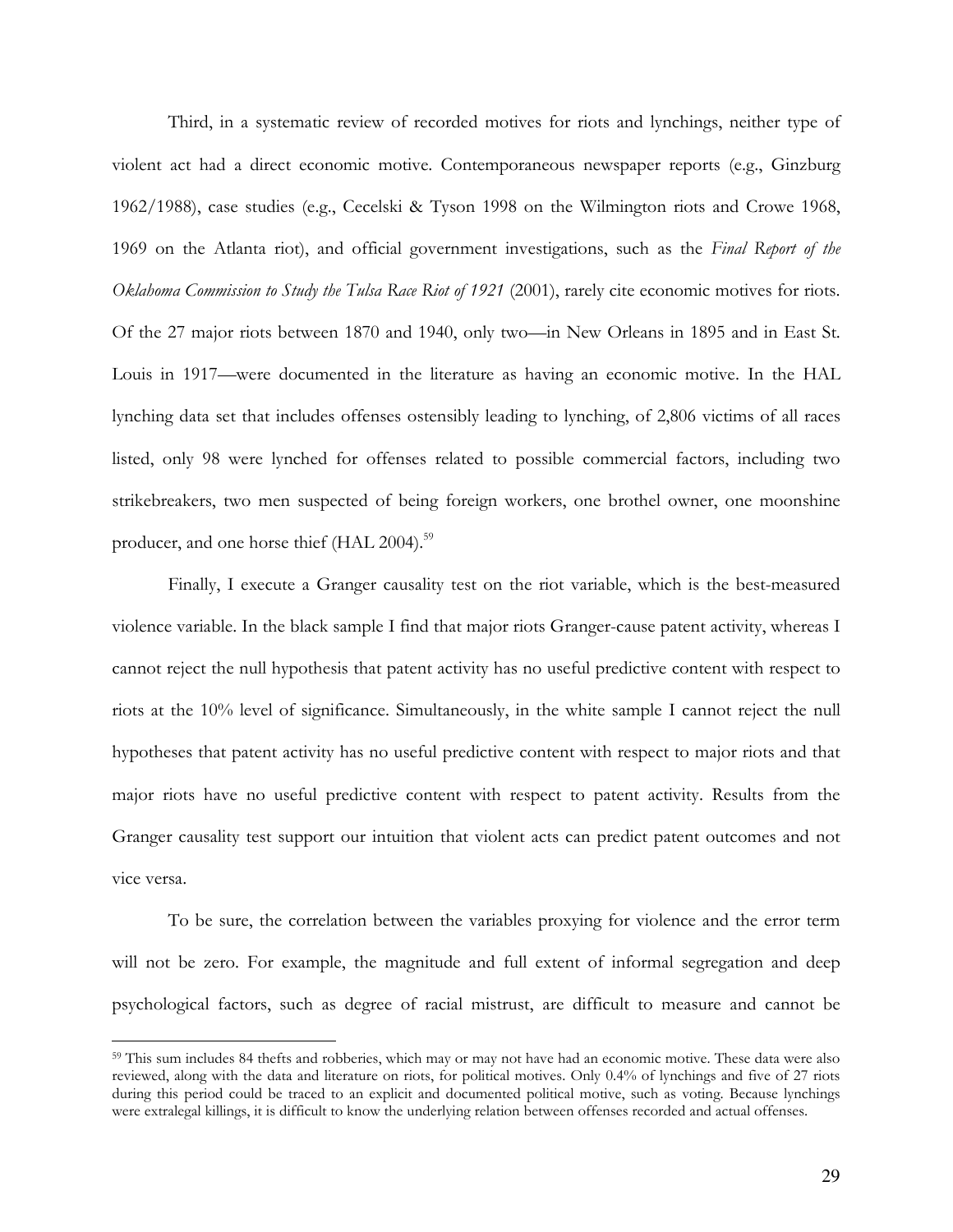Third, in a systematic review of recorded motives for riots and lynchings, neither type of violent act had a direct economic motive. Contemporaneous newspaper reports (e.g., Ginzburg 1962/1988), case studies (e.g., Cecelski & Tyson 1998 on the Wilmington riots and Crowe 1968, 1969 on the Atlanta riot), and official government investigations, such as the *Final Report of the Oklahoma Commission to Study the Tulsa Race Riot of 1921* (2001), rarely cite economic motives for riots. Of the 27 major riots between 1870 and 1940, only two—in New Orleans in 1895 and in East St. Louis in 1917—were documented in the literature as having an economic motive. In the HAL lynching data set that includes offenses ostensibly leading to lynching, of 2,806 victims of all races listed, only 98 were lynched for offenses related to possible commercial factors, including two strikebreakers, two men suspected of being foreign workers, one brothel owner, one moonshine producer, and one horse thief (HAL 2004).[59]

Finally, I execute a Granger causality test on the riot variable, which is the best-measured violence variable. In the black sample I find that major riots Granger-cause patent activity, whereas I cannot reject the null hypothesis that patent activity has no useful predictive content with respect to riots at the 10% level of significance. Simultaneously, in the white sample I cannot reject the null hypotheses that patent activity has no useful predictive content with respect to major riots and that major riots have no useful predictive content with respect to patent activity. Results from the Granger causality test support our intuition that violent acts can predict patent outcomes and not vice versa.

To be sure, the correlation between the variables proxying for violence and the error term will not be zero. For example, the magnitude and full extent of informal segregation and deep psychological factors, such as degree of racial mistrust, are difficult to measure and cannot be

---

[59] This sum includes 84 thefts and robberies, which may or may not have had an economic motive. These data were also reviewed, along with the data and literature on riots, for political motives. Only 0.4% of lynchings and five of 27 riots during this period could be traced to an explicit and documented political motive, such as voting. Because lynchings were extralegal killings, it is difficult to know the underlying relation between offenses recorded and actual offenses.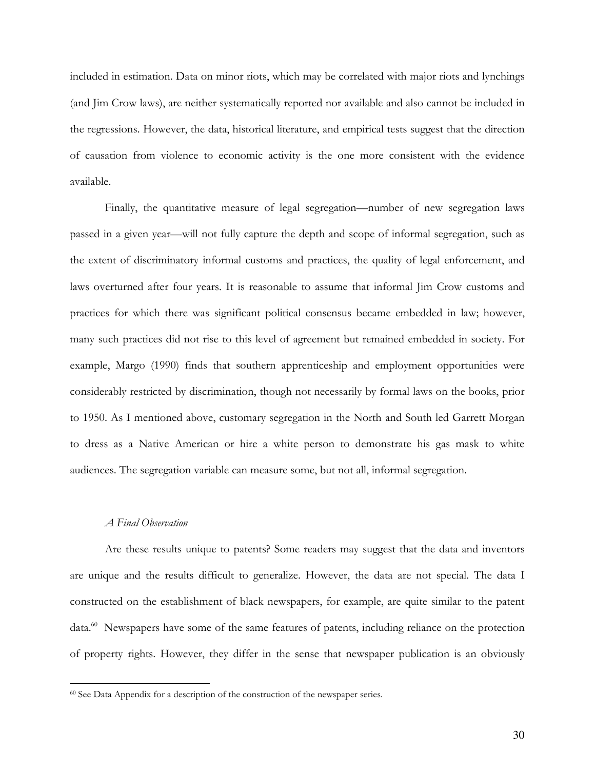included in estimation. Data on minor riots, which may be correlated with major riots and lynchings (and Jim Crow laws), are neither systematically reported nor available and also cannot be included in the regressions. However, the data, historical literature, and empirical tests suggest that the direction of causation from violence to economic activity is the one more consistent with the evidence available.

Finally, the quantitative measure of legal segregation—number of new segregation laws passed in a given year—will not fully capture the depth and scope of informal segregation, such as the extent of discriminatory informal customs and practices, the quality of legal enforcement, and laws overturned after four years. It is reasonable to assume that informal Jim Crow customs and practices for which there was significant political consensus became embedded in law; however, many such practices did not rise to this level of agreement but remained embedded in society. For example, Margo (1990) finds that southern apprenticeship and employment opportunities were considerably restricted by discrimination, though not necessarily by formal laws on the books, prior to 1950. As I mentioned above, customary segregation in the North and South led Garrett Morgan to dress as a Native American or hire a white person to demonstrate his gas mask to white audiences. The segregation variable can measure some, but not all, informal segregation.

*A Final Observation*

Are these results unique to patents? Some readers may suggest that the data and inventors are unique and the results difficult to generalize. However, the data are not special. The data I constructed on the establishment of black newspapers, for example, are quite similar to the patent data.[60] Newspapers have some of the same features of patents, including reliance on the protection of property rights. However, they differ in the sense that newspaper publication is an obviously

[60] See Data Appendix for a description of the construction of the newspaper series.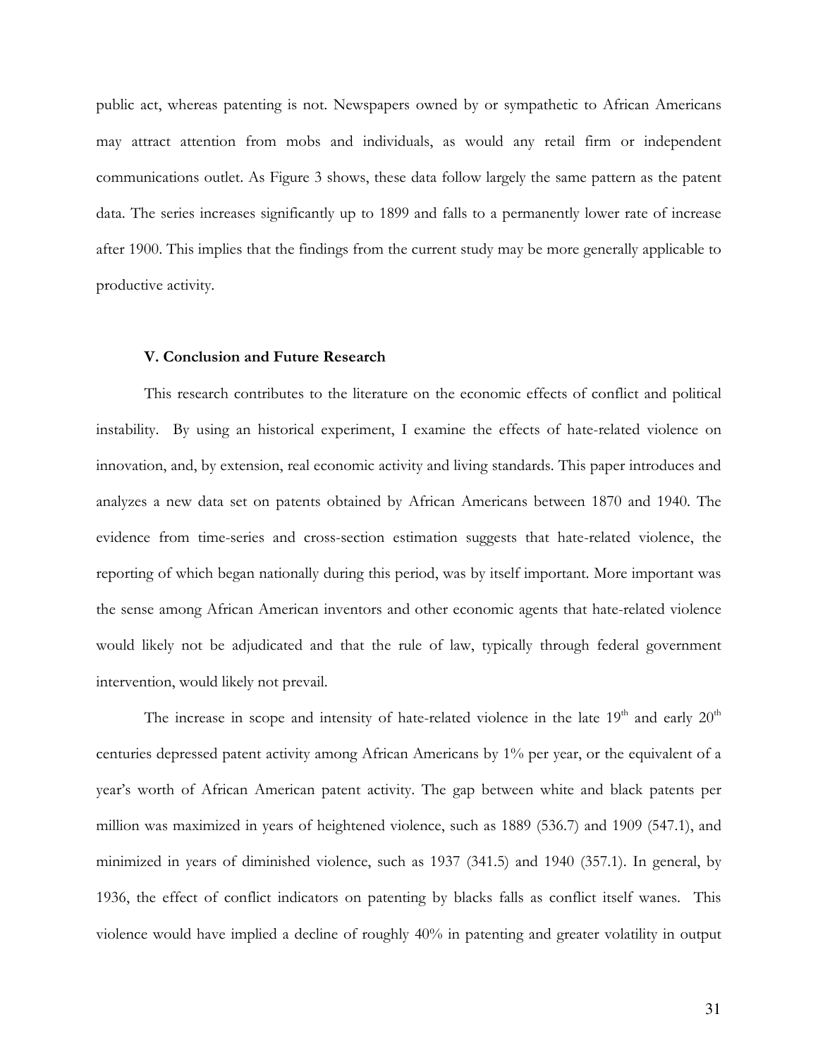public act, whereas patenting is not. Newspapers owned by or sympathetic to African Americans may attract attention from mobs and individuals, as would any retail firm or independent communications outlet. As Figure 3 shows, these data follow largely the same pattern as the patent data. The series increases significantly up to 1899 and falls to a permanently lower rate of increase after 1900. This implies that the findings from the current study may be more generally applicable to productive activity.

## V. Conclusion and Future Research

This research contributes to the literature on the economic effects of conflict and political instability. By using an historical experiment, I examine the effects of hate-related violence on innovation, and, by extension, real economic activity and living standards. This paper introduces and analyzes a new data set on patents obtained by African Americans between 1870 and 1940. The evidence from time-series and cross-section estimation suggests that hate-related violence, the reporting of which began nationally during this period, was by itself important. More important was the sense among African American inventors and other economic agents that hate-related violence would likely not be adjudicated and that the rule of law, typically through federal government intervention, would likely not prevail.

The increase in scope and intensity of hate-related violence in the late 19th and early 20th centuries depressed patent activity among African Americans by 1% per year, or the equivalent of a year's worth of African American patent activity. The gap between white and black patents per million was maximized in years of heightened violence, such as 1889 (536.7) and 1909 (547.1), and minimized in years of diminished violence, such as 1937 (341.5) and 1940 (357.1). In general, by 1936, the effect of conflict indicators on patenting by blacks falls as conflict itself wanes. This violence would have implied a decline of roughly 40% in patenting and greater volatility in output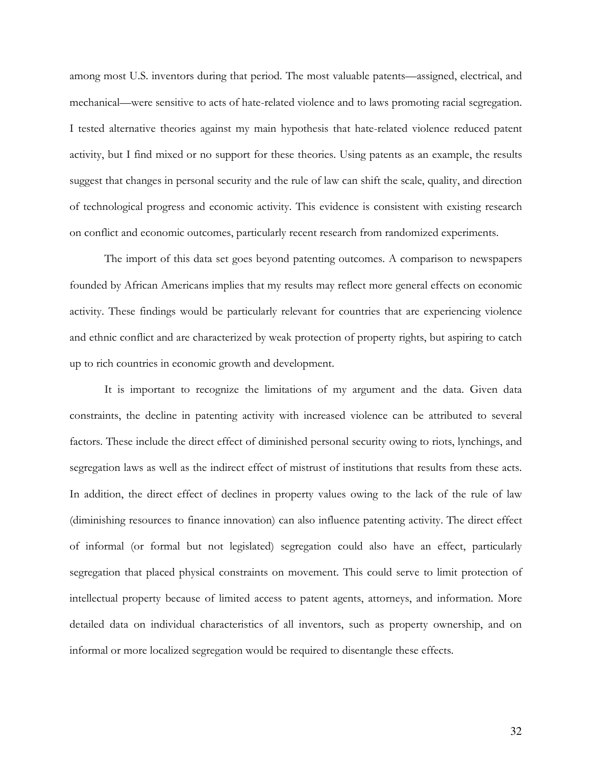among most U.S. inventors during that period. The most valuable patents—assigned, electrical, and mechanical—were sensitive to acts of hate-related violence and to laws promoting racial segregation. I tested alternative theories against my main hypothesis that hate-related violence reduced patent activity, but I find mixed or no support for these theories. Using patents as an example, the results suggest that changes in personal security and the rule of law can shift the scale, quality, and direction of technological progress and economic activity. This evidence is consistent with existing research on conflict and economic outcomes, particularly recent research from randomized experiments.

The import of this data set goes beyond patenting outcomes. A comparison to newspapers founded by African Americans implies that my results may reflect more general effects on economic activity. These findings would be particularly relevant for countries that are experiencing violence and ethnic conflict and are characterized by weak protection of property rights, but aspiring to catch up to rich countries in economic growth and development.

It is important to recognize the limitations of my argument and the data. Given data constraints, the decline in patenting activity with increased violence can be attributed to several factors. These include the direct effect of diminished personal security owing to riots, lynchings, and segregation laws as well as the indirect effect of mistrust of institutions that results from these acts. In addition, the direct effect of declines in property values owing to the lack of the rule of law (diminishing resources to finance innovation) can also influence patenting activity. The direct effect of informal (or formal but not legislated) segregation could also have an effect, particularly segregation that placed physical constraints on movement. This could serve to limit protection of intellectual property because of limited access to patent agents, attorneys, and information. More detailed data on individual characteristics of all inventors, such as property ownership, and on informal or more localized segregation would be required to disentangle these effects.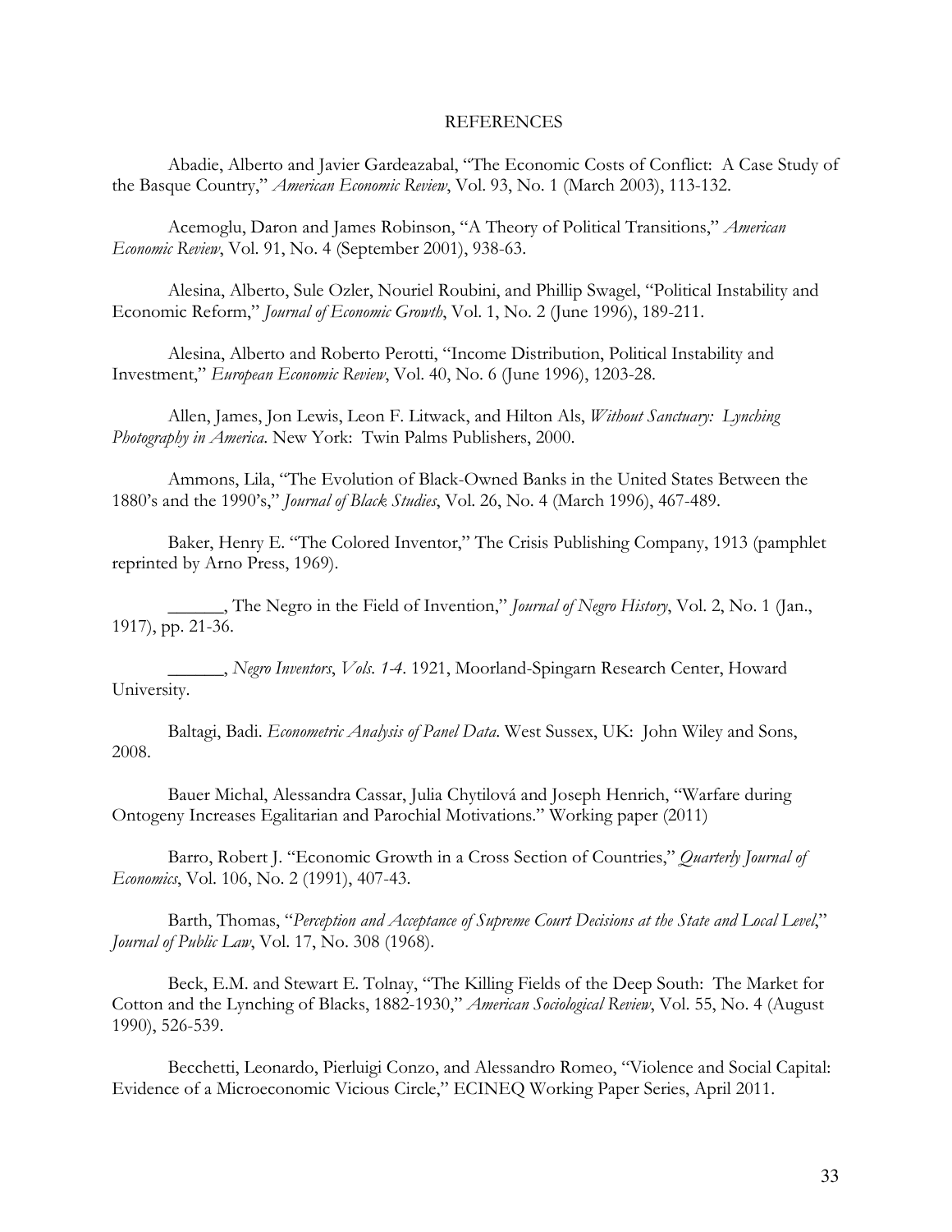# REFERENCES

Abadie, Alberto and Javier Gardeazabal, "The Economic Costs of Conflict: A Case Study of the Basque Country," *American Economic Review*, Vol. 93, No. 1 (March 2003), 113-132.

Acemoglu, Daron and James Robinson, "A Theory of Political Transitions," *American Economic Review*, Vol. 91, No. 4 (September 2001), 938-63.

Alesina, Alberto, Sule Ozler, Nouriel Roubini, and Phillip Swagel, "Political Instability and Economic Reform," *Journal of Economic Growth*, Vol. 1, No. 2 (June 1996), 189-211.

Alesina, Alberto and Roberto Perotti, "Income Distribution, Political Instability and Investment," *European Economic Review*, Vol. 40, No. 6 (June 1996), 1203-28.

Allen, James, Jon Lewis, Leon F. Litwack, and Hilton Als, *Without Sanctuary: Lynching Photography in America*. New York: Twin Palms Publishers, 2000.

Ammons, Lila, "The Evolution of Black-Owned Banks in the United States Between the 1880's and the 1990's," *Journal of Black Studies*, Vol. 26, No. 4 (March 1996), 467-489.

Baker, Henry E. "The Colored Inventor," The Crisis Publishing Company, 1913 (pamphlet reprinted by Arno Press, 1969).

______, The Negro in the Field of Invention," *Journal of Negro History*, Vol. 2, No. 1 (Jan., 1917), pp. 21-36.

______, *Negro Inventors, Vols. 1-4*. 1921, Moorland-Spingarn Research Center, Howard University.

Baltagi, Badi. *Econometric Analysis of Panel Data*. West Sussex, UK: John Wiley and Sons, 2008.

Bauer Michal, Alessandra Cassar, Julia Chytilová and Joseph Henrich, "Warfare during Ontogeny Increases Egalitarian and Parochial Motivations." Working paper (2011)

Barro, Robert J. "Economic Growth in a Cross Section of Countries," *Quarterly Journal of Economics*, Vol. 106, No. 2 (1991), 407-43.

Barth, Thomas, "*Perception and Acceptance of Supreme Court Decisions at the State and Local Level*," *Journal of Public Law*, Vol. 17, No. 308 (1968).

Beck, E.M. and Stewart E. Tolnay, "The Killing Fields of the Deep South: The Market for Cotton and the Lynching of Blacks, 1882-1930," *American Sociological Review*, Vol. 55, No. 4 (August 1990), 526-539.

Becchetti, Leonardo, Pierluigi Conzo, and Alessandro Romeo, "Violence and Social Capital: Evidence of a Microeconomic Vicious Circle," ECINEQ Working Paper Series, April 2011.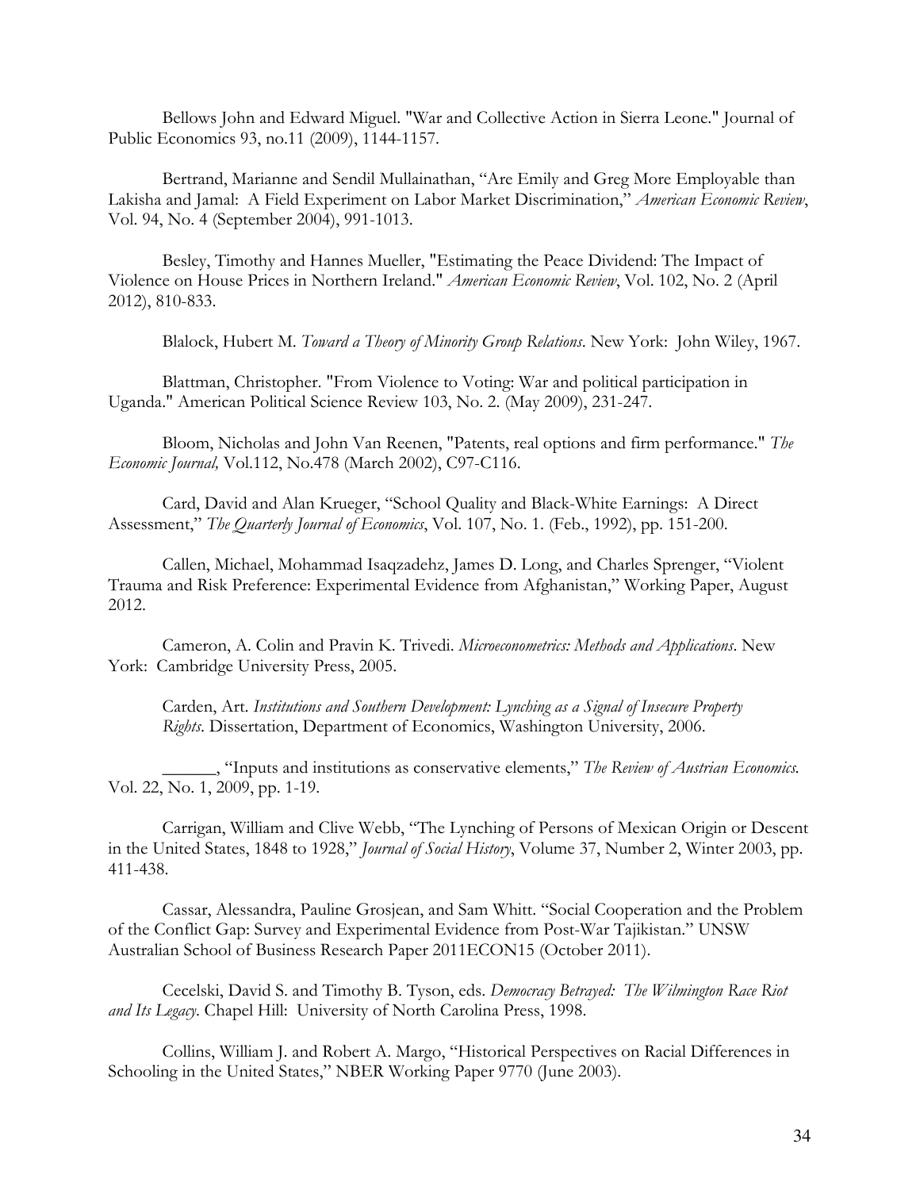Bellows John and Edward Miguel. "War and Collective Action in Sierra Leone." Journal of Public Economics 93, no.11 (2009), 1144-1157.

Bertrand, Marianne and Sendil Mullainathan, "Are Emily and Greg More Employable than Lakisha and Jamal: A Field Experiment on Labor Market Discrimination," *American Economic Review*, Vol. 94, No. 4 (September 2004), 991-1013.

Besley, Timothy and Hannes Mueller, "Estimating the Peace Dividend: The Impact of Violence on House Prices in Northern Ireland." *American Economic Review*, Vol. 102, No. 2 (April 2012), 810-833.

Blalock, Hubert M. *Toward a Theory of Minority Group Relations*. New York: John Wiley, 1967.

Blattman, Christopher. "From Violence to Voting: War and political participation in Uganda." American Political Science Review 103, No. 2. (May 2009), 231-247.

Bloom, Nicholas and John Van Reenen, "Patents, real options and firm performance." *The Economic Journal,* Vol.112, No.478 (March 2002), C97-C116.

Card, David and Alan Krueger, "School Quality and Black-White Earnings: A Direct Assessment," *The Quarterly Journal of Economics*, Vol. 107, No. 1. (Feb., 1992), pp. 151-200.

Callen, Michael, Mohammad Isaqzadehz, James D. Long, and Charles Sprenger, "Violent Trauma and Risk Preference: Experimental Evidence from Afghanistan," Working Paper, August 2012.

Cameron, A. Colin and Pravin K. Trivedi. *Microeconometrics: Methods and Applications*. New York: Cambridge University Press, 2005.

Carden, Art. *Institutions and Southern Development: Lynching as a Signal of Insecure Property Rights*. Dissertation, Department of Economics, Washington University, 2006.

______, "Inputs and institutions as conservative elements," *The Review of Austrian Economics.* Vol. 22, No. 1, 2009, pp. 1-19.

Carrigan, William and Clive Webb, "The Lynching of Persons of Mexican Origin or Descent in the United States, 1848 to 1928," *Journal of Social History*, Volume 37, Number 2, Winter 2003, pp. 411-438.

Cassar, Alessandra, Pauline Grosjean, and Sam Whitt. "Social Cooperation and the Problem of the Conflict Gap: Survey and Experimental Evidence from Post-War Tajikistan." UNSW Australian School of Business Research Paper 2011ECON15 (October 2011).

Cecelski, David S. and Timothy B. Tyson, eds. *Democracy Betrayed: The Wilmington Race Riot and Its Legacy*. Chapel Hill: University of North Carolina Press, 1998.

Collins, William J. and Robert A. Margo, "Historical Perspectives on Racial Differences in Schooling in the United States," NBER Working Paper 9770 (June 2003).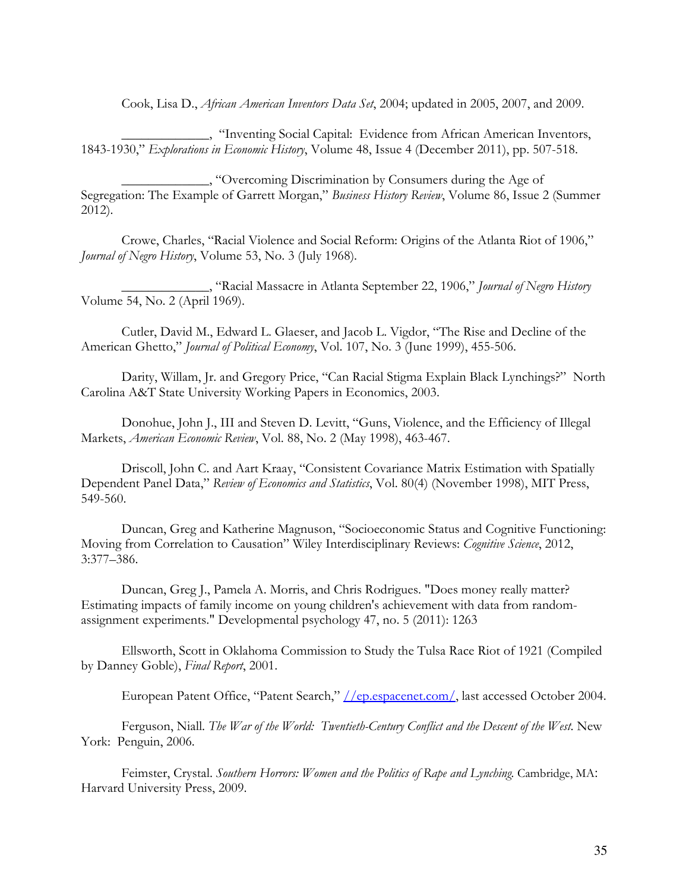Cook, Lisa D., *African American Inventors Data Set*, 2004; updated in 2005, 2007, and 2009.

_____________, "Inventing Social Capital: Evidence from African American Inventors, 1843-1930," *Explorations in Economic History*, Volume 48, Issue 4 (December 2011), pp. 507-518.

_____________, "Overcoming Discrimination by Consumers during the Age of Segregation: The Example of Garrett Morgan," *Business History Review*, Volume 86, Issue 2 (Summer 2012).

Crowe, Charles, "Racial Violence and Social Reform: Origins of the Atlanta Riot of 1906," *Journal of Negro History*, Volume 53, No. 3 (July 1968).

_____________, "Racial Massacre in Atlanta September 22, 1906," *Journal of Negro History* Volume 54, No. 2 (April 1969).

Cutler, David M., Edward L. Glaeser, and Jacob L. Vigdor, "The Rise and Decline of the American Ghetto," *Journal of Political Economy*, Vol. 107, No. 3 (June 1999), 455-506.

Darity, Willam, Jr. and Gregory Price, "Can Racial Stigma Explain Black Lynchings?" North Carolina A&T State University Working Papers in Economics, 2003.

Donohue, John J., III and Steven D. Levitt, "Guns, Violence, and the Efficiency of Illegal Markets, *American Economic Review*, Vol. 88, No. 2 (May 1998), 463-467.

Driscoll, John C. and Aart Kraay, "Consistent Covariance Matrix Estimation with Spatially Dependent Panel Data," *Review of Economics and Statistics*, Vol. 80(4) (November 1998), MIT Press, 549-560.

Duncan, Greg and Katherine Magnuson, "Socioeconomic Status and Cognitive Functioning: Moving from Correlation to Causation" Wiley Interdisciplinary Reviews: *Cognitive Science*, 2012, 3:377–386.

Duncan, Greg J., Pamela A. Morris, and Chris Rodrigues. "Does money really matter? Estimating impacts of family income on young children's achievement with data from random-assignment experiments." Developmental psychology 47, no. 5 (2011): 1263

Ellsworth, Scott in Oklahoma Commission to Study the Tulsa Race Riot of 1921 (Compiled by Danney Goble), *Final Report*, 2001.

European Patent Office, "Patent Search," //ep.espacenet.com/, last accessed October 2004.

Ferguson, Niall. *The War of the World: Twentieth-Century Conflict and the Descent of the West*. New York: Penguin, 2006.

Feimster, Crystal. *Southern Horrors: Women and the Politics of Rape and Lynching*. Cambridge, MA: Harvard University Press, 2009.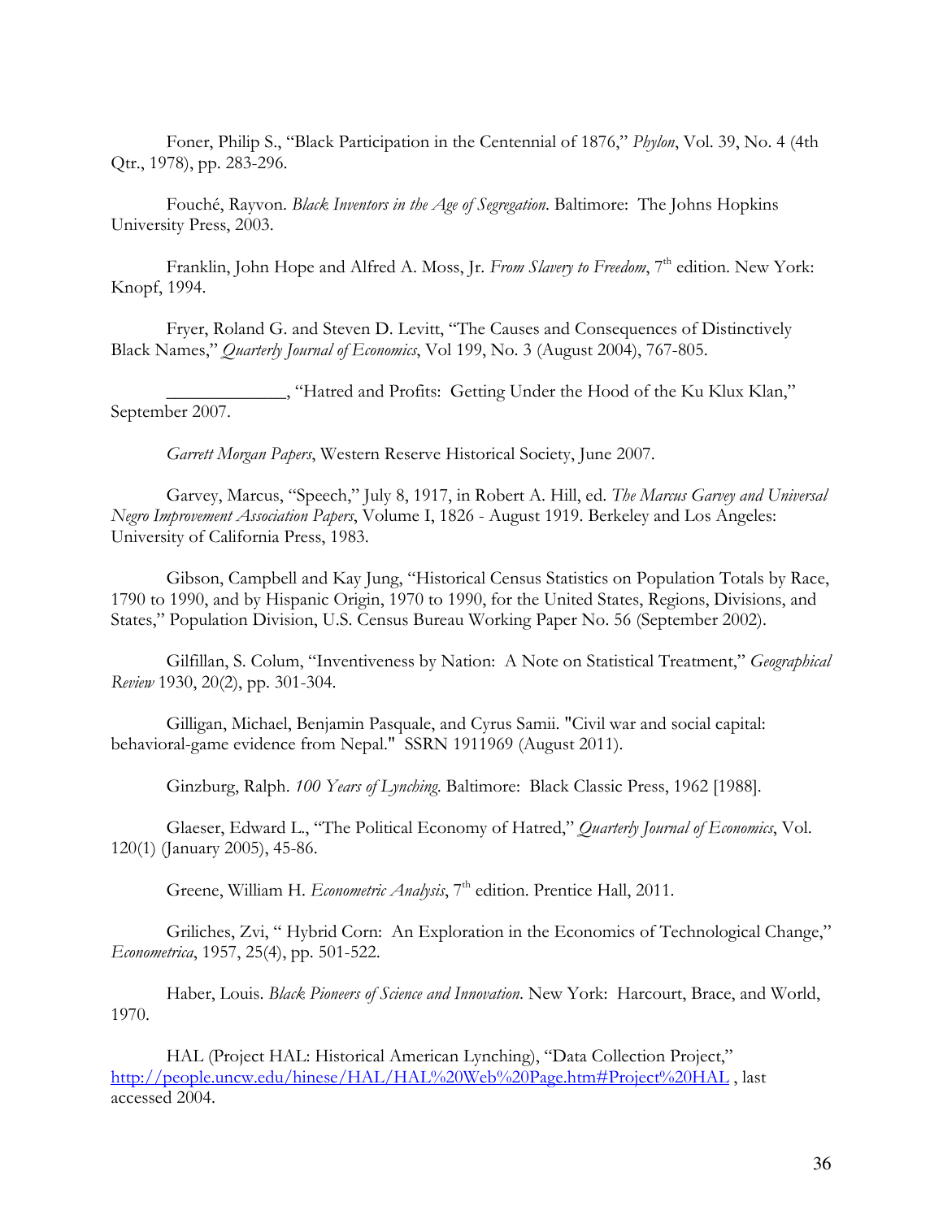Foner, Philip S., “Black Participation in the Centennial of 1876,” *Phylon*, Vol. 39, No. 4 (4th Qtr., 1978), pp. 283-296.

Fouché, Rayvon. *Black Inventors in the Age of Segregation*. Baltimore: The Johns Hopkins University Press, 2003.

Franklin, John Hope and Alfred A. Moss, Jr. *From Slavery to Freedom*, 7th edition. New York: Knopf, 1994.

Fryer, Roland G. and Steven D. Levitt, “The Causes and Consequences of Distinctively Black Names,” *Quarterly Journal of Economics*, Vol 199, No. 3 (August 2004), 767-805.

_____________, “Hatred and Profits: Getting Under the Hood of the Ku Klux Klan,” September 2007.

*Garrett Morgan Papers*, Western Reserve Historical Society, June 2007.

Garvey, Marcus, “Speech,” July 8, 1917, in Robert A. Hill, ed. *The Marcus Garvey and Universal Negro Improvement Association Papers*, Volume I, 1826 - August 1919. Berkeley and Los Angeles: University of California Press, 1983.

Gibson, Campbell and Kay Jung, “Historical Census Statistics on Population Totals by Race, 1790 to 1990, and by Hispanic Origin, 1970 to 1990, for the United States, Regions, Divisions, and States,” Population Division, U.S. Census Bureau Working Paper No. 56 (September 2002).

Gilfillan, S. Colum, “Inventiveness by Nation: A Note on Statistical Treatment,” *Geographical Review* 1930, 20(2), pp. 301-304.

Gilligan, Michael, Benjamin Pasquale, and Cyrus Samii. "Civil war and social capital: behavioral-game evidence from Nepal." SSRN 1911969 (August 2011).

Ginzburg, Ralph. *100 Years of Lynching*. Baltimore: Black Classic Press, 1962 [1988].

Glaeser, Edward L., “The Political Economy of Hatred,” *Quarterly Journal of Economics*, Vol. 120(1) (January 2005), 45-86.

Greene, William H. *Econometric Analysis*, 7th edition. Prentice Hall, 2011.

Griliches, Zvi, “ Hybrid Corn: An Exploration in the Economics of Technological Change,” *Econometrica*, 1957, 25(4), pp. 501-522.

Haber, Louis. *Black Pioneers of Science and Innovation*. New York: Harcourt, Brace, and World, 1970.

HAL (Project HAL: Historical American Lynching), “Data Collection Project,” http://people.uncw.edu/hinese/HAL/HAL%20Web%20Page.htm#Project%20HAL , last accessed 2004.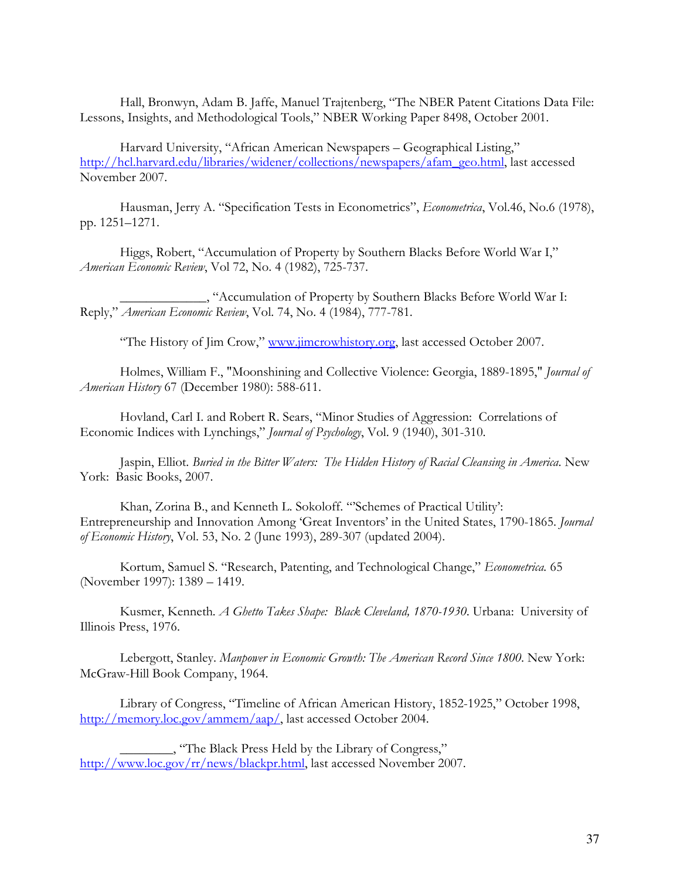Hall, Bronwyn, Adam B. Jaffe, Manuel Trajtenberg, "The NBER Patent Citations Data File: Lessons, Insights, and Methodological Tools," NBER Working Paper 8498, October 2001.

Harvard University, "African American Newspapers – Geographical Listing," http://hcl.harvard.edu/libraries/widener/collections/newspapers/afam_geo.html, last accessed November 2007.

Hausman, Jerry A. "Specification Tests in Econometrics", *Econometrica*, Vol.46, No.6 (1978), pp. 1251–1271.

Higgs, Robert, "Accumulation of Property by Southern Blacks Before World War I," *American Economic Review*, Vol 72, No. 4 (1982), 725-737.

_____________, "Accumulation of Property by Southern Blacks Before World War I: Reply," *American Economic Review*, Vol. 74, No. 4 (1984), 777-781.

"The History of Jim Crow," www.jimcrowhistory.org, last accessed October 2007.

Holmes, William F., "Moonshining and Collective Violence: Georgia, 1889-1895," *Journal of American History* 67 (December 1980): 588-611.

Hovland, Carl I. and Robert R. Sears, "Minor Studies of Aggression: Correlations of Economic Indices with Lynchings," *Journal of Psychology*, Vol. 9 (1940), 301-310.

Jaspin, Elliot. *Buried in the Bitter Waters: The Hidden History of Racial Cleansing in America*. New York: Basic Books, 2007.

Khan, Zorina B., and Kenneth L. Sokoloff. "'Schemes of Practical Utility': Entrepreneurship and Innovation Among 'Great Inventors' in the United States, 1790-1865. *Journal of Economic History*, Vol. 53, No. 2 (June 1993), 289-307 (updated 2004).

Kortum, Samuel S. "Research, Patenting, and Technological Change," *Econometrica.* 65 (November 1997): 1389 – 1419.

Kusmer, Kenneth. *A Ghetto Takes Shape: Black Cleveland, 1870-1930*. Urbana: University of Illinois Press, 1976.

Lebergott, Stanley. *Manpower in Economic Growth: The American Record Since 1800*. New York: McGraw-Hill Book Company, 1964.

Library of Congress, "Timeline of African American History, 1852-1925," October 1998, http://memory.loc.gov/ammem/aap/, last accessed October 2004.

________, "The Black Press Held by the Library of Congress," http://www.loc.gov/rr/news/blackpr.html, last accessed November 2007.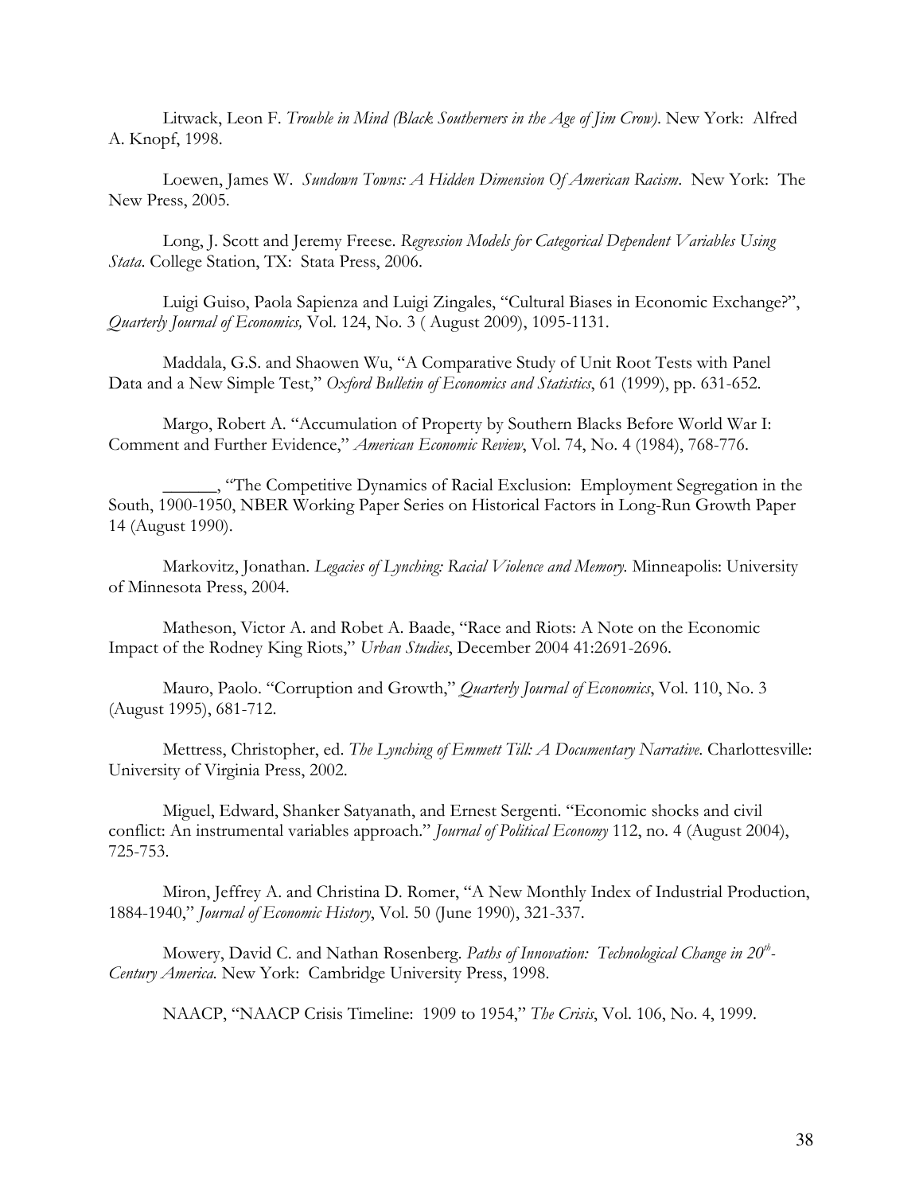Litwack, Leon F. *Trouble in Mind (Black Southerners in the Age of Jim Crow)*. New York: Alfred A. Knopf, 1998.

Loewen, James W. *Sundown Towns: A Hidden Dimension Of American Racism*. New York: The New Press, 2005.

Long, J. Scott and Jeremy Freese. *Regression Models for Categorical Dependent Variables Using Stata*. College Station, TX: Stata Press, 2006.

Luigi Guiso, Paola Sapienza and Luigi Zingales, "Cultural Biases in Economic Exchange?", *Quarterly Journal of Economics,* Vol. 124, No. 3 ( August 2009), 1095-1131.

Maddala, G.S. and Shaowen Wu, "A Comparative Study of Unit Root Tests with Panel Data and a New Simple Test," *Oxford Bulletin of Economics and Statistics*, 61 (1999), pp. 631-652.

Margo, Robert A. "Accumulation of Property by Southern Blacks Before World War I: Comment and Further Evidence," *American Economic Review*, Vol. 74, No. 4 (1984), 768-776.

______, "The Competitive Dynamics of Racial Exclusion: Employment Segregation in the South, 1900-1950, NBER Working Paper Series on Historical Factors in Long-Run Growth Paper 14 (August 1990).

Markovitz, Jonathan. *Legacies of Lynching: Racial Violence and Memory.* Minneapolis: University of Minnesota Press, 2004.

Matheson, Victor A. and Robet A. Baade, "Race and Riots: A Note on the Economic Impact of the Rodney King Riots," *Urban Studies*, December 2004 41:2691-2696.

Mauro, Paolo. "Corruption and Growth," *Quarterly Journal of Economics*, Vol. 110, No. 3 (August 1995), 681-712.

Mettress, Christopher, ed. *The Lynching of Emmett Till: A Documentary Narrative.* Charlottesville: University of Virginia Press, 2002.

Miguel, Edward, Shanker Satyanath, and Ernest Sergenti. "Economic shocks and civil conflict: An instrumental variables approach." *Journal of Political Economy* 112, no. 4 (August 2004), 725-753.

Miron, Jeffrey A. and Christina D. Romer, "A New Monthly Index of Industrial Production, 1884-1940," *Journal of Economic History*, Vol. 50 (June 1990), 321-337.

Mowery, David C. and Nathan Rosenberg. *Paths of Innovation: Technological Change in 20th-Century America.* New York: Cambridge University Press, 1998.

NAACP, "NAACP Crisis Timeline: 1909 to 1954," *The Crisis*, Vol. 106, No. 4, 1999.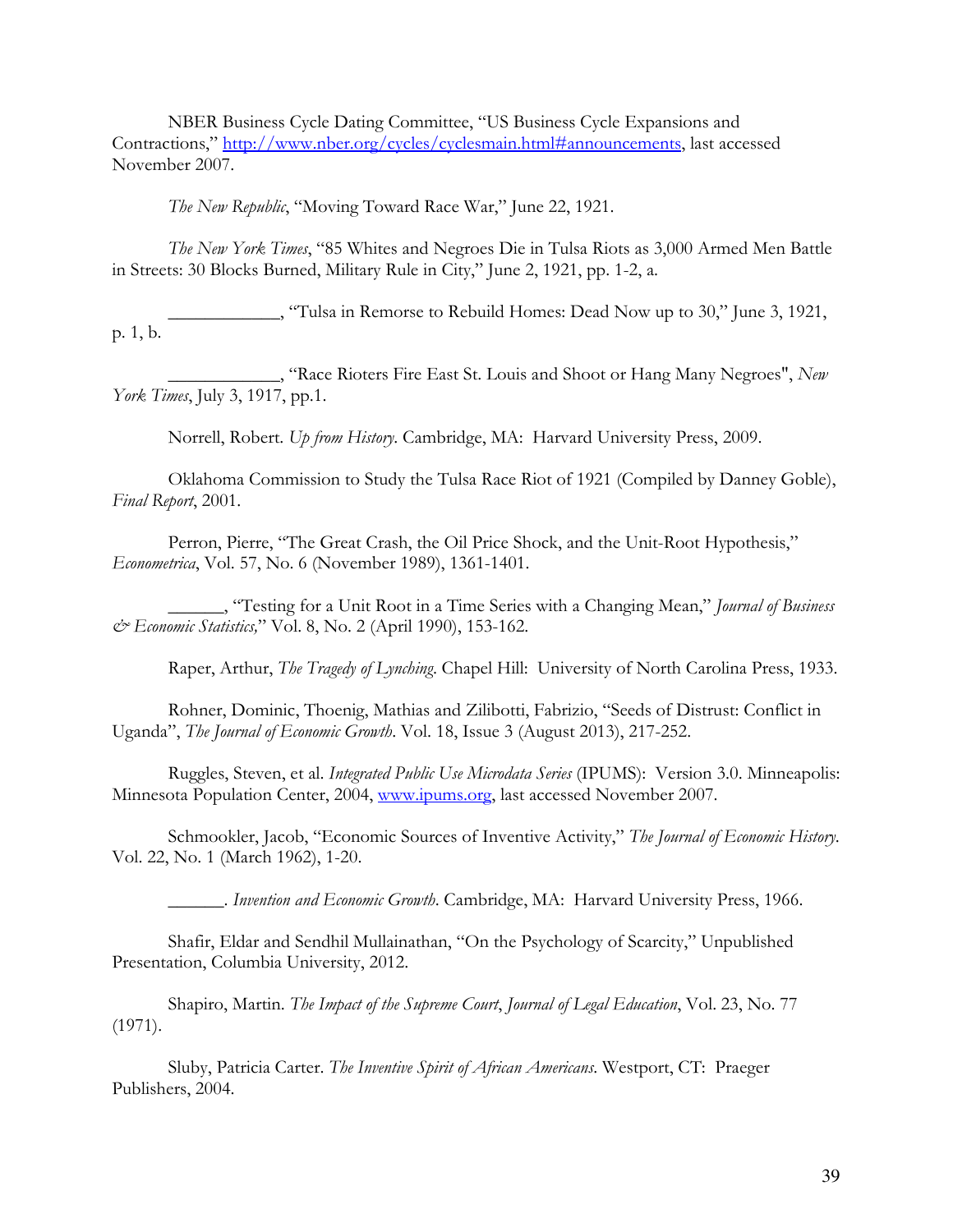NBER Business Cycle Dating Committee, "US Business Cycle Expansions and Contractions," http://www.nber.org/cycles/cyclesmain.html#announcements, last accessed November 2007.

*The New Republic*, "Moving Toward Race War," June 22, 1921.

*The New York Times*, "85 Whites and Negroes Die in Tulsa Riots as 3,000 Armed Men Battle in Streets: 30 Blocks Burned, Military Rule in City," June 2, 1921, pp. 1-2, a.

____________, "Tulsa in Remorse to Rebuild Homes: Dead Now up to 30," June 3, 1921, p. 1, b.

____________, "Race Rioters Fire East St. Louis and Shoot or Hang Many Negroes", *New York Times*, July 3, 1917, pp.1.

Norrell, Robert. *Up from History*. Cambridge, MA: Harvard University Press, 2009.

Oklahoma Commission to Study the Tulsa Race Riot of 1921 (Compiled by Danney Goble), *Final Report*, 2001.

Perron, Pierre, "The Great Crash, the Oil Price Shock, and the Unit-Root Hypothesis," *Econometrica*, Vol. 57, No. 6 (November 1989), 1361-1401.

______, "Testing for a Unit Root in a Time Series with a Changing Mean," *Journal of Business & Economic Statistics,*" Vol. 8, No. 2 (April 1990), 153-162.

Raper, Arthur, *The Tragedy of Lynching*. Chapel Hill: University of North Carolina Press, 1933.

Rohner, Dominic, Thoenig, Mathias and Zilibotti, Fabrizio, "Seeds of Distrust: Conflict in Uganda", *The Journal of Economic Growth*. Vol. 18, Issue 3 (August 2013), 217-252.

Ruggles, Steven, et al. *Integrated Public Use Microdata Series* (IPUMS): Version 3.0. Minneapolis: Minnesota Population Center, 2004, www.ipums.org, last accessed November 2007.

Schmookler, Jacob, "Economic Sources of Inventive Activity," *The Journal of Economic History*. Vol. 22, No. 1 (March 1962), 1-20.

______. *Invention and Economic Growth*. Cambridge, MA: Harvard University Press, 1966.

Shafir, Eldar and Sendhil Mullainathan, "On the Psychology of Scarcity," Unpublished Presentation, Columbia University, 2012.

Shapiro, Martin. *The Impact of the Supreme Court*, *Journal of Legal Education*, Vol. 23, No. 77 (1971).

Sluby, Patricia Carter. *The Inventive Spirit of African Americans*. Westport, CT: Praeger Publishers, 2004.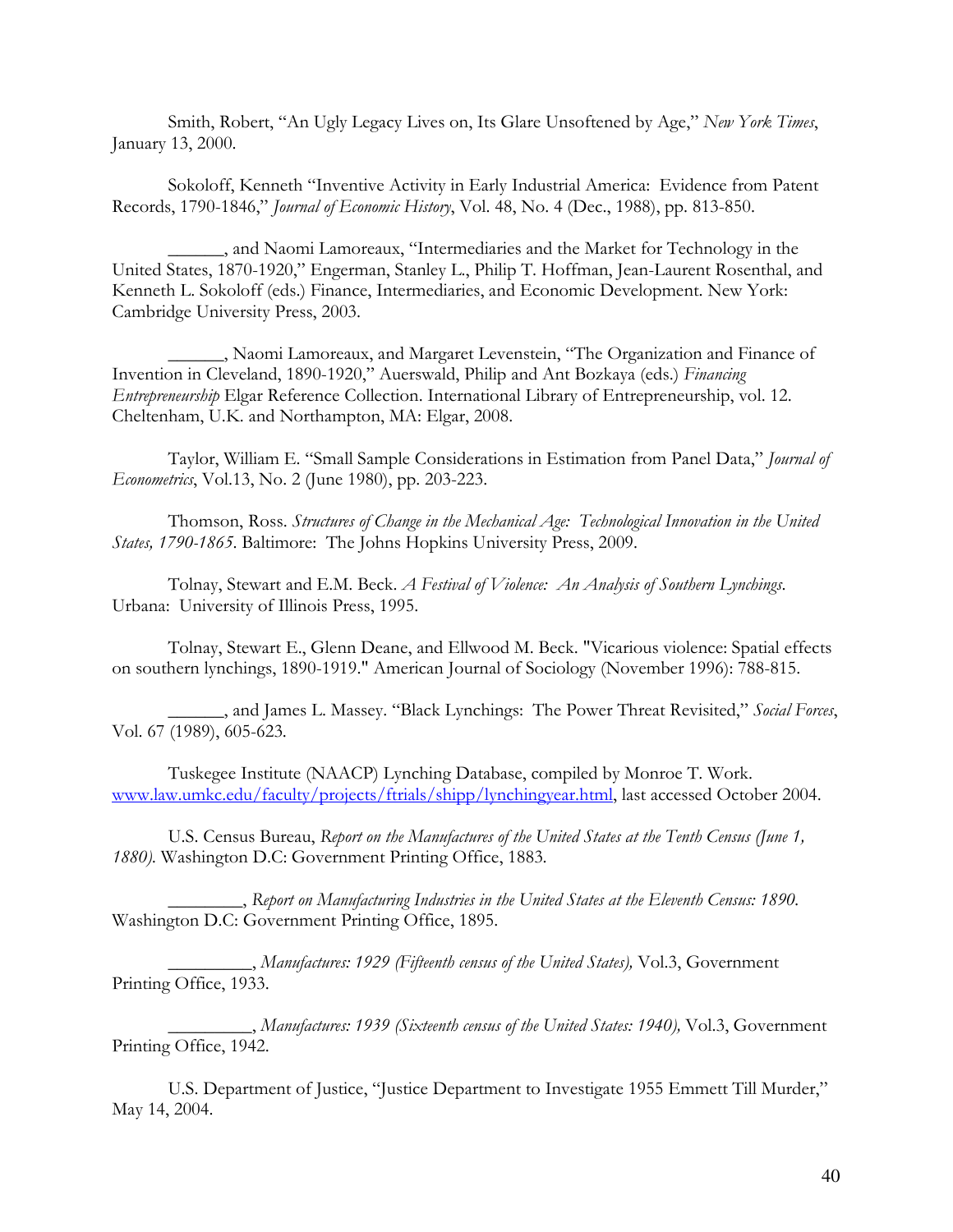Smith, Robert, "An Ugly Legacy Lives on, Its Glare Unsoftened by Age," *New York Times*, January 13, 2000.

Sokoloff, Kenneth "Inventive Activity in Early Industrial America: Evidence from Patent Records, 1790-1846," *Journal of Economic History*, Vol. 48, No. 4 (Dec., 1988), pp. 813-850.

______, and Naomi Lamoreaux, "Intermediaries and the Market for Technology in the United States, 1870-1920," Engerman, Stanley L., Philip T. Hoffman, Jean-Laurent Rosenthal, and Kenneth L. Sokoloff (eds.) Finance, Intermediaries, and Economic Development. New York: Cambridge University Press, 2003.

______, Naomi Lamoreaux, and Margaret Levenstein, "The Organization and Finance of Invention in Cleveland, 1890-1920," Auerswald, Philip and Ant Bozkaya (eds.) *Financing Entrepreneurship* Elgar Reference Collection. International Library of Entrepreneurship, vol. 12. Cheltenham, U.K. and Northampton, MA: Elgar, 2008.

Taylor, William E. "Small Sample Considerations in Estimation from Panel Data," *Journal of Econometrics*, Vol.13, No. 2 (June 1980), pp. 203-223.

Thomson, Ross. *Structures of Change in the Mechanical Age: Technological Innovation in the United States, 1790-1865*. Baltimore: The Johns Hopkins University Press, 2009.

Tolnay, Stewart and E.M. Beck. *A Festival of Violence: An Analysis of Southern Lynchings*. Urbana: University of Illinois Press, 1995.

Tolnay, Stewart E., Glenn Deane, and Ellwood M. Beck. "Vicarious violence: Spatial effects on southern lynchings, 1890-1919." American Journal of Sociology (November 1996): 788-815.

______, and James L. Massey. "Black Lynchings: The Power Threat Revisited," *Social Forces*, Vol. 67 (1989), 605-623.

Tuskegee Institute (NAACP) Lynching Database, compiled by Monroe T. Work. www.law.umkc.edu/faculty/projects/ftrials/shipp/lynchingyear.html, last accessed October 2004.

U.S. Census Bureau, *Report on the Manufactures of the United States at the Tenth Census (June 1, 1880)*. Washington D.C: Government Printing Office, 1883.

________, *Report on Manufacturing Industries in the United States at the Eleventh Census: 1890*. Washington D.C: Government Printing Office, 1895.

_________, *Manufactures: 1929 (Fifteenth census of the United States),* Vol.3, Government Printing Office, 1933.

_________, *Manufactures: 1939 (Sixteenth census of the United States: 1940),* Vol.3, Government Printing Office, 1942.

U.S. Department of Justice, "Justice Department to Investigate 1955 Emmett Till Murder," May 14, 2004.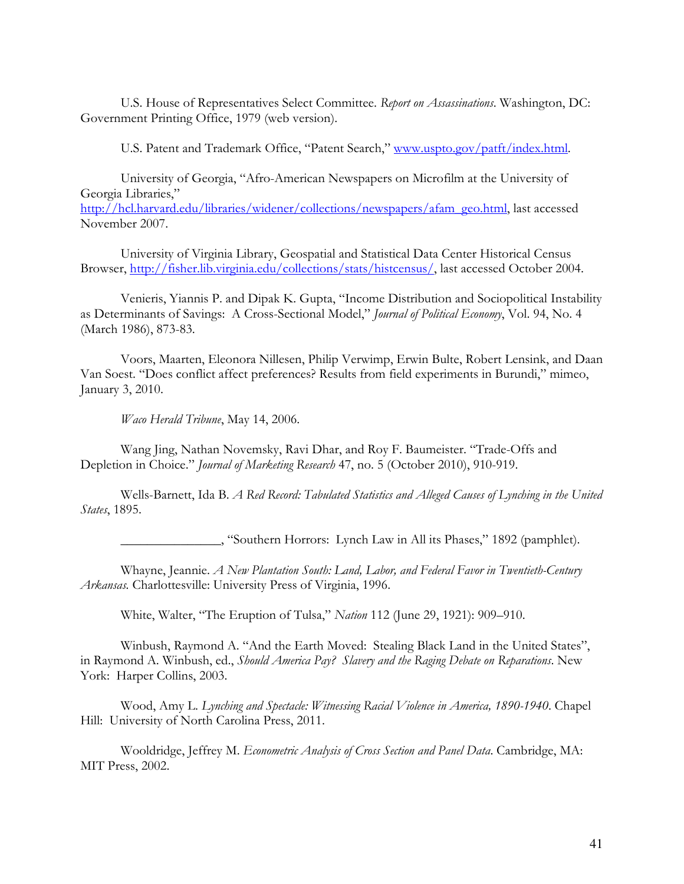U.S. House of Representatives Select Committee. *Report on Assassinations*. Washington, DC: Government Printing Office, 1979 (web version).

U.S. Patent and Trademark Office, "Patent Search," www.uspto.gov/patft/index.html.

University of Georgia, "Afro-American Newspapers on Microfilm at the University of Georgia Libraries," http://hcl.harvard.edu/libraries/widener/collections/newspapers/afam_geo.html, last accessed November 2007.

University of Virginia Library, Geospatial and Statistical Data Center Historical Census Browser, http://fisher.lib.virginia.edu/collections/stats/histcensus/, last accessed October 2004.

Venieris, Yiannis P. and Dipak K. Gupta, "Income Distribution and Sociopolitical Instability as Determinants of Savings: A Cross-Sectional Model," *Journal of Political Economy*, Vol. 94, No. 4 (March 1986), 873-83.

Voors, Maarten, Eleonora Nillesen, Philip Verwimp, Erwin Bulte, Robert Lensink, and Daan Van Soest. "Does conflict affect preferences? Results from field experiments in Burundi," mimeo, January 3, 2010.

*Waco Herald Tribune*, May 14, 2006.

Wang Jing, Nathan Novemsky, Ravi Dhar, and Roy F. Baumeister. "Trade-Offs and Depletion in Choice." *Journal of Marketing Research* 47, no. 5 (October 2010), 910-919.

Wells-Barnett, Ida B. *A Red Record: Tabulated Statistics and Alleged Causes of Lynching in the United States*, 1895.

_______________, "Southern Horrors: Lynch Law in All its Phases," 1892 (pamphlet).

Whayne, Jeannie. *A New Plantation South: Land, Labor, and Federal Favor in Twentieth-Century Arkansas.* Charlottesville: University Press of Virginia, 1996.

White, Walter, "The Eruption of Tulsa," *Nation* 112 (June 29, 1921): 909–910.

Winbush, Raymond A. "And the Earth Moved: Stealing Black Land in the United States", in Raymond A. Winbush, ed., *Should America Pay? Slavery and the Raging Debate on Reparations*. New York: Harper Collins, 2003.

Wood, Amy L. *Lynching and Spectacle: Witnessing Racial Violence in America, 1890-1940*. Chapel Hill: University of North Carolina Press, 2011.

Wooldridge, Jeffrey M. *Econometric Analysis of Cross Section and Panel Data*. Cambridge, MA: MIT Press, 2002.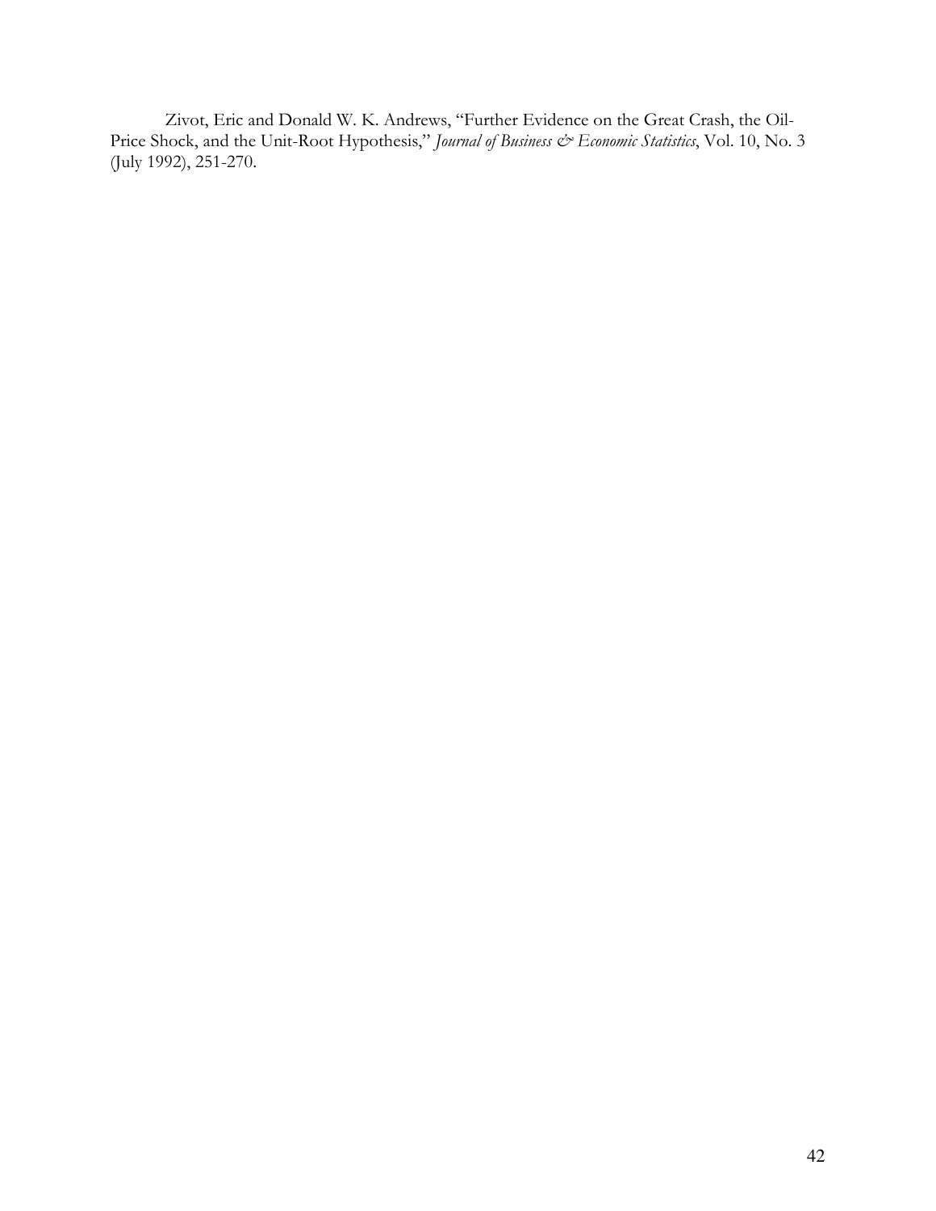Zivot, Eric and Donald W. K. Andrews, "Further Evidence on the Great Crash, the Oil-Price Shock, and the Unit-Root Hypothesis," *Journal of Business & Economic Statistics*, Vol. 10, No. 3 (July 1992), 251-270.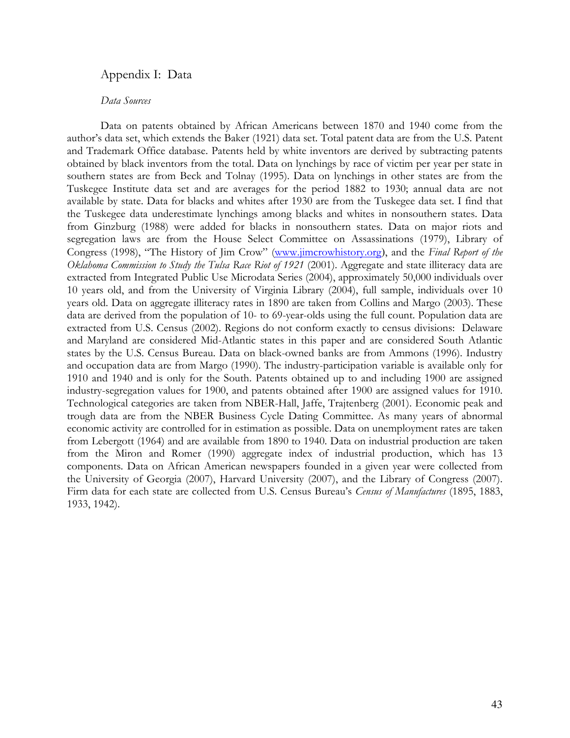## Appendix I: Data

*Data Sources*

Data on patents obtained by African Americans between 1870 and 1940 come from the author's data set, which extends the Baker (1921) data set. Total patent data are from the U.S. Patent and Trademark Office database. Patents held by white inventors are derived by subtracting patents obtained by black inventors from the total. Data on lynchings by race of victim per year per state in southern states are from Beck and Tolnay (1995). Data on lynchings in other states are from the Tuskegee Institute data set and are averages for the period 1882 to 1930; annual data are not available by state. Data for blacks and whites after 1930 are from the Tuskegee data set. I find that the Tuskegee data underestimate lynchings among blacks and whites in nonsouthern states. Data from Ginzburg (1988) were added for blacks in nonsouthern states. Data on major riots and segregation laws are from the House Select Committee on Assassinations (1979), Library of Congress (1998), "The History of Jim Crow" (www.jimcrowhistory.org), and the *Final Report of the Oklahoma Commission to Study the Tulsa Race Riot of 1921* (2001). Aggregate and state illiteracy data are extracted from Integrated Public Use Microdata Series (2004), approximately 50,000 individuals over 10 years old, and from the University of Virginia Library (2004), full sample, individuals over 10 years old. Data on aggregate illiteracy rates in 1890 are taken from Collins and Margo (2003). These data are derived from the population of 10- to 69-year-olds using the full count. Population data are extracted from U.S. Census (2002). Regions do not conform exactly to census divisions: Delaware and Maryland are considered Mid-Atlantic states in this paper and are considered South Atlantic states by the U.S. Census Bureau. Data on black-owned banks are from Ammons (1996). Industry and occupation data are from Margo (1990). The industry-participation variable is available only for 1910 and 1940 and is only for the South. Patents obtained up to and including 1900 are assigned industry-segregation values for 1900, and patents obtained after 1900 are assigned values for 1910. Technological categories are taken from NBER-Hall, Jaffe, Trajtenberg (2001). Economic peak and trough data are from the NBER Business Cycle Dating Committee. As many years of abnormal economic activity are controlled for in estimation as possible. Data on unemployment rates are taken from Lebergott (1964) and are available from 1890 to 1940. Data on industrial production are taken from the Miron and Romer (1990) aggregate index of industrial production, which has 13 components. Data on African American newspapers founded in a given year were collected from the University of Georgia (2007), Harvard University (2007), and the Library of Congress (2007). Firm data for each state are collected from U.S. Census Bureau's *Census of Manufactures* (1895, 1883, 1933, 1942).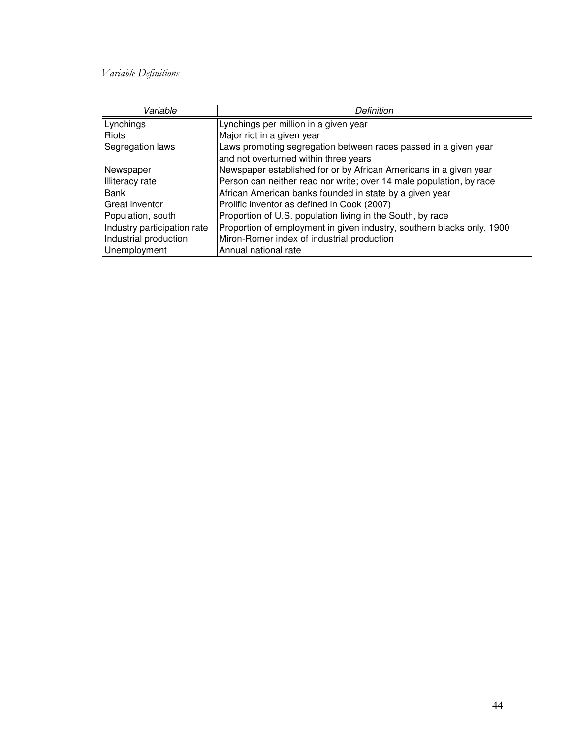*Variable Definitions*

| *Variable* | *Definition* |
|---|---|
| Lynchings | Lynchings per million in a given year |
| Riots | Major riot in a given year |
| Segregation laws | Laws promoting segregation between races passed in a given year and not overturned within three years |
| Newspaper | Newspaper established for or by African Americans in a given year |
| Illiteracy rate | Person can neither read nor write; over 14 male population, by race |
| Bank | African American banks founded in state by a given year |
| Great inventor | Prolific inventor as defined in Cook (2007) |
| Population, south | Proportion of U.S. population living in the South, by race |
| Industry participation rate | Proportion of employment in given industry, southern blacks only, 1900 |
| Industrial production | Miron-Romer index of industrial production |
| Unemployment | Annual national rate |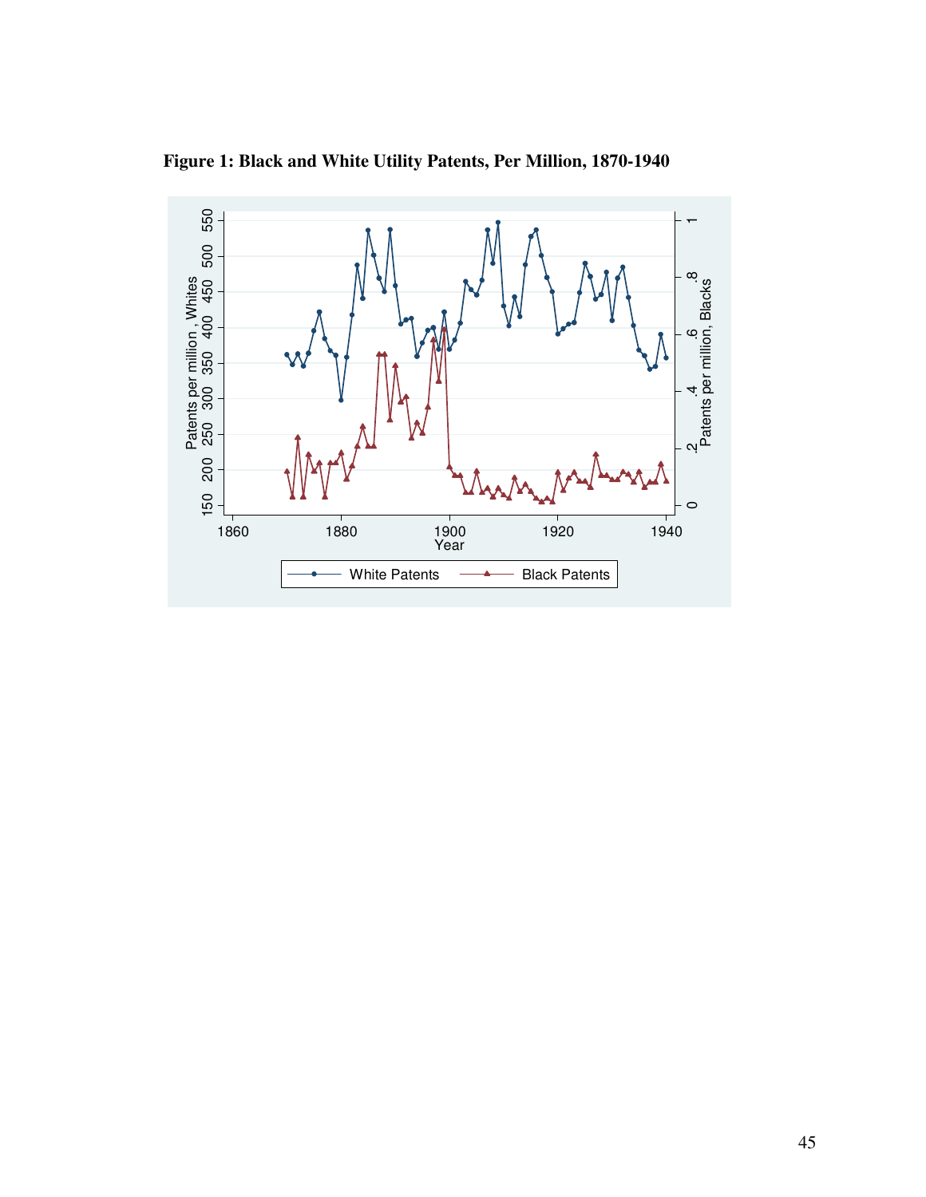**Figure 1: Black and White Utility Patents, Per Million, 1870-1940**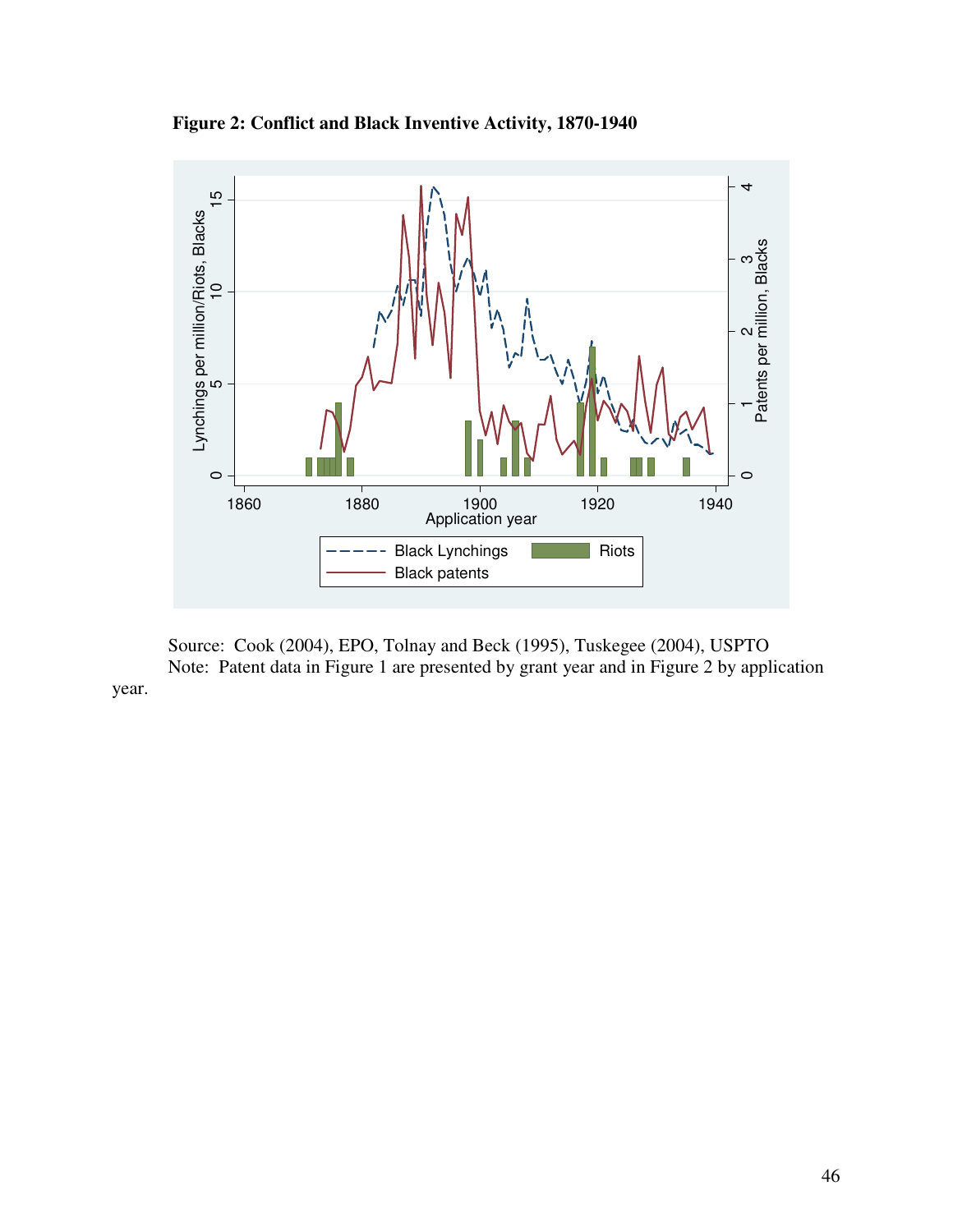**Figure 2: Conflict and Black Inventive Activity, 1870-1940**

Source: Cook (2004), EPO, Tolnay and Beck (1995), Tuskegee (2004), USPTO

Note: Patent data in Figure 1 are presented by grant year and in Figure 2 by application year.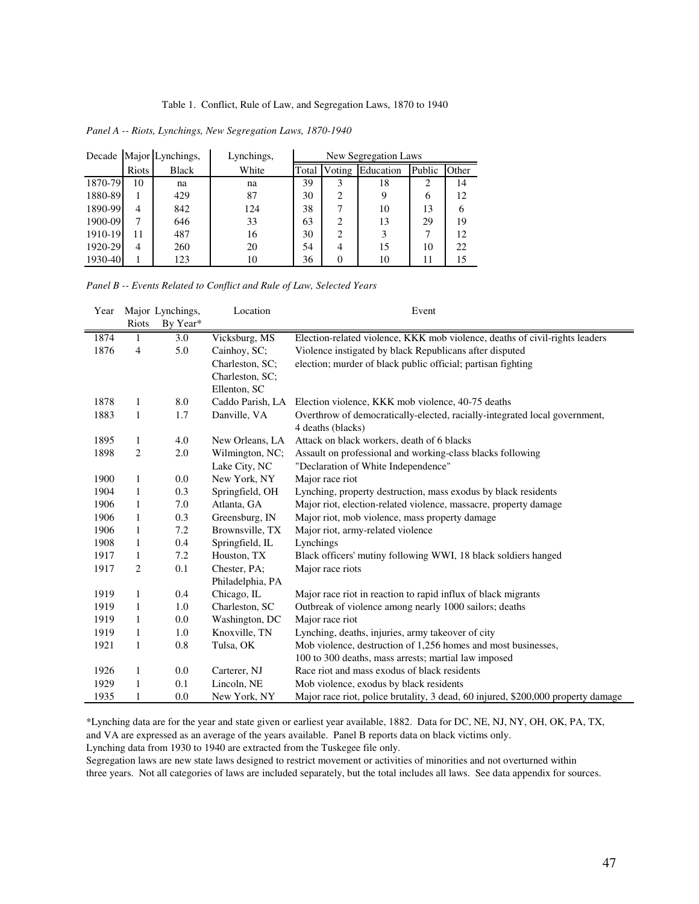Table 1. Conflict, Rule of Law, and Segregation Laws, 1870 to 1940

*Panel A -- Riots, Lynchings, New Segregation Laws, 1870-1940*

| Decade | Major Riots | Lynchings, Black | Lynchings, White | New Segregation Laws | | | | |
|---|---|---|---|---|---|---|---|---|
| | | | | Total | Voting | Education | Public | Other |
| 1870-79 | 10 | na | na | 39 | 3 | 18 | 2 | 14 |
| 1880-89 | 1 | 429 | 87 | 30 | 2 | 9 | 6 | 12 |
| 1890-99 | 4 | 842 | 124 | 38 | 7 | 10 | 13 | 6 |
| 1900-09 | 7 | 646 | 33 | 63 | 2 | 13 | 29 | 19 |
| 1910-19 | 11 | 487 | 16 | 30 | 2 | 3 | 7 | 12 |
| 1920-29 | 4 | 260 | 20 | 54 | 4 | 15 | 10 | 22 |
| 1930-40 | 1 | 123 | 10 | 36 | 0 | 10 | 11 | 15 |

*Panel B -- Events Related to Conflict and Rule of Law, Selected Years*

| Year | Major Riots | Lynchings, By Year* | Location | Event |
|---|---|---|---|---|
| 1874 | 1 | 3.0 | Vicksburg, MS | Election-related violence, KKK mob violence, deaths of civil-rights leaders |
| 1876 | 4 | 5.0 | Cainhoy, SC; Charleston, SC; Charleston, SC; Ellenton, SC | Violence instigated by black Republicans after disputed election; murder of black public official; partisan fighting |
| 1878 | 1 | 8.0 | Caddo Parish, LA | Election violence, KKK mob violence, 40-75 deaths |
| 1883 | 1 | 1.7 | Danville, VA | Overthrow of democratically-elected, racially-integrated local government, 4 deaths (blacks) |
| 1895 | 1 | 4.0 | New Orleans, LA | Attack on black workers, death of 6 blacks |
| 1898 | 2 | 2.0 | Wilmington, NC; Lake City, NC | Assault on professional and working-class blacks following "Declaration of White Independence" |
| 1900 | 1 | 0.0 | New York, NY | Major race riot |
| 1904 | 1 | 0.3 | Springfield, OH | Lynching, property destruction, mass exodus by black residents |
| 1906 | 1 | 7.0 | Atlanta, GA | Major riot, election-related violence, massacre, property damage |
| 1906 | 1 | 0.3 | Greensburg, IN | Major riot, mob violence, mass property damage |
| 1906 | 1 | 7.2 | Brownsville, TX | Major riot, army-related violence |
| 1908 | 1 | 0.4 | Springfield, IL | Lynchings |
| 1917 | 1 | 7.2 | Houston, TX | Black officers' mutiny following WWI, 18 black soldiers hanged |
| 1917 | 2 | 0.1 | Chester, PA; Philadelphia, PA | Major race riots |
| 1919 | 1 | 0.4 | Chicago, IL | Major race riot in reaction to rapid influx of black migrants |
| 1919 | 1 | 1.0 | Charleston, SC | Outbreak of violence among nearly 1000 sailors; deaths |
| 1919 | 1 | 0.0 | Washington, DC | Major race riot |
| 1919 | 1 | 1.0 | Knoxville, TN | Lynching, deaths, injuries, army takeover of city |
| 1921 | 1 | 0.8 | Tulsa, OK | Mob violence, destruction of 1,256 homes and most businesses, 100 to 300 deaths, mass arrests; martial law imposed |
| 1926 | 1 | 0.0 | Carterer, NJ | Race riot and mass exodus of black residents |
| 1929 | 1 | 0.1 | Lincoln, NE | Mob violence, exodus by black residents |
| 1935 | 1 | 0.0 | New York, NY | Major race riot, police brutality, 3 dead, 60 injured, $200,000 property damage |

*Lynching data are for the year and state given or earliest year available, 1882. Data for DC, NE, NJ, NY, OH, OK, PA, TX, and VA are expressed as an average of the years available. Panel B reports data on black victims only.
Lynching data from 1930 to 1940 are extracted from the Tuskegee file only.
Segregation laws are new state laws designed to restrict movement or activities of minorities and not overturned within three years. Not all categories of laws are included separately, but the total includes all laws. See data appendix for sources.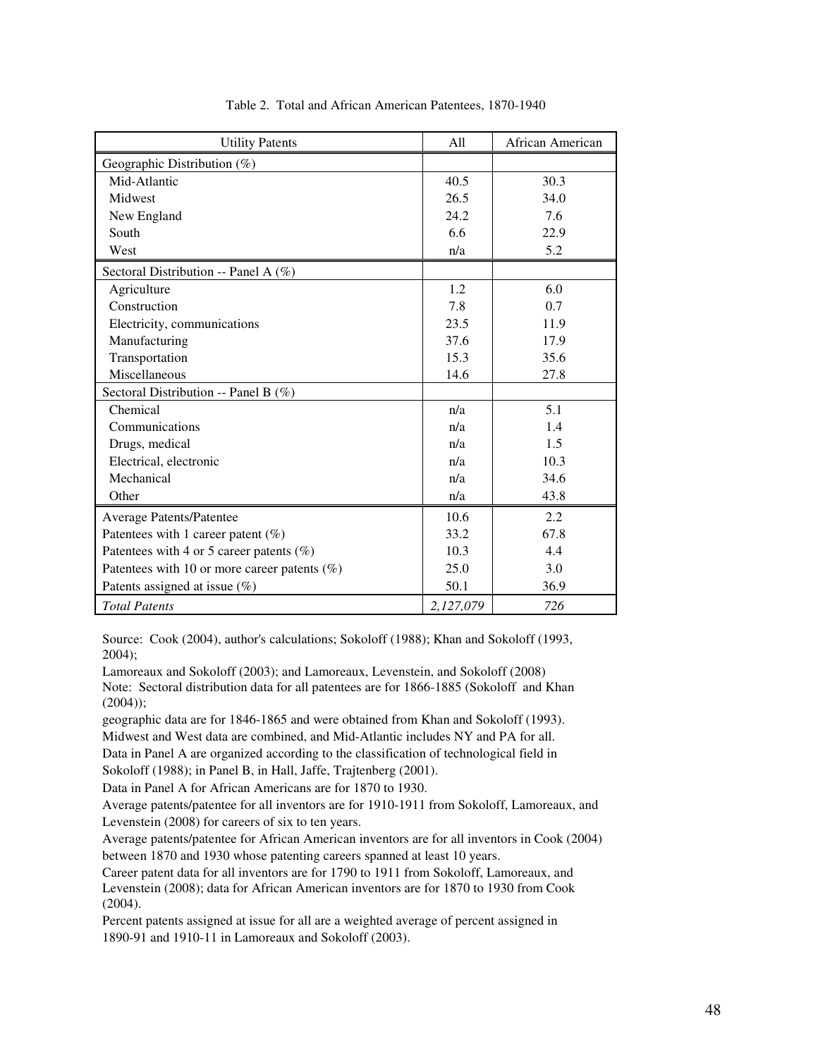Table 2. Total and African American Patentees, 1870-1940

| Utility Patents | All | African American |
|---|---|---|
| Geographic Distribution (%) | | |
| Mid-Atlantic | 40.5 | 30.3 |
| Midwest | 26.5 | 34.0 |
| New England | 24.2 | 7.6 |
| South | 6.6 | 22.9 |
| West | n/a | 5.2 |
| Sectoral Distribution -- Panel A (%) | | |
| Agriculture | 1.2 | 6.0 |
| Construction | 7.8 | 0.7 |
| Electricity, communications | 23.5 | 11.9 |
| Manufacturing | 37.6 | 17.9 |
| Transportation | 15.3 | 35.6 |
| Miscellaneous | 14.6 | 27.8 |
| Sectoral Distribution -- Panel B (%) | | |
| Chemical | n/a | 5.1 |
| Communications | n/a | 1.4 |
| Drugs, medical | n/a | 1.5 |
| Electrical, electronic | n/a | 10.3 |
| Mechanical | n/a | 34.6 |
| Other | n/a | 43.8 |
| Average Patents/Patentee | 10.6 | 2.2 |
| Patentees with 1 career patent (%) | 33.2 | 67.8 |
| Patentees with 4 or 5 career patents (%) | 10.3 | 4.4 |
| Patentees with 10 or more career patents (%) | 25.0 | 3.0 |
| Patents assigned at issue (%) | 50.1 | 36.9 |
| *Total Patents* | *2,127,079* | *726* |

Source: Cook (2004), author's calculations; Sokoloff (1988); Khan and Sokoloff (1993, 2004);
Lamoreaux and Sokoloff (2003); and Lamoreaux, Levenstein, and Sokoloff (2008)
Note: Sectoral distribution data for all patentees are for 1866-1885 (Sokoloff and Khan (2004));
geographic data are for 1846-1865 and were obtained from Khan and Sokoloff (1993).
Midwest and West data are combined, and Mid-Atlantic includes NY and PA for all.
Data in Panel A are organized according to the classification of technological field in Sokoloff (1988); in Panel B, in Hall, Jaffe, Trajtenberg (2001).
Data in Panel A for African Americans are for 1870 to 1930.
Average patents/patentee for all inventors are for 1910-1911 from Sokoloff, Lamoreaux, and Levenstein (2008) for careers of six to ten years.
Average patents/patentee for African American inventors are for all inventors in Cook (2004) between 1870 and 1930 whose patenting careers spanned at least 10 years.
Career patent data for all inventors are for 1790 to 1911 from Sokoloff, Lamoreaux, and Levenstein (2008); data for African American inventors are for 1870 to 1930 from Cook (2004).
Percent patents assigned at issue for all are a weighted average of percent assigned in 1890-91 and 1910-11 in Lamoreaux and Sokoloff (2003).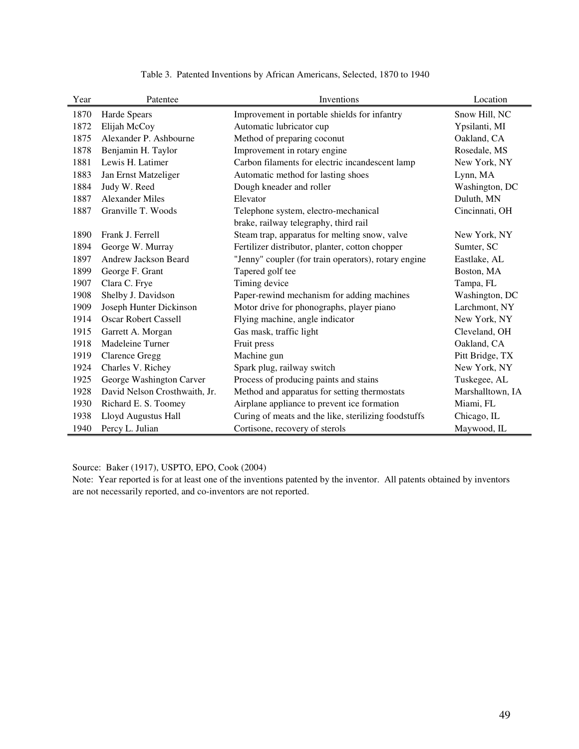Table 3. Patented Inventions by African Americans, Selected, 1870 to 1940

| Year | Patentee | Inventions | Location |
|---|---|---|---|
| 1870 | Harde Spears | Improvement in portable shields for infantry | Snow Hill, NC |
| 1872 | Elijah McCoy | Automatic lubricator cup | Ypsilanti, MI |
| 1875 | Alexander P. Ashbourne | Method of preparing coconut | Oakland, CA |
| 1878 | Benjamin H. Taylor | Improvement in rotary engine | Rosedale, MS |
| 1881 | Lewis H. Latimer | Carbon filaments for electric incandescent lamp | New York, NY |
| 1883 | Jan Ernst Matzeliger | Automatic method for lasting shoes | Lynn, MA |
| 1884 | Judy W. Reed | Dough kneader and roller | Washington, DC |
| 1887 | Alexander Miles | Elevator | Duluth, MN |
| 1887 | Granville T. Woods | Telephone system, electro-mechanical brake, railway telegraphy, third rail | Cincinnati, OH |
| 1890 | Frank J. Ferrell | Steam trap, apparatus for melting snow, valve | New York, NY |
| 1894 | George W. Murray | Fertilizer distributor, planter, cotton chopper | Sumter, SC |
| 1897 | Andrew Jackson Beard | "Jenny" coupler (for train operators), rotary engine | Eastlake, AL |
| 1899 | George F. Grant | Tapered golf tee | Boston, MA |
| 1907 | Clara C. Frye | Timing device | Tampa, FL |
| 1908 | Shelby J. Davidson | Paper-rewind mechanism for adding machines | Washington, DC |
| 1909 | Joseph Hunter Dickinson | Motor drive for phonographs, player piano | Larchmont, NY |
| 1914 | Oscar Robert Cassell | Flying machine, angle indicator | New York, NY |
| 1915 | Garrett A. Morgan | Gas mask, traffic light | Cleveland, OH |
| 1918 | Madeleine Turner | Fruit press | Oakland, CA |
| 1919 | Clarence Gregg | Machine gun | Pitt Bridge, TX |
| 1924 | Charles V. Richey | Spark plug, railway switch | New York, NY |
| 1925 | George Washington Carver | Process of producing paints and stains | Tuskegee, AL |
| 1928 | David Nelson Crosthwaith, Jr. | Method and apparatus for setting thermostats | Marshalltown, IA |
| 1930 | Richard E. S. Toomey | Airplane appliance to prevent ice formation | Miami, FL |
| 1938 | Lloyd Augustus Hall | Curing of meats and the like, sterilizing foodstuffs | Chicago, IL |
| 1940 | Percy L. Julian | Cortisone, recovery of sterols | Maywood, IL |

Source: Baker (1917), USPTO, EPO, Cook (2004)

Note: Year reported is for at least one of the inventions patented by the inventor. All patents obtained by inventors are not necessarily reported, and co-inventors are not reported.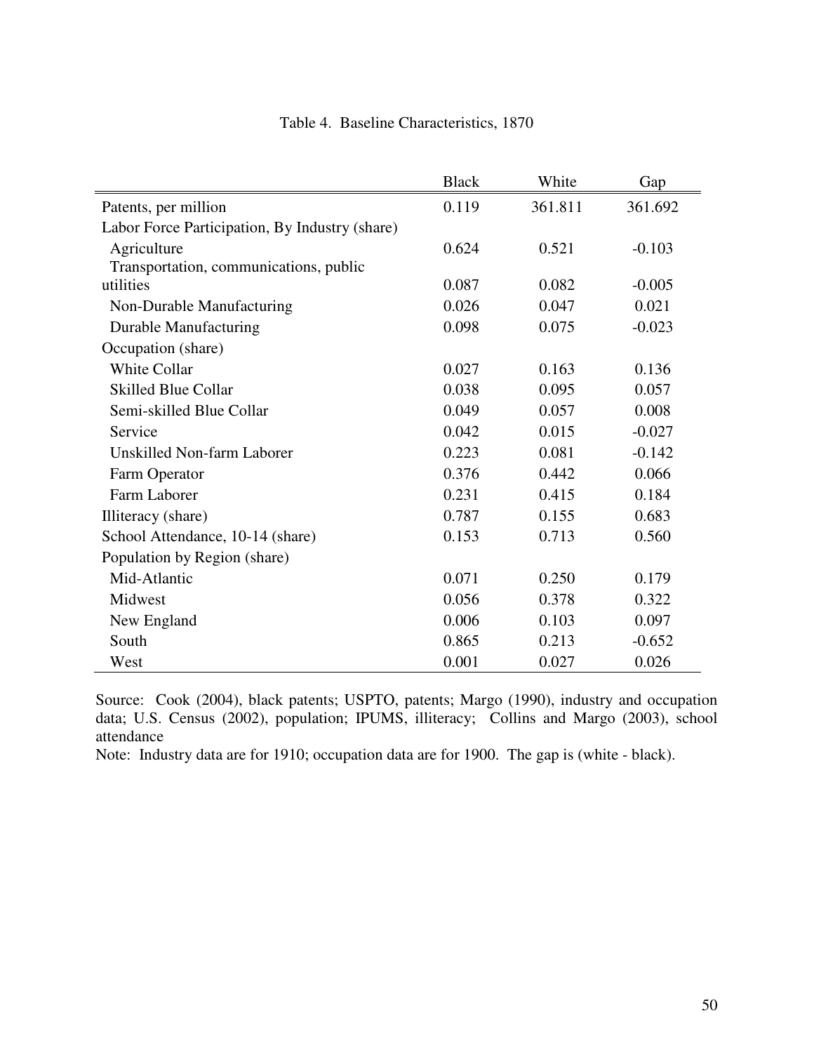Table 4. Baseline Characteristics, 1870

| | Black | White | Gap |
|---|---|---|---|
| Patents, per million | 0.119 | 361.811 | 361.692 |
| Labor Force Participation, By Industry (share) | | | |
| Agriculture | 0.624 | 0.521 | -0.103 |
| Transportation, communications, public utilities | 0.087 | 0.082 | -0.005 |
| Non-Durable Manufacturing | 0.026 | 0.047 | 0.021 |
| Durable Manufacturing | 0.098 | 0.075 | -0.023 |
| Occupation (share) | | | |
| White Collar | 0.027 | 0.163 | 0.136 |
| Skilled Blue Collar | 0.038 | 0.095 | 0.057 |
| Semi-skilled Blue Collar | 0.049 | 0.057 | 0.008 |
| Service | 0.042 | 0.015 | -0.027 |
| Unskilled Non-farm Laborer | 0.223 | 0.081 | -0.142 |
| Farm Operator | 0.376 | 0.442 | 0.066 |
| Farm Laborer | 0.231 | 0.415 | 0.184 |
| Illiteracy (share) | 0.787 | 0.155 | 0.683 |
| School Attendance, 10-14 (share) | 0.153 | 0.713 | 0.560 |
| Population by Region (share) | | | |
| Mid-Atlantic | 0.071 | 0.250 | 0.179 |
| Midwest | 0.056 | 0.378 | 0.322 |
| New England | 0.006 | 0.103 | 0.097 |
| South | 0.865 | 0.213 | -0.652 |
| West | 0.001 | 0.027 | 0.026 |

Source: Cook (2004), black patents; USPTO, patents; Margo (1990), industry and occupation data; U.S. Census (2002), population; IPUMS, illiteracy; Collins and Margo (2003), school attendance

Note: Industry data are for 1910; occupation data are for 1900. The gap is (white - black).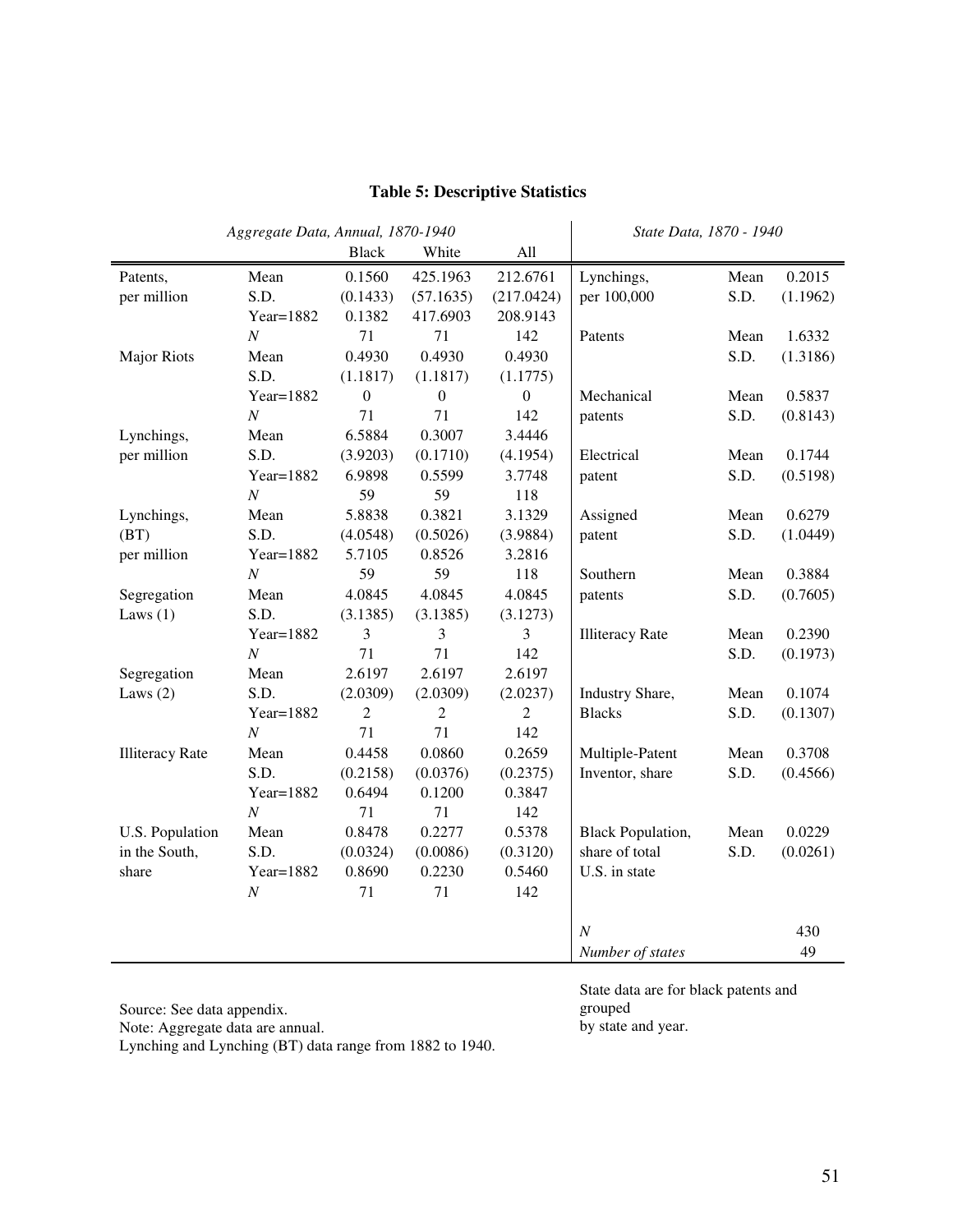**Table 5: Descriptive Statistics**

| *Aggregate Data, Annual, 1870-1940* | | | | | *State Data, 1870 - 1940* | | |
|---|---|---|---|---|---|---|---|
| | | Black | White | All | | | |
| Patents, | Mean | 0.1560 | 425.1963 | 212.6761 | Lynchings, | Mean | 0.2015 |
| per million | S.D. | (0.1433) | (57.1635) | (217.0424) | per 100,000 | S.D. | (1.1962) |
| | Year=1882 | 0.1382 | 417.6903 | 208.9143 | | | |
| | *N* | 71 | 71 | 142 | Patents | Mean | 1.6332 |
| Major Riots | Mean | 0.4930 | 0.4930 | 0.4930 | | S.D. | (1.3186) |
| | S.D. | (1.1817) | (1.1817) | (1.1775) | | | |
| | Year=1882 | 0 | 0 | 0 | Mechanical | Mean | 0.5837 |
| | *N* | 71 | 71 | 142 | patents | S.D. | (0.8143) |
| Lynchings, | Mean | 6.5884 | 0.3007 | 3.4446 | | | |
| per million | S.D. | (3.9203) | (0.1710) | (4.1954) | Electrical | Mean | 0.1744 |
| | Year=1882 | 6.9898 | 0.5599 | 3.7748 | patent | S.D. | (0.5198) |
| | *N* | 59 | 59 | 118 | | | |
| Lynchings, | Mean | 5.8838 | 0.3821 | 3.1329 | Assigned | Mean | 0.6279 |
| (BT) | S.D. | (4.0548) | (0.5026) | (3.9884) | patent | S.D. | (1.0449) |
| per million | Year=1882 | 5.7105 | 0.8526 | 3.2816 | | | |
| | *N* | 59 | 59 | 118 | Southern | Mean | 0.3884 |
| Segregation | Mean | 4.0845 | 4.0845 | 4.0845 | patents | S.D. | (0.7605) |
| Laws (1) | S.D. | (3.1385) | (3.1385) | (3.1273) | | | |
| | Year=1882 | 3 | 3 | 3 | Illiteracy Rate | Mean | 0.2390 |
| | *N* | 71 | 71 | 142 | | S.D. | (0.1973) |
| Segregation | Mean | 2.6197 | 2.6197 | 2.6197 | | | |
| Laws (2) | S.D. | (2.0309) | (2.0309) | (2.0237) | Industry Share, | Mean | 0.1074 |
| | Year=1882 | 2 | 2 | 2 | Blacks | S.D. | (0.1307) |
| | *N* | 71 | 71 | 142 | | | |
| Illiteracy Rate | Mean | 0.4458 | 0.0860 | 0.2659 | Multiple-Patent | Mean | 0.3708 |
| | S.D. | (0.2158) | (0.0376) | (0.2375) | Inventor, share | S.D. | (0.4566) |
| | Year=1882 | 0.6494 | 0.1200 | 0.3847 | | | |
| | *N* | 71 | 71 | 142 | | | |
| U.S. Population | Mean | 0.8478 | 0.2277 | 0.5378 | Black Population, | Mean | 0.0229 |
| in the South, | S.D. | (0.0324) | (0.0086) | (0.3120) | share of total | S.D. | (0.0261) |
| share | Year=1882 | 0.8690 | 0.2230 | 0.5460 | U.S. in state | | |
| | *N* | 71 | 71 | 142 | | | |
| | | | | | *N* | | 430 |
| | | | | | *Number of states* | | 49 |

Source: See data appendix.
Note: Aggregate data are annual.
Lynching and Lynching (BT) data range from 1882 to 1940.

State data are for black patents and grouped by state and year.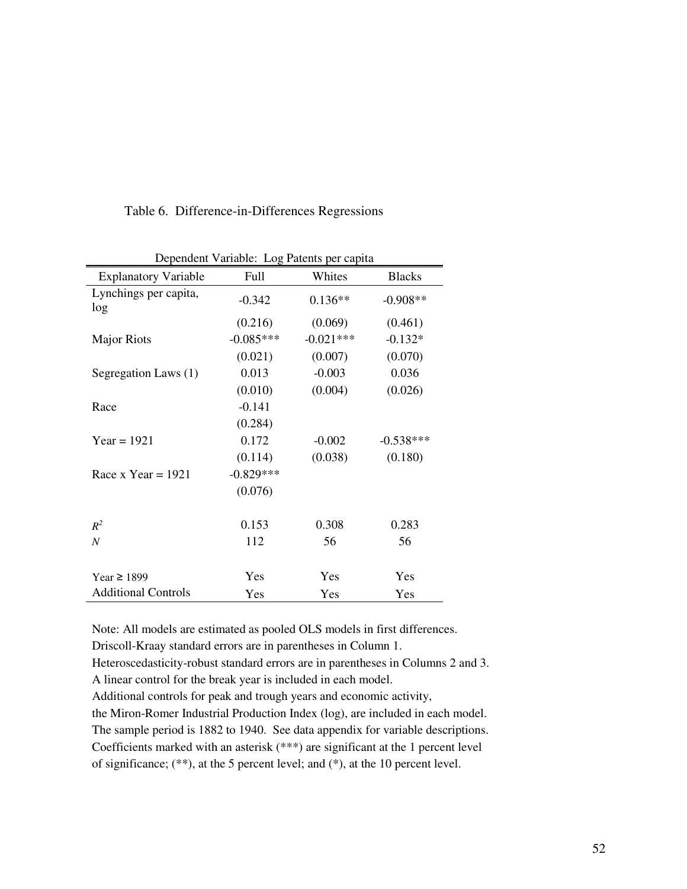Table 6. Difference-in-Differences Regressions

| Dependent Variable: Log Patents per capita | | | |
|---|---|---|---|
| Explanatory Variable | Full | Whites | Blacks |
| Lynchings per capita, log | -0.342 | 0.136** | -0.908** |
| | (0.216) | (0.069) | (0.461) |
| Major Riots | -0.085*** | -0.021*** | -0.132* |
| | (0.021) | (0.007) | (0.070) |
| Segregation Laws (1) | 0.013 | -0.003 | 0.036 |
| | (0.010) | (0.004) | (0.026) |
| Race | -0.141 | | |
| | (0.284) | | |
| Year = 1921 | 0.172 | -0.002 | -0.538*** |
| | (0.114) | (0.038) | (0.180) |
| Race x Year = 1921 | -0.829*** | | |
| | (0.076) | | |
| $R^2$ | 0.153 | 0.308 | 0.283 |
| $N$ | 112 | 56 | 56 |
| Year ≥ 1899 | Yes | Yes | Yes |
| Additional Controls | Yes | Yes | Yes |

Note: All models are estimated as pooled OLS models in first differences.
Driscoll-Kraay standard errors are in parentheses in Column 1.
Heteroscedasticity-robust standard errors are in parentheses in Columns 2 and 3.
A linear control for the break year is included in each model.
Additional controls for peak and trough years and economic activity,
the Miron-Romer Industrial Production Index (log), are included in each model.
The sample period is 1882 to 1940. See data appendix for variable descriptions.
Coefficients marked with an asterisk (***) are significant at the 1 percent level
of significance; (**), at the 5 percent level; and (*), at the 10 percent level.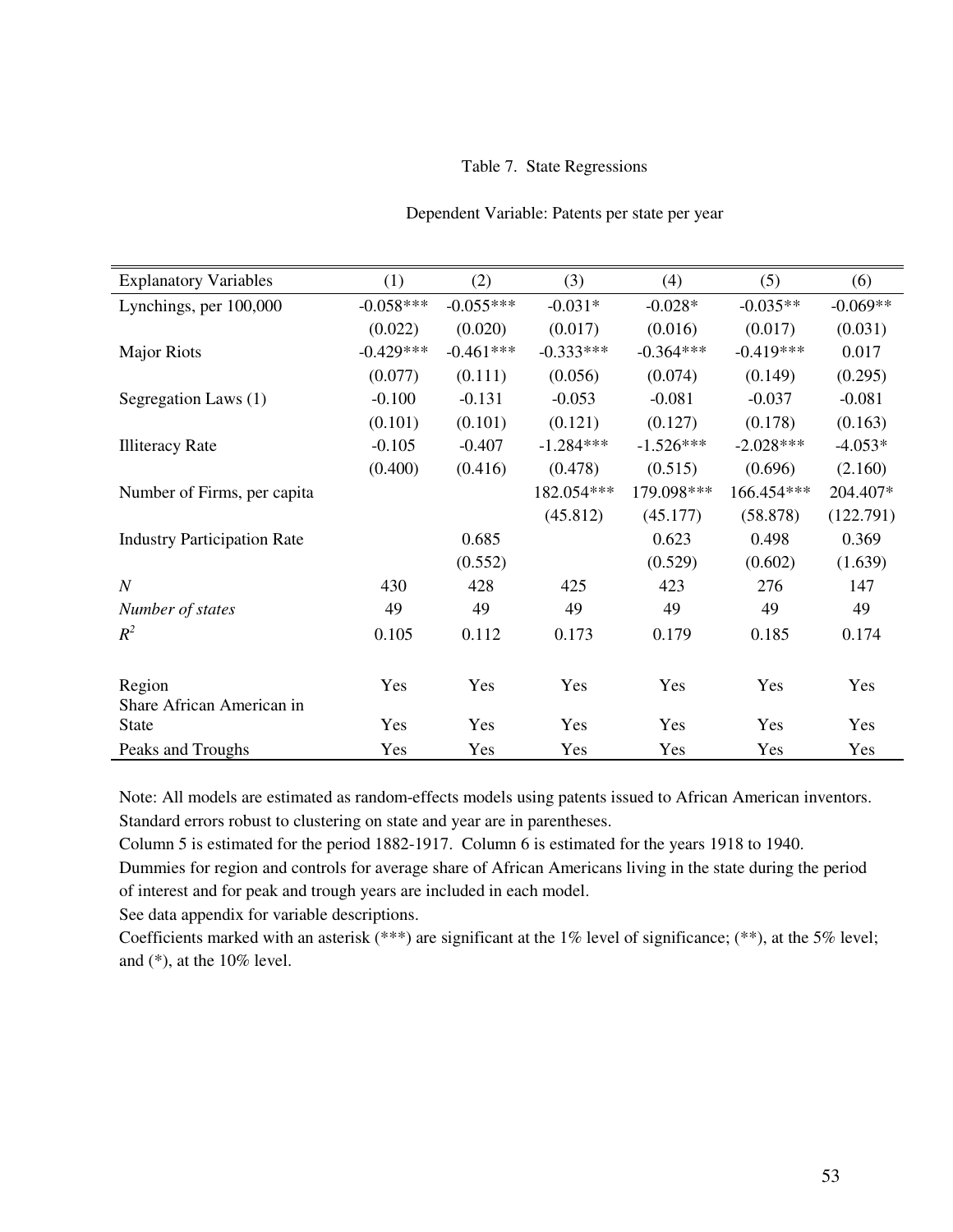Table 7. State Regressions

Dependent Variable: Patents per state per year

| Explanatory Variables | (1) | (2) | (3) | (4) | (5) | (6) |
|---|---|---|---|---|---|---|
| Lynchings, per 100,000 | -0.058*** | -0.055*** | -0.031* | -0.028* | -0.035** | -0.069** |
| | (0.022) | (0.020) | (0.017) | (0.016) | (0.017) | (0.031) |
| Major Riots | -0.429*** | -0.461*** | -0.333*** | -0.364*** | -0.419*** | 0.017 |
| | (0.077) | (0.111) | (0.056) | (0.074) | (0.149) | (0.295) |
| Segregation Laws (1) | -0.100 | -0.131 | -0.053 | -0.081 | -0.037 | -0.081 |
| | (0.101) | (0.101) | (0.121) | (0.127) | (0.178) | (0.163) |
| Illiteracy Rate | -0.105 | -0.407 | -1.284*** | -1.526*** | -2.028*** | -4.053* |
| | (0.400) | (0.416) | (0.478) | (0.515) | (0.696) | (2.160) |
| Number of Firms, per capita | | | 182.054*** | 179.098*** | 166.454*** | 204.407* |
| | | | (45.812) | (45.177) | (58.878) | (122.791) |
| Industry Participation Rate | | 0.685 | | 0.623 | 0.498 | 0.369 |
| | | (0.552) | | (0.529) | (0.602) | (1.639) |
| *N* | 430 | 428 | 425 | 423 | 276 | 147 |
| *Number of states* | 49 | 49 | 49 | 49 | 49 | 49 |
| $R^2$ | 0.105 | 0.112 | 0.173 | 0.179 | 0.185 | 0.174 |
| | | | | | | |
| Region | Yes | Yes | Yes | Yes | Yes | Yes |
| Share African American in State | Yes | Yes | Yes | Yes | Yes | Yes |
| Peaks and Troughs | Yes | Yes | Yes | Yes | Yes | Yes |

Note: All models are estimated as random-effects models using patents issued to African American inventors. Standard errors robust to clustering on state and year are in parentheses.

Column 5 is estimated for the period 1882-1917. Column 6 is estimated for the years 1918 to 1940.

Dummies for region and controls for average share of African Americans living in the state during the period of interest and for peak and trough years are included in each model.

See data appendix for variable descriptions.

Coefficients marked with an asterisk (***) are significant at the 1% level of significance; (**), at the 5% level; and (*), at the 10% level.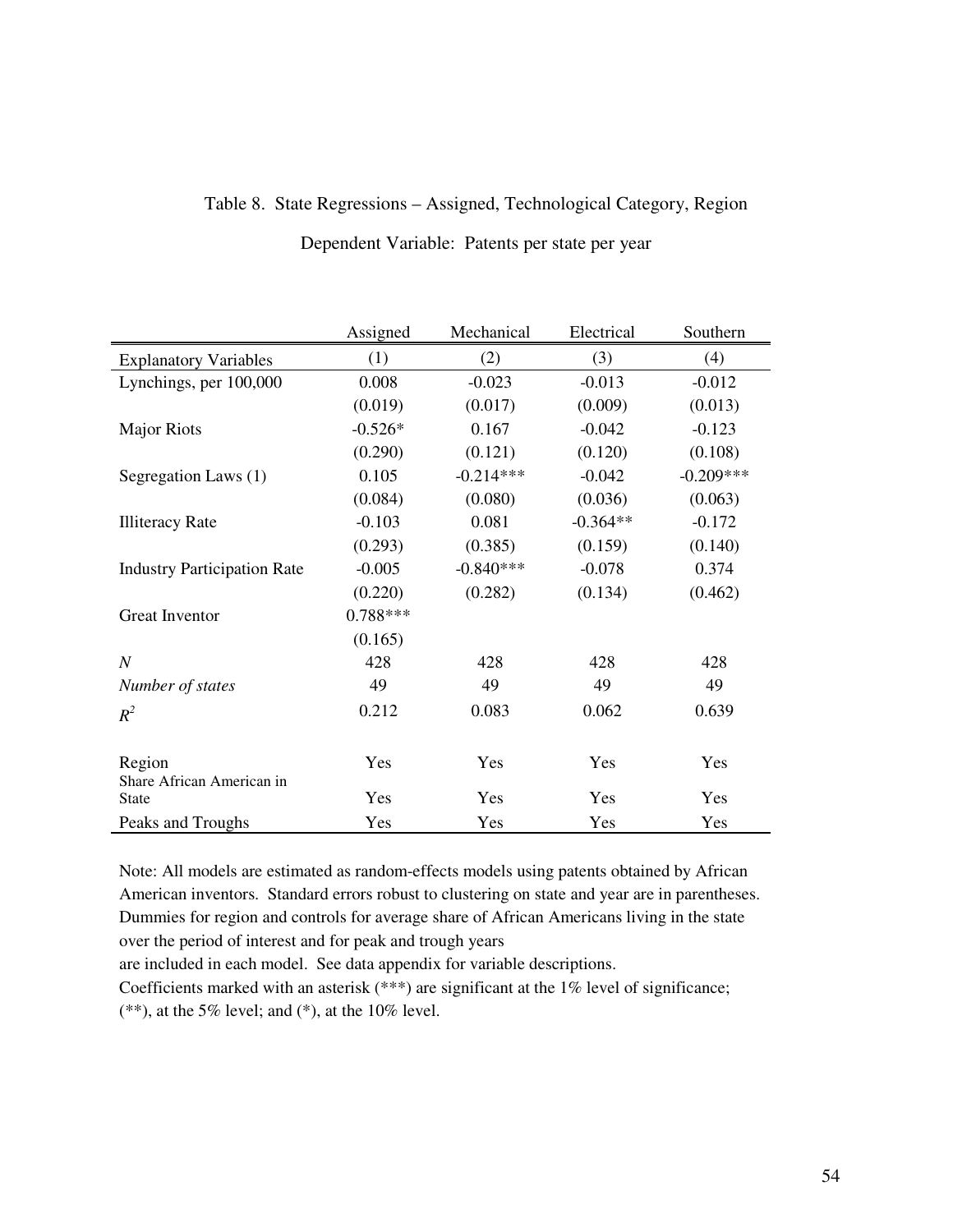Table 8. State Regressions – Assigned, Technological Category, Region

Dependent Variable: Patents per state per year

| | Assigned | Mechanical | Electrical | Southern |
|---|---|---|---|---|
| Explanatory Variables | (1) | (2) | (3) | (4) |
| Lynchings, per 100,000 | 0.008 | -0.023 | -0.013 | -0.012 |
| | (0.019) | (0.017) | (0.009) | (0.013) |
| Major Riots | -0.526* | 0.167 | -0.042 | -0.123 |
| | (0.290) | (0.121) | (0.120) | (0.108) |
| Segregation Laws (1) | 0.105 | -0.214*** | -0.042 | -0.209*** |
| | (0.084) | (0.080) | (0.036) | (0.063) |
| Illiteracy Rate | -0.103 | 0.081 | -0.364** | -0.172 |
| | (0.293) | (0.385) | (0.159) | (0.140) |
| Industry Participation Rate | -0.005 | -0.840*** | -0.078 | 0.374 |
| | (0.220) | (0.282) | (0.134) | (0.462) |
| Great Inventor | 0.788*** | | | |
| | (0.165) | | | |
| *N* | 428 | 428 | 428 | 428 |
| *Number of states* | 49 | 49 | 49 | 49 |
| $R^2$ | 0.212 | 0.083 | 0.062 | 0.639 |
| Region | Yes | Yes | Yes | Yes |
| Share African American in State | Yes | Yes | Yes | Yes |
| Peaks and Troughs | Yes | Yes | Yes | Yes |

Note: All models are estimated as random-effects models using patents obtained by African American inventors. Standard errors robust to clustering on state and year are in parentheses. Dummies for region and controls for average share of African Americans living in the state over the period of interest and for peak and trough years are included in each model. See data appendix for variable descriptions.
Coefficients marked with an asterisk (***) are significant at the 1% level of significance; (**), at the 5% level; and (*), at the 10% level.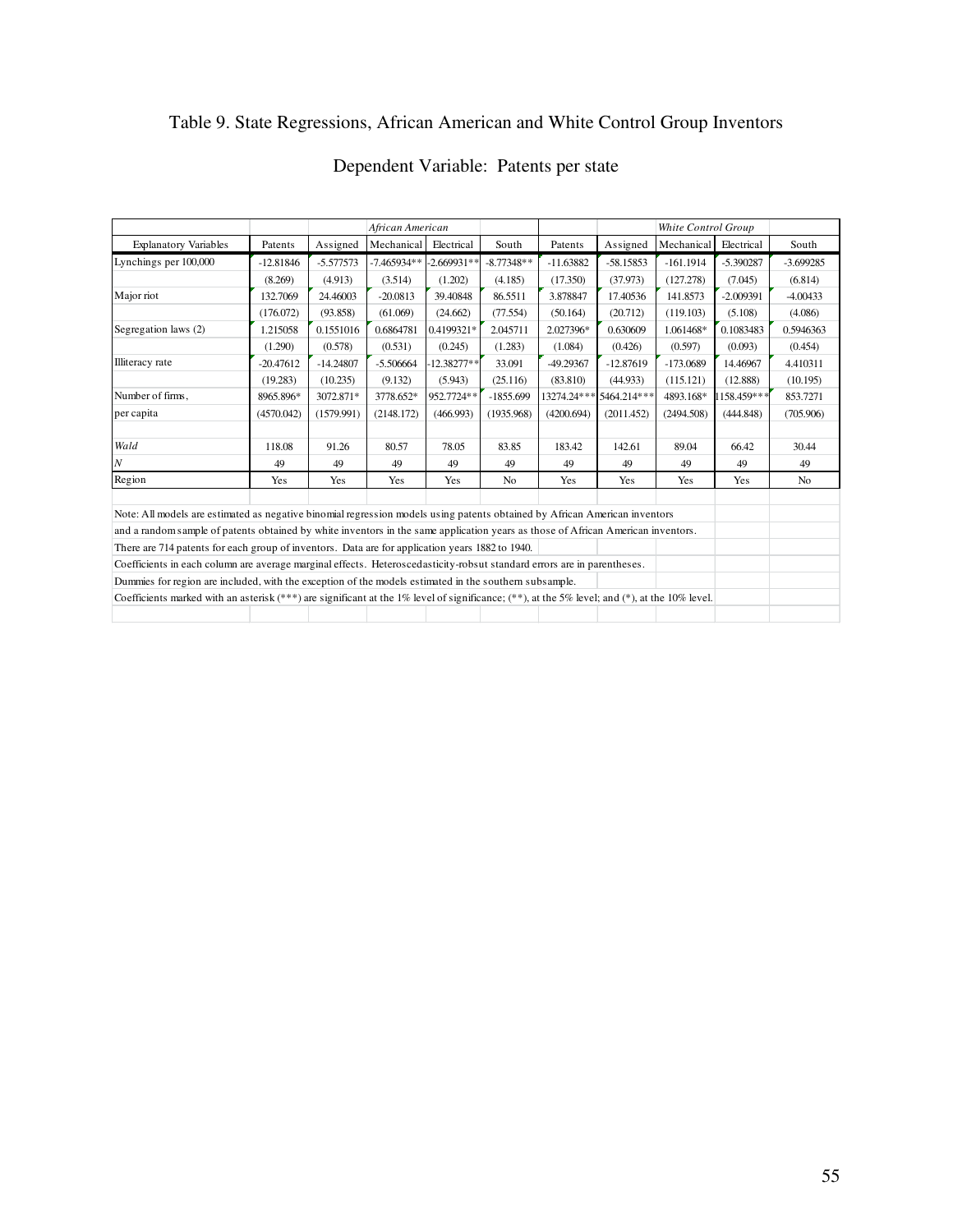# Table 9. State Regressions, African American and White Control Group Inventors

## Dependent Variable: Patents per state

| | | | *African American* | | | | | *White Control Group* | | |
|---|---|---|---|---|---|---|---|---|---|---|
| Explanatory Variables | Patents | Assigned | Mechanical | Electrical | South | Patents | Assigned | Mechanical | Electrical | South |
| Lynchings per 100,000 | -12.81846 | -5.577573 | -7.465934** | -2.669931** | -8.77348** | -11.63882 | -58.15853 | -161.1914 | -5.390287 | -3.699285 |
| | (8.269) | (4.913) | (3.514) | (1.202) | (4.185) | (17.350) | (37.973) | (127.278) | (7.045) | (6.814) |
| Major riot | 132.7069 | 24.46003 | -20.0813 | 39.40848 | 86.5511 | 3.878847 | 17.40536 | 141.8573 | -2.009391 | -4.00433 |
| | (176.072) | (93.858) | (61.069) | (24.662) | (77.554) | (50.164) | (20.712) | (119.103) | (5.108) | (4.086) |
| Segregation laws (2) | 1.215058 | 0.1551016 | 0.6864781 | 0.4199321* | 2.045711 | 2.027396* | 0.630609 | 1.061468* | 0.1083483 | 0.5946363 |
| | (1.290) | (0.578) | (0.531) | (0.245) | (1.283) | (1.084) | (0.426) | (0.597) | (0.093) | (0.454) |
| Illiteracy rate | -20.47612 | -14.24807 | -5.506664 | -12.38277** | 33.091 | -49.29367 | -12.87619 | -173.0689 | 14.46967 | 4.410311 |
| | (19.283) | (10.235) | (9.132) | (5.943) | (25.116) | (83.810) | (44.933) | (115.121) | (12.888) | (10.195) |
| Number of firms, | 8965.896* | 3072.871* | 3778.652* | 952.7724** | -1855.699 | 13274.24*** | 5464.214*** | 4893.168* | 1158.459*** | 853.7271 |
| per capita | (4570.042) | (1579.991) | (2148.172) | (466.993) | (1935.968) | (4200.694) | (2011.452) | (2494.508) | (444.848) | (705.906) |
| | | | | | | | | | | |
| *Wald* | 118.08 | 91.26 | 80.57 | 78.05 | 83.85 | 183.42 | 142.61 | 89.04 | 66.42 | 30.44 |
| *N* | 49 | 49 | 49 | 49 | 49 | 49 | 49 | 49 | 49 | 49 |
| Region | Yes | Yes | Yes | Yes | No | Yes | Yes | Yes | Yes | No |

Note: All models are estimated as negative binomial regression models using patents obtained by African American inventors and a random sample of patents obtained by white inventors in the same application years as those of African American inventors. There are 714 patents for each group of inventors. Data are for application years 1882 to 1940.

Coefficients in each column are average marginal effects. Heteroscedasticity-robsut standard errors are in parentheses.

Dummies for region are included, with the exception of the models estimated in the southern subsample.

Coefficients marked with an asterisk (***) are significant at the 1% level of significance; (**), at the 5% level; and (*), at the 10% level.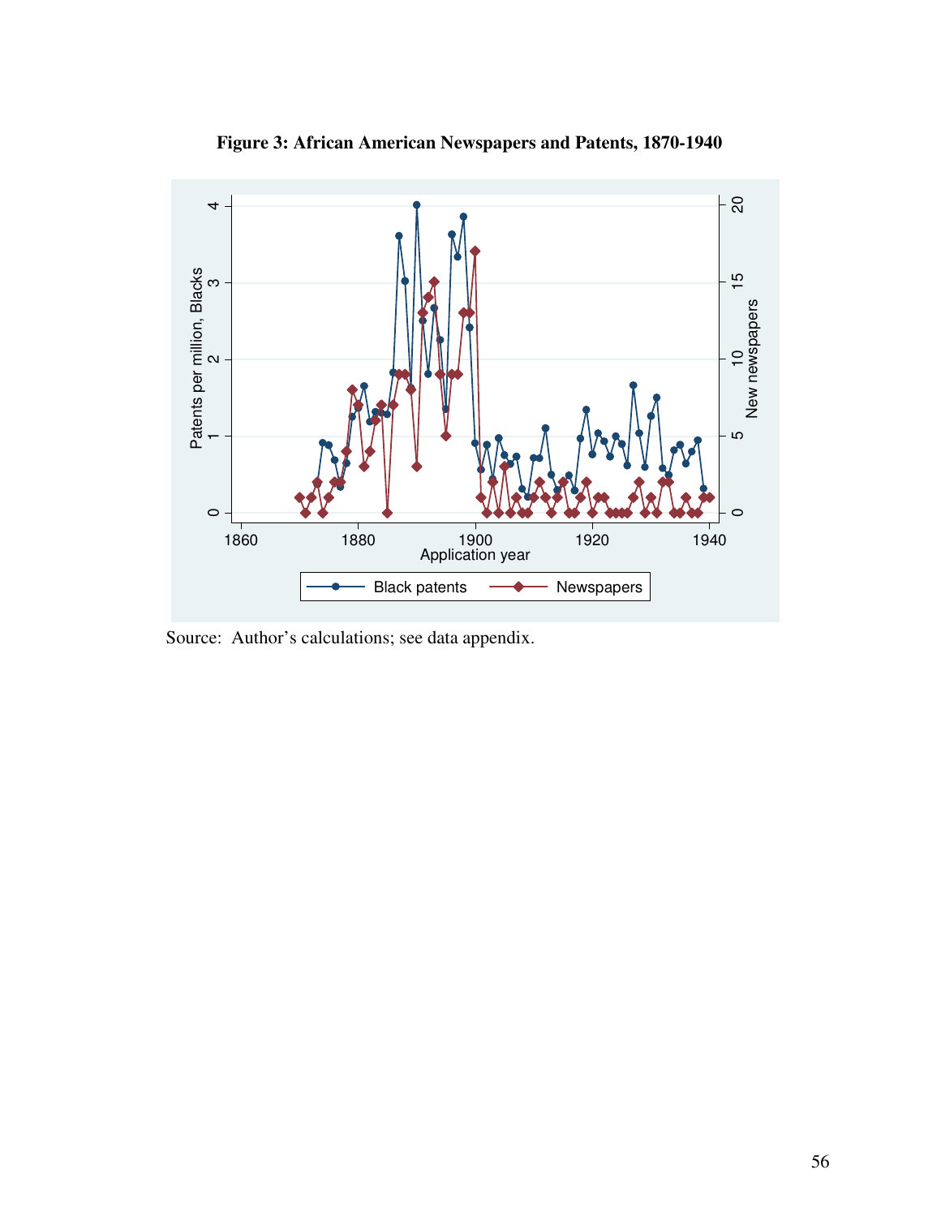**Figure 3: African American Newspapers and Patents, 1870-1940**

Patents per million, Blacks

0
1
2
3
4

New newspapers

0
5
10
15
20

1860
1880
1900
1920
1940

Application year

Black patents
Newspapers

Source: Author's calculations; see data appendix.